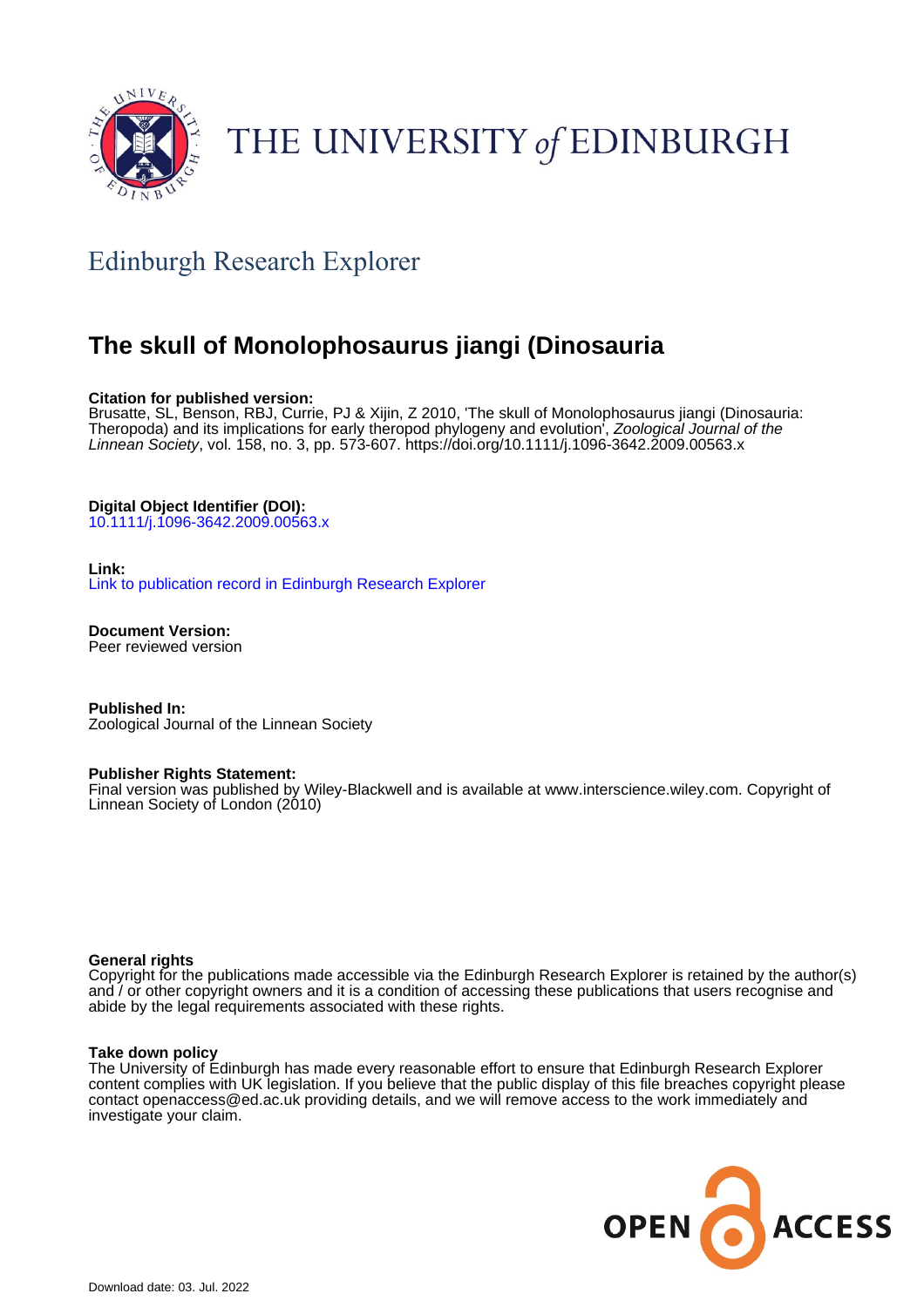THE UNIVERSITY *of* EDINBURGH

## Edinburgh Research Explorer

# The skull of Monolophosaurus jiangi (Dinosauria

**Citation for published version:**
Brusatte, SL, Benson, RBJ, Currie, PJ & Xijin, Z 2010, 'The skull of Monolophosaurus jiangi (Dinosauria: Theropoda) and its implications for early theropod phylogeny and evolution', *Zoological Journal of the Linnean Society*, vol. 158, no. 3, pp. 573-607. https://doi.org/10.1111/j.1096-3642.2009.00563.x

**Digital Object Identifier (DOI):**
10.1111/j.1096-3642.2009.00563.x

**Link:**
Link to publication record in Edinburgh Research Explorer

**Document Version:**
Peer reviewed version

**Published In:**
Zoological Journal of the Linnean Society

**Publisher Rights Statement:**
Final version was published by Wiley-Blackwell and is available at www.interscience.wiley.com. Copyright of Linnean Society of London (2010)

**General rights**
Copyright for the publications made accessible via the Edinburgh Research Explorer is retained by the author(s) and / or other copyright owners and it is a condition of accessing these publications that users recognise and abide by the legal requirements associated with these rights.

**Take down policy**
The University of Edinburgh has made every reasonable effort to ensure that Edinburgh Research Explorer content complies with UK legislation. If you believe that the public display of this file breaches copyright please contact openaccess@ed.ac.uk providing details, and we will remove access to the work immediately and investigate your claim.

OPEN ACCESS

Download date: 03. Jul. 2022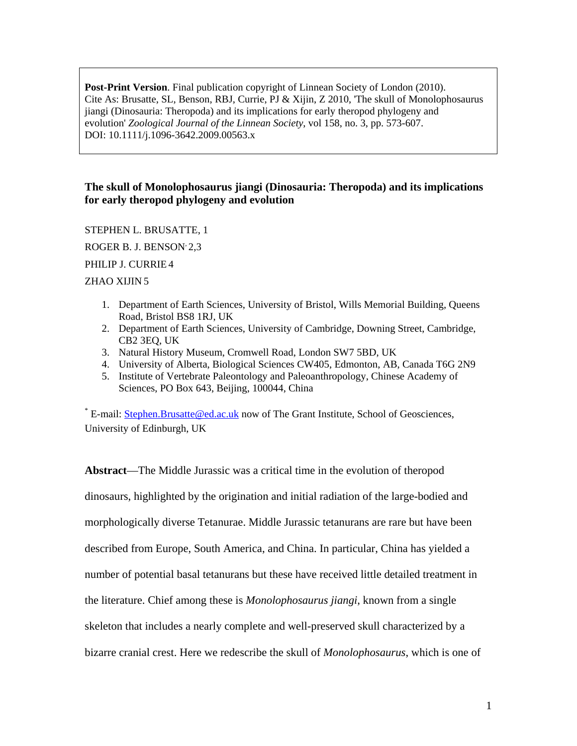**Post-Print Version**. Final publication copyright of Linnean Society of London (2010). Cite As: Brusatte, SL, Benson, RBJ, Currie, PJ & Xijin, Z 2010, 'The skull of Monolophosaurus jiangi (Dinosauria: Theropoda) and its implications for early theropod phylogeny and evolution' *Zoological Journal of the Linnean Society*, vol 158, no. 3, pp. 573-607. DOI: 10.1111/j.1096-3642.2009.00563.x

# The skull of Monolophosaurus jiangi (Dinosauria: Theropoda) and its implications for early theropod phylogeny and evolution

STEPHEN L. BRUSATTE, 1

ROGER B. J. BENSON, 2,3

PHILIP J. CURRIE 4

ZHAO XIJIN 5

1. Department of Earth Sciences, University of Bristol, Wills Memorial Building, Queens Road, Bristol BS8 1RJ, UK
2. Department of Earth Sciences, University of Cambridge, Downing Street, Cambridge, CB2 3EQ, UK
3. Natural History Museum, Cromwell Road, London SW7 5BD, UK
4. University of Alberta, Biological Sciences CW405, Edmonton, AB, Canada T6G 2N9
5. Institute of Vertebrate Paleontology and Paleoanthropology, Chinese Academy of Sciences, PO Box 643, Beijing, 100044, China

[*] E-mail: Stephen.Brusatte@ed.ac.uk now of The Grant Institute, School of Geosciences, University of Edinburgh, UK

**Abstract**—The Middle Jurassic was a critical time in the evolution of theropod dinosaurs, highlighted by the origination and initial radiation of the large-bodied and morphologically diverse Tetanurae. Middle Jurassic tetanurans are rare but have been described from Europe, South America, and China. In particular, China has yielded a number of potential basal tetanurans but these have received little detailed treatment in the literature. Chief among these is *Monolophosaurus jiangi*, known from a single skeleton that includes a nearly complete and well-preserved skull characterized by a bizarre cranial crest. Here we redescribe the skull of *Monolophosaurus*, which is one of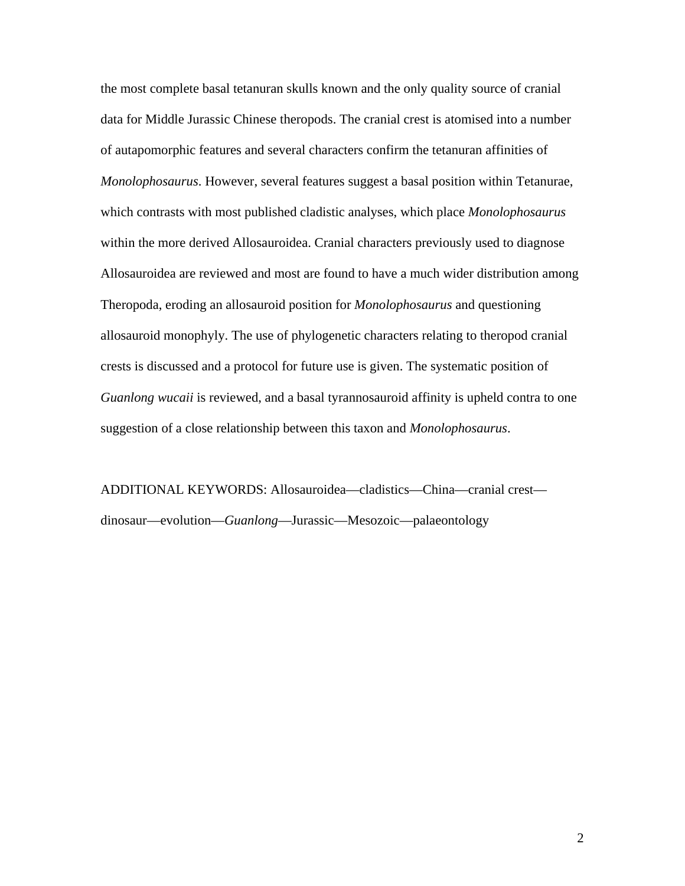the most complete basal tetanuran skulls known and the only quality source of cranial data for Middle Jurassic Chinese theropods. The cranial crest is atomised into a number of autapomorphic features and several characters confirm the tetanuran affinities of *Monolophosaurus*. However, several features suggest a basal position within Tetanurae, which contrasts with most published cladistic analyses, which place *Monolophosaurus* within the more derived Allosauroidea. Cranial characters previously used to diagnose Allosauroidea are reviewed and most are found to have a much wider distribution among Theropoda, eroding an allosauroid position for *Monolophosaurus* and questioning allosauroid monophyly. The use of phylogenetic characters relating to theropod cranial crests is discussed and a protocol for future use is given. The systematic position of *Guanlong wucaii* is reviewed, and a basal tyrannosauroid affinity is upheld contra to one suggestion of a close relationship between this taxon and *Monolophosaurus*.

ADDITIONAL KEYWORDS: Allosauroidea—cladistics—China—cranial crest—dinosaur—evolution—*Guanlong*—Jurassic—Mesozoic—palaeontology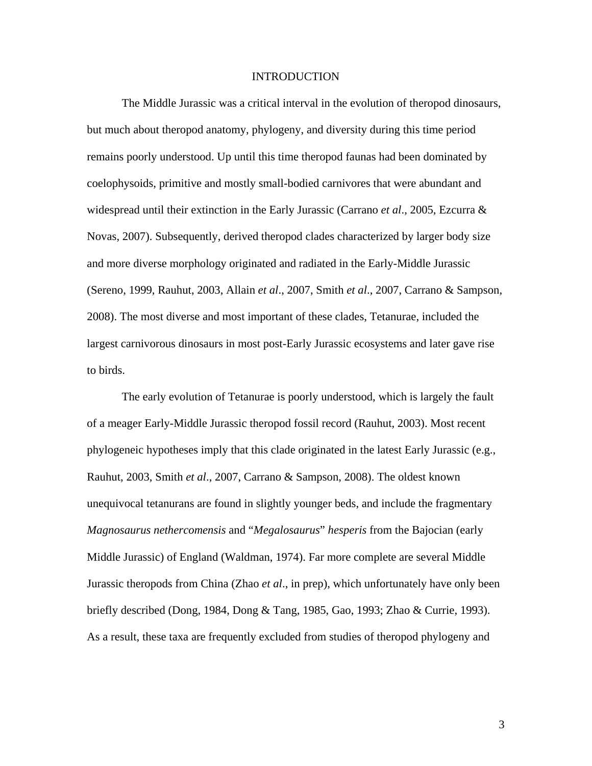# INTRODUCTION

The Middle Jurassic was a critical interval in the evolution of theropod dinosaurs, but much about theropod anatomy, phylogeny, and diversity during this time period remains poorly understood. Up until this time theropod faunas had been dominated by coelophysoids, primitive and mostly small-bodied carnivores that were abundant and widespread until their extinction in the Early Jurassic (Carrano *et al*., 2005, Ezcurra & Novas, 2007). Subsequently, derived theropod clades characterized by larger body size and more diverse morphology originated and radiated in the Early-Middle Jurassic (Sereno, 1999, Rauhut, 2003, Allain *et al*., 2007, Smith *et al*., 2007, Carrano & Sampson, 2008). The most diverse and most important of these clades, Tetanurae, included the largest carnivorous dinosaurs in most post-Early Jurassic ecosystems and later gave rise to birds.

The early evolution of Tetanurae is poorly understood, which is largely the fault of a meager Early-Middle Jurassic theropod fossil record (Rauhut, 2003). Most recent phylogeneic hypotheses imply that this clade originated in the latest Early Jurassic (e.g., Rauhut, 2003, Smith *et al*., 2007, Carrano & Sampson, 2008). The oldest known unequivocal tetanurans are found in slightly younger beds, and include the fragmentary *Magnosaurus nethercomensis* and "*Megalosaurus*" *hesperis* from the Bajocian (early Middle Jurassic) of England (Waldman, 1974). Far more complete are several Middle Jurassic theropods from China (Zhao *et al*., in prep), which unfortunately have only been briefly described (Dong, 1984, Dong & Tang, 1985, Gao, 1993; Zhao & Currie, 1993). As a result, these taxa are frequently excluded from studies of theropod phylogeny and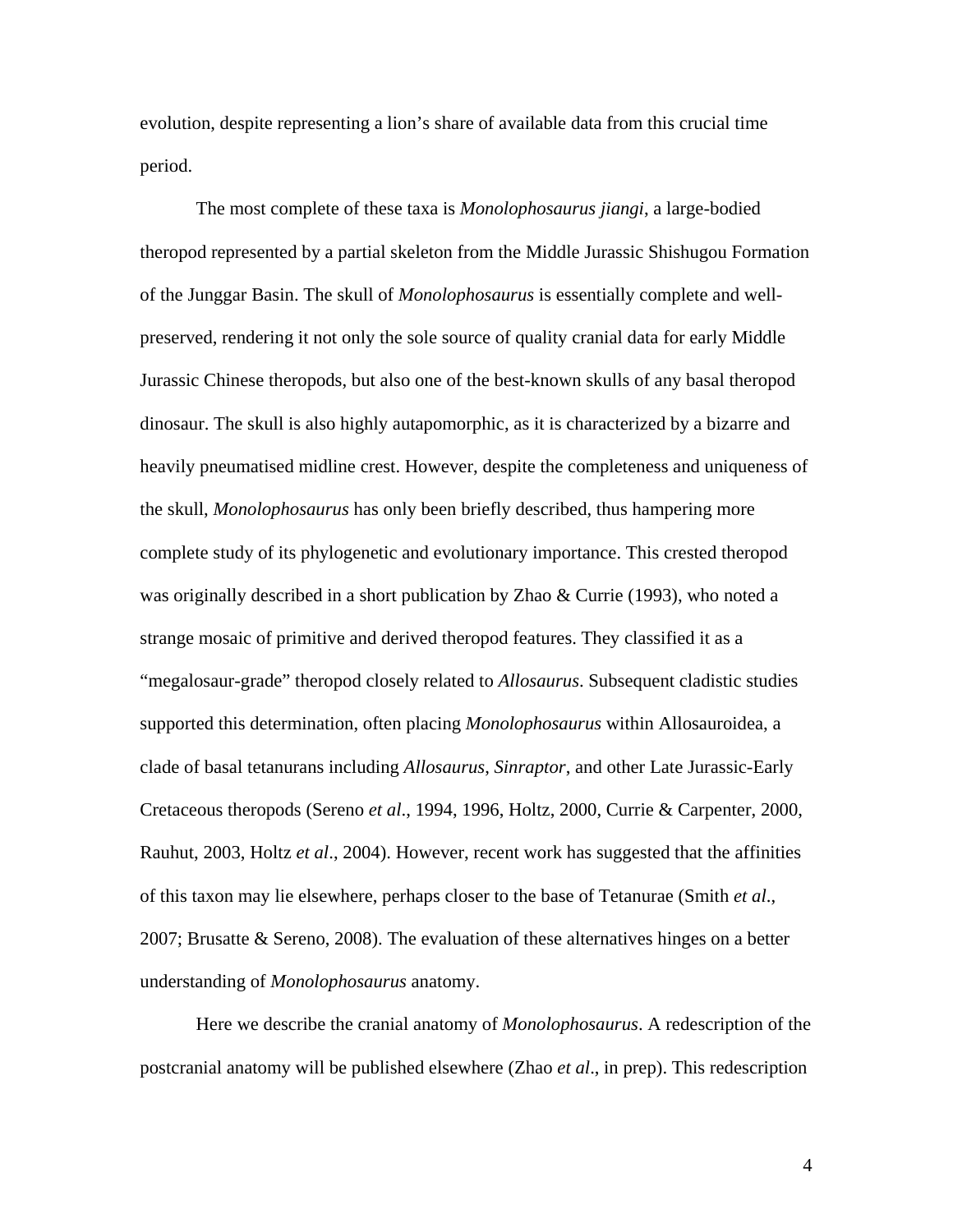evolution, despite representing a lion's share of available data from this crucial time period.

The most complete of these taxa is *Monolophosaurus jiangi*, a large-bodied theropod represented by a partial skeleton from the Middle Jurassic Shishugou Formation of the Junggar Basin. The skull of *Monolophosaurus* is essentially complete and well-preserved, rendering it not only the sole source of quality cranial data for early Middle Jurassic Chinese theropods, but also one of the best-known skulls of any basal theropod dinosaur. The skull is also highly autapomorphic, as it is characterized by a bizarre and heavily pneumatised midline crest. However, despite the completeness and uniqueness of the skull, *Monolophosaurus* has only been briefly described, thus hampering more complete study of its phylogenetic and evolutionary importance. This crested theropod was originally described in a short publication by Zhao & Currie (1993), who noted a strange mosaic of primitive and derived theropod features. They classified it as a "megalosaur-grade" theropod closely related to *Allosaurus*. Subsequent cladistic studies supported this determination, often placing *Monolophosaurus* within Allosauroidea, a clade of basal tetanurans including *Allosaurus*, *Sinraptor*, and other Late Jurassic-Early Cretaceous theropods (Sereno *et al*., 1994, 1996, Holtz, 2000, Currie & Carpenter, 2000, Rauhut, 2003, Holtz *et al*., 2004). However, recent work has suggested that the affinities of this taxon may lie elsewhere, perhaps closer to the base of Tetanurae (Smith *et al*., 2007; Brusatte & Sereno, 2008). The evaluation of these alternatives hinges on a better understanding of *Monolophosaurus* anatomy.

Here we describe the cranial anatomy of *Monolophosaurus*. A redescription of the postcranial anatomy will be published elsewhere (Zhao *et al*., in prep). This redescription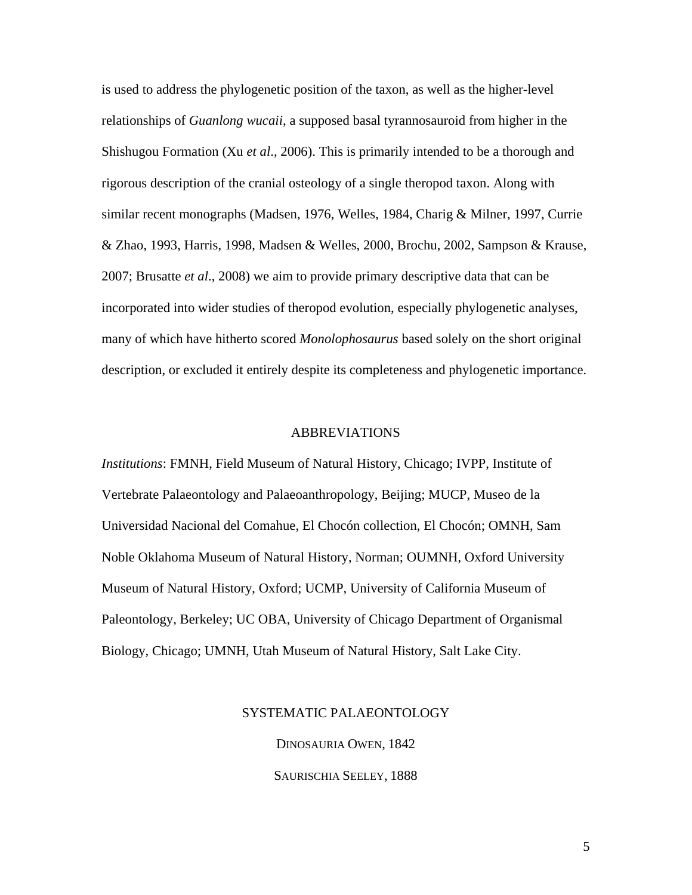is used to address the phylogenetic position of the taxon, as well as the higher-level relationships of *Guanlong wucaii*, a supposed basal tyrannosauroid from higher in the Shishugou Formation (Xu *et al*., 2006). This is primarily intended to be a thorough and rigorous description of the cranial osteology of a single theropod taxon. Along with similar recent monographs (Madsen, 1976, Welles, 1984, Charig & Milner, 1997, Currie & Zhao, 1993, Harris, 1998, Madsen & Welles, 2000, Brochu, 2002, Sampson & Krause, 2007; Brusatte *et al*., 2008) we aim to provide primary descriptive data that can be incorporated into wider studies of theropod evolution, especially phylogenetic analyses, many of which have hitherto scored *Monolophosaurus* based solely on the short original description, or excluded it entirely despite its completeness and phylogenetic importance.

## ABBREVIATIONS

*Institutions*: FMNH, Field Museum of Natural History, Chicago; IVPP, Institute of Vertebrate Palaeontology and Palaeoanthropology, Beijing; MUCP, Museo de la Universidad Nacional del Comahue, El Chocón collection, El Chocón; OMNH, Sam Noble Oklahoma Museum of Natural History, Norman; OUMNH, Oxford University Museum of Natural History, Oxford; UCMP, University of California Museum of Paleontology, Berkeley; UC OBA, University of Chicago Department of Organismal Biology, Chicago; UMNH, Utah Museum of Natural History, Salt Lake City.

## SYSTEMATIC PALAEONTOLOGY

DINOSAURIA OWEN, 1842

SAURISCHIA SEELEY, 1888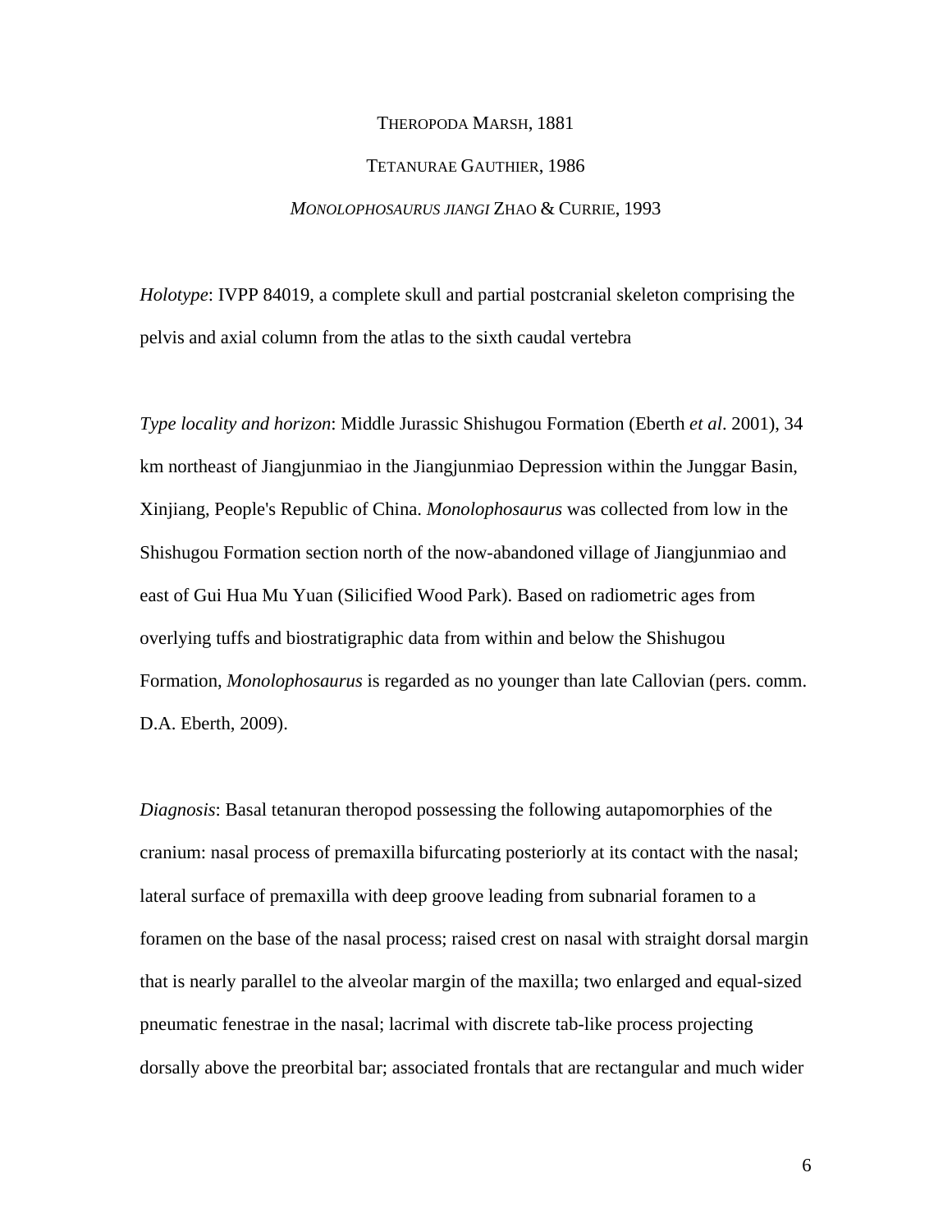THEROPODA MARSH, 1881

TETANURAE GAUTHIER, 1986

*MONOLOPHOSAURUS JIANGI* ZHAO & CURRIE, 1993

*Holotype*: IVPP 84019, a complete skull and partial postcranial skeleton comprising the pelvis and axial column from the atlas to the sixth caudal vertebra

*Type locality and horizon*: Middle Jurassic Shishugou Formation (Eberth *et al*. 2001), 34 km northeast of Jiangjunmiao in the Jiangjunmiao Depression within the Junggar Basin, Xinjiang, People's Republic of China. *Monolophosaurus* was collected from low in the Shishugou Formation section north of the now-abandoned village of Jiangjunmiao and east of Gui Hua Mu Yuan (Silicified Wood Park). Based on radiometric ages from overlying tuffs and biostratigraphic data from within and below the Shishugou Formation, *Monolophosaurus* is regarded as no younger than late Callovian (pers. comm. D.A. Eberth, 2009).

*Diagnosis*: Basal tetanuran theropod possessing the following autapomorphies of the cranium: nasal process of premaxilla bifurcating posteriorly at its contact with the nasal; lateral surface of premaxilla with deep groove leading from subnarial foramen to a foramen on the base of the nasal process; raised crest on nasal with straight dorsal margin that is nearly parallel to the alveolar margin of the maxilla; two enlarged and equal-sized pneumatic fenestrae in the nasal; lacrimal with discrete tab-like process projecting dorsally above the preorbital bar; associated frontals that are rectangular and much wider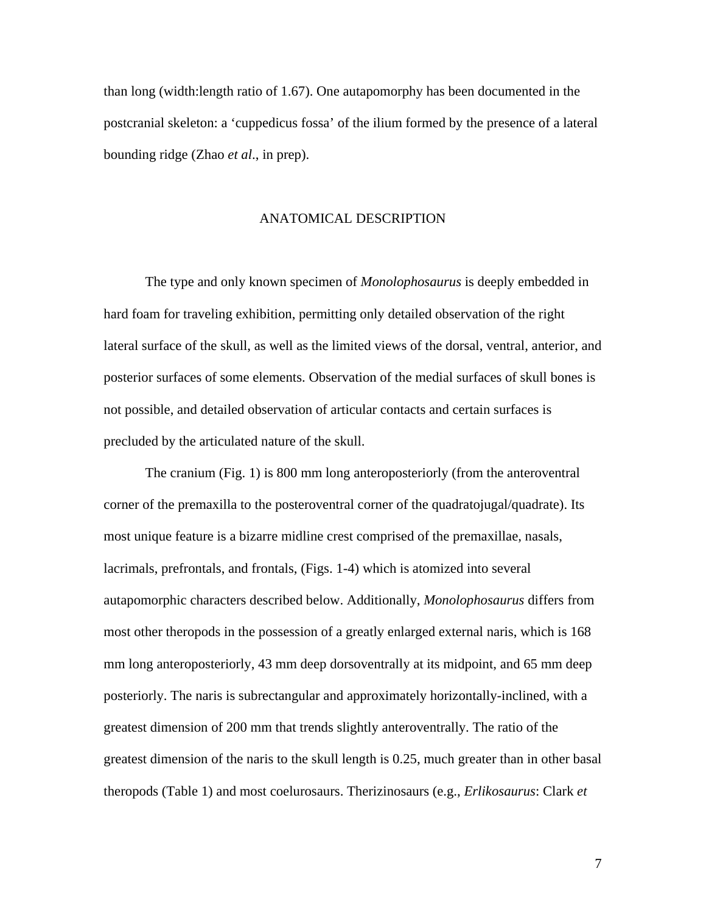than long (width:length ratio of 1.67). One autapomorphy has been documented in the postcranial skeleton: a 'cuppedicus fossa' of the ilium formed by the presence of a lateral bounding ridge (Zhao *et al*., in prep).

## ANATOMICAL DESCRIPTION

The type and only known specimen of *Monolophosaurus* is deeply embedded in hard foam for traveling exhibition, permitting only detailed observation of the right lateral surface of the skull, as well as the limited views of the dorsal, ventral, anterior, and posterior surfaces of some elements. Observation of the medial surfaces of skull bones is not possible, and detailed observation of articular contacts and certain surfaces is precluded by the articulated nature of the skull.

The cranium (Fig. 1) is 800 mm long anteroposteriorly (from the anteroventral corner of the premaxilla to the posteroventral corner of the quadratojugal/quadrate). Its most unique feature is a bizarre midline crest comprised of the premaxillae, nasals, lacrimals, prefrontals, and frontals, (Figs. 1-4) which is atomized into several autapomorphic characters described below. Additionally, *Monolophosaurus* differs from most other theropods in the possession of a greatly enlarged external naris, which is 168 mm long anteroposteriorly, 43 mm deep dorsoventrally at its midpoint, and 65 mm deep posteriorly. The naris is subrectangular and approximately horizontally-inclined, with a greatest dimension of 200 mm that trends slightly anteroventrally. The ratio of the greatest dimension of the naris to the skull length is 0.25, much greater than in other basal theropods (Table 1) and most coelurosaurs. Therizinosaurs (e.g., *Erlikosaurus*: Clark *et*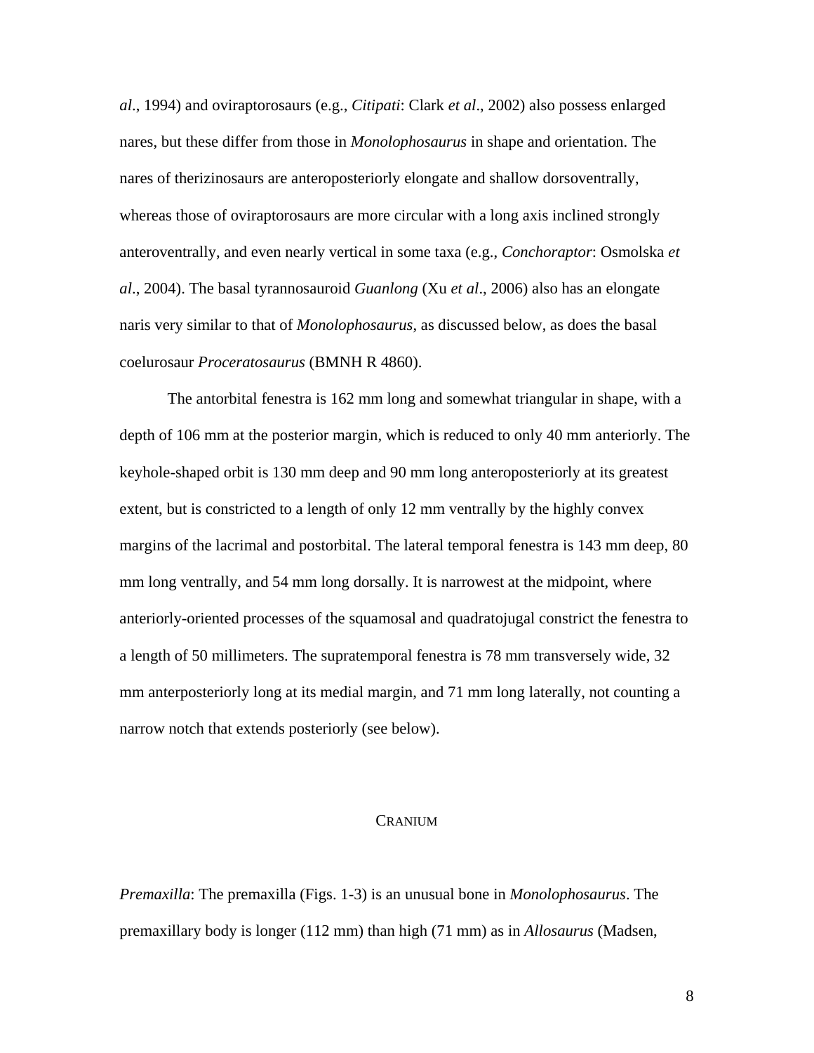*al*., 1994) and oviraptorosaurs (e.g., *Citipati*: Clark *et al*., 2002) also possess enlarged nares, but these differ from those in *Monolophosaurus* in shape and orientation. The nares of therizinosaurs are anteroposteriorly elongate and shallow dorsoventrally, whereas those of oviraptorosaurs are more circular with a long axis inclined strongly anteroventrally, and even nearly vertical in some taxa (e.g., *Conchoraptor*: Osmolska *et al*., 2004). The basal tyrannosauroid *Guanlong* (Xu *et al*., 2006) also has an elongate naris very similar to that of *Monolophosaurus*, as discussed below, as does the basal coelurosaur *Proceratosaurus* (BMNH R 4860).

The antorbital fenestra is 162 mm long and somewhat triangular in shape, with a depth of 106 mm at the posterior margin, which is reduced to only 40 mm anteriorly. The keyhole-shaped orbit is 130 mm deep and 90 mm long anteroposteriorly at its greatest extent, but is constricted to a length of only 12 mm ventrally by the highly convex margins of the lacrimal and postorbital. The lateral temporal fenestra is 143 mm deep, 80 mm long ventrally, and 54 mm long dorsally. It is narrowest at the midpoint, where anteriorly-oriented processes of the squamosal and quadratojugal constrict the fenestra to a length of 50 millimeters. The supratemporal fenestra is 78 mm transversely wide, 32 mm anterposteriorly long at its medial margin, and 71 mm long laterally, not counting a narrow notch that extends posteriorly (see below).

## CRANIUM

*Premaxilla*: The premaxilla (Figs. 1-3) is an unusual bone in *Monolophosaurus*. The premaxillary body is longer (112 mm) than high (71 mm) as in *Allosaurus* (Madsen,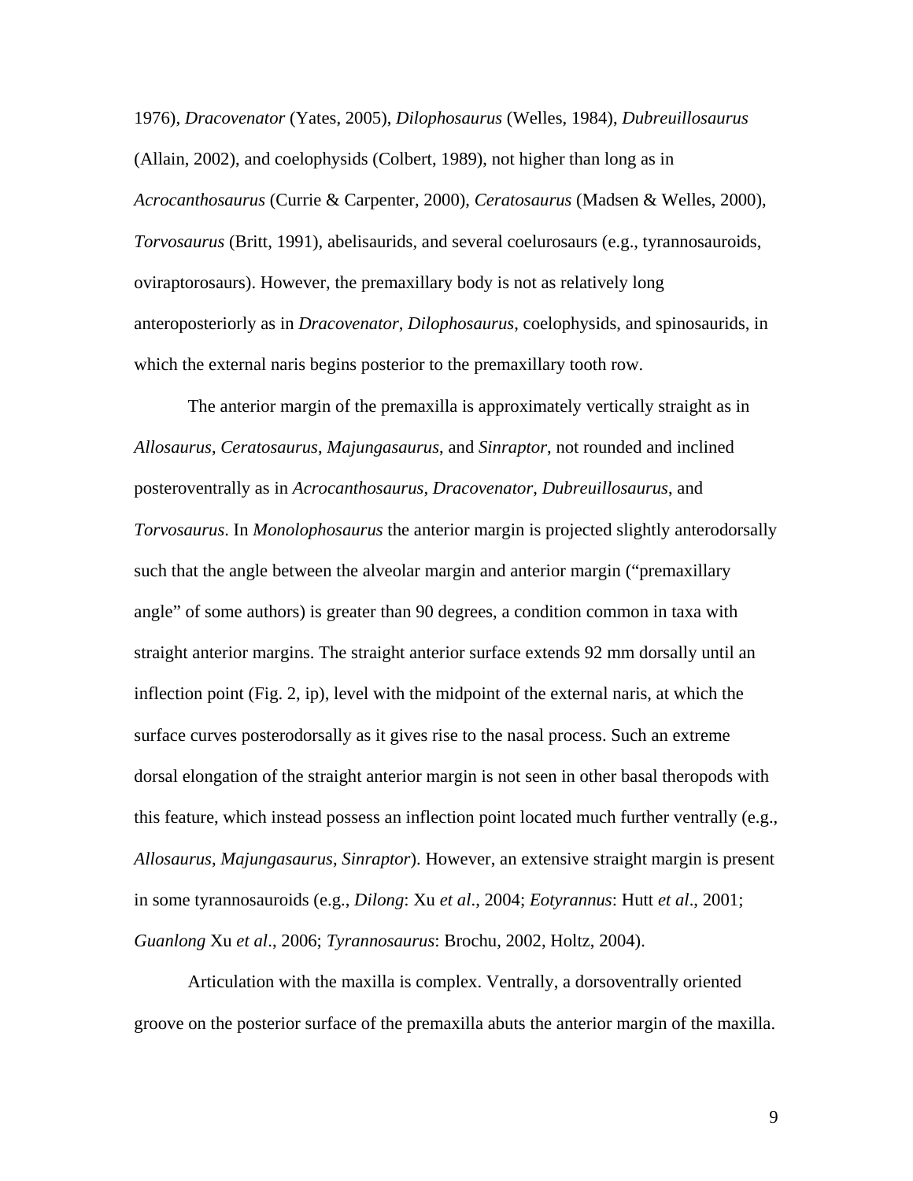1976), *Dracovenator* (Yates, 2005), *Dilophosaurus* (Welles, 1984), *Dubreuillosaurus* (Allain, 2002), and coelophysids (Colbert, 1989), not higher than long as in *Acrocanthosaurus* (Currie & Carpenter, 2000), *Ceratosaurus* (Madsen & Welles, 2000), *Torvosaurus* (Britt, 1991), abelisaurids, and several coelurosaurs (e.g., tyrannosauroids, oviraptorosaurs). However, the premaxillary body is not as relatively long anteroposteriorly as in *Dracovenator*, *Dilophosaurus*, coelophysids, and spinosaurids, in which the external naris begins posterior to the premaxillary tooth row.

The anterior margin of the premaxilla is approximately vertically straight as in *Allosaurus*, *Ceratosaurus*, *Majungasaurus*, and *Sinraptor*, not rounded and inclined posteroventrally as in *Acrocanthosaurus*, *Dracovenator*, *Dubreuillosaurus*, and *Torvosaurus*. In *Monolophosaurus* the anterior margin is projected slightly anterodorsally such that the angle between the alveolar margin and anterior margin ("premaxillary angle" of some authors) is greater than 90 degrees, a condition common in taxa with straight anterior margins. The straight anterior surface extends 92 mm dorsally until an inflection point (Fig. 2, ip), level with the midpoint of the external naris, at which the surface curves posterodorsally as it gives rise to the nasal process. Such an extreme dorsal elongation of the straight anterior margin is not seen in other basal theropods with this feature, which instead possess an inflection point located much further ventrally (e.g., *Allosaurus*, *Majungasaurus*, *Sinraptor*). However, an extensive straight margin is present in some tyrannosauroids (e.g., *Dilong*: Xu *et al*., 2004; *Eotyrannus*: Hutt *et al*., 2001; *Guanlong* Xu *et al*., 2006; *Tyrannosaurus*: Brochu, 2002, Holtz, 2004).

Articulation with the maxilla is complex. Ventrally, a dorsoventrally oriented groove on the posterior surface of the premaxilla abuts the anterior margin of the maxilla.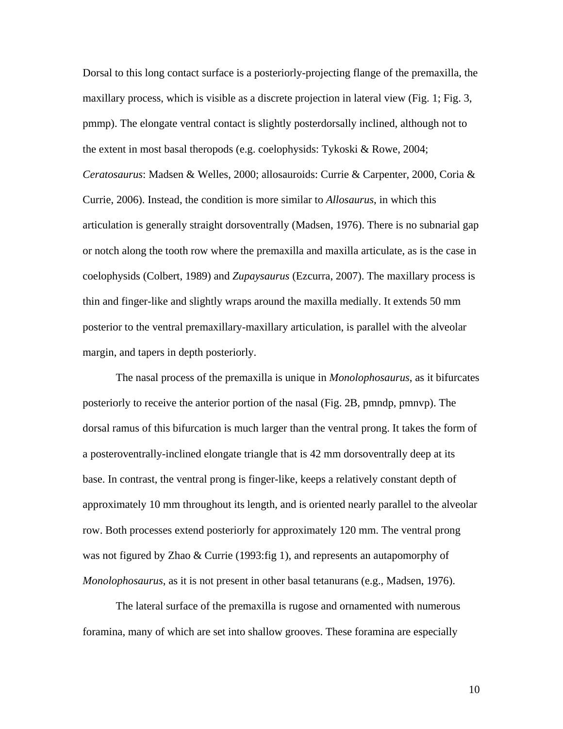Dorsal to this long contact surface is a posteriorly-projecting flange of the premaxilla, the maxillary process, which is visible as a discrete projection in lateral view (Fig. 1; Fig. 3, pmmp). The elongate ventral contact is slightly posterdorsally inclined, although not to the extent in most basal theropods (e.g. coelophysids: Tykoski & Rowe, 2004; *Ceratosaurus*: Madsen & Welles, 2000; allosauroids: Currie & Carpenter, 2000, Coria & Currie, 2006). Instead, the condition is more similar to *Allosaurus*, in which this articulation is generally straight dorsoventrally (Madsen, 1976). There is no subnarial gap or notch along the tooth row where the premaxilla and maxilla articulate, as is the case in coelophysids (Colbert, 1989) and *Zupaysaurus* (Ezcurra, 2007). The maxillary process is thin and finger-like and slightly wraps around the maxilla medially. It extends 50 mm posterior to the ventral premaxillary-maxillary articulation, is parallel with the alveolar margin, and tapers in depth posteriorly.

The nasal process of the premaxilla is unique in *Monolophosaurus*, as it bifurcates posteriorly to receive the anterior portion of the nasal (Fig. 2B, pmndp, pmnvp). The dorsal ramus of this bifurcation is much larger than the ventral prong. It takes the form of a posteroventrally-inclined elongate triangle that is 42 mm dorsoventrally deep at its base. In contrast, the ventral prong is finger-like, keeps a relatively constant depth of approximately 10 mm throughout its length, and is oriented nearly parallel to the alveolar row. Both processes extend posteriorly for approximately 120 mm. The ventral prong was not figured by Zhao & Currie (1993:fig 1), and represents an autapomorphy of *Monolophosaurus*, as it is not present in other basal tetanurans (e.g., Madsen, 1976).

The lateral surface of the premaxilla is rugose and ornamented with numerous foramina, many of which are set into shallow grooves. These foramina are especially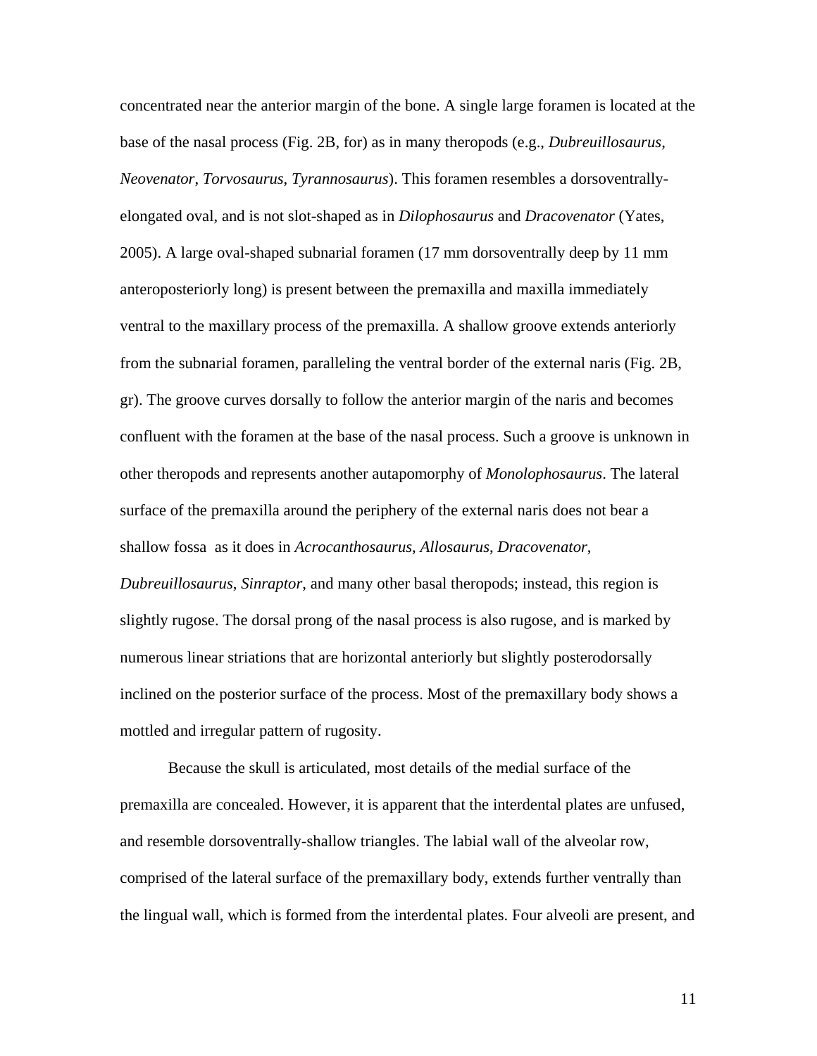concentrated near the anterior margin of the bone. A single large foramen is located at the base of the nasal process (Fig. 2B, for) as in many theropods (e.g., *Dubreuillosaurus*, *Neovenator*, *Torvosaurus*, *Tyrannosaurus*). This foramen resembles a dorsoventrally-elongated oval, and is not slot-shaped as in *Dilophosaurus* and *Dracovenator* (Yates, 2005). A large oval-shaped subnarial foramen (17 mm dorsoventrally deep by 11 mm anteroposteriorly long) is present between the premaxilla and maxilla immediately ventral to the maxillary process of the premaxilla. A shallow groove extends anteriorly from the subnarial foramen, paralleling the ventral border of the external naris (Fig. 2B, gr). The groove curves dorsally to follow the anterior margin of the naris and becomes confluent with the foramen at the base of the nasal process. Such a groove is unknown in other theropods and represents another autapomorphy of *Monolophosaurus*. The lateral surface of the premaxilla around the periphery of the external naris does not bear a shallow fossa as it does in *Acrocanthosaurus*, *Allosaurus*, *Dracovenator*, *Dubreuillosaurus*, *Sinraptor*, and many other basal theropods; instead, this region is slightly rugose. The dorsal prong of the nasal process is also rugose, and is marked by numerous linear striations that are horizontal anteriorly but slightly posterodorsally inclined on the posterior surface of the process. Most of the premaxillary body shows a mottled and irregular pattern of rugosity.

Because the skull is articulated, most details of the medial surface of the premaxilla are concealed. However, it is apparent that the interdental plates are unfused, and resemble dorsoventrally-shallow triangles. The labial wall of the alveolar row, comprised of the lateral surface of the premaxillary body, extends further ventrally than the lingual wall, which is formed from the interdental plates. Four alveoli are present, and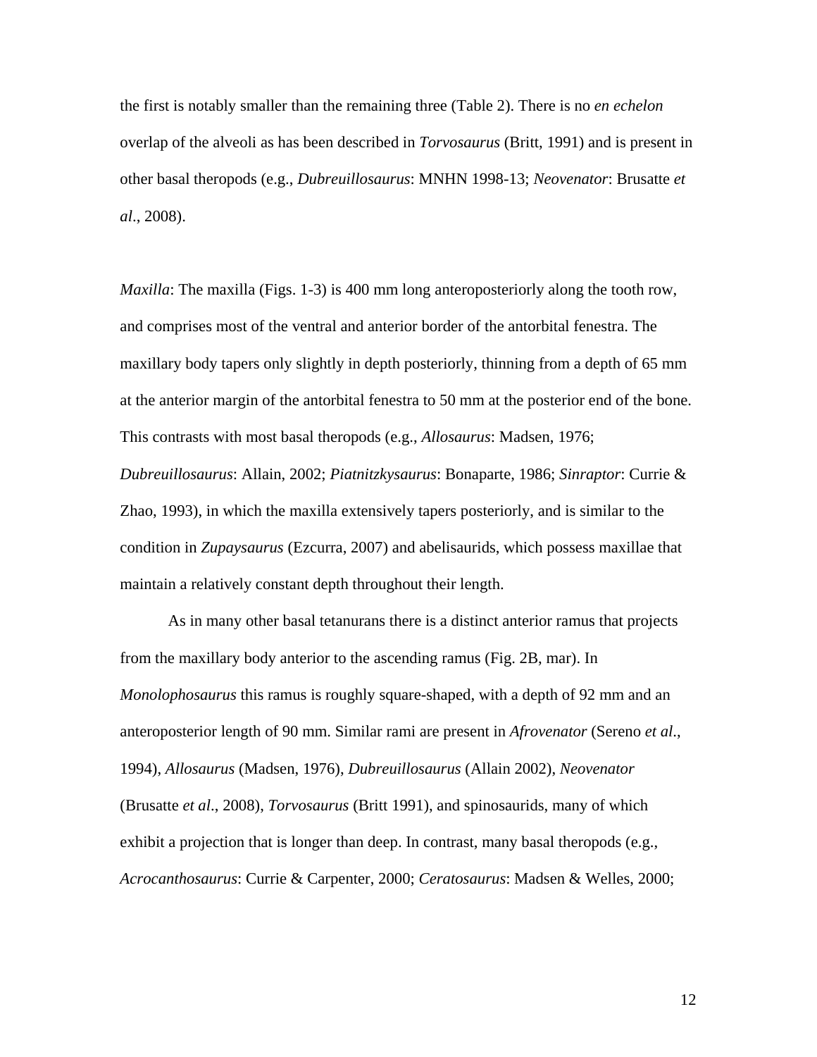the first is notably smaller than the remaining three (Table 2). There is no *en echelon* overlap of the alveoli as has been described in *Torvosaurus* (Britt, 1991) and is present in other basal theropods (e.g., *Dubreuillosaurus*: MNHN 1998-13; *Neovenator*: Brusatte *et al*., 2008).

*Maxilla*: The maxilla (Figs. 1-3) is 400 mm long anteroposteriorly along the tooth row, and comprises most of the ventral and anterior border of the antorbital fenestra. The maxillary body tapers only slightly in depth posteriorly, thinning from a depth of 65 mm at the anterior margin of the antorbital fenestra to 50 mm at the posterior end of the bone. This contrasts with most basal theropods (e.g., *Allosaurus*: Madsen, 1976; *Dubreuillosaurus*: Allain, 2002; *Piatnitzkysaurus*: Bonaparte, 1986; *Sinraptor*: Currie & Zhao, 1993), in which the maxilla extensively tapers posteriorly, and is similar to the condition in *Zupaysaurus* (Ezcurra, 2007) and abelisaurids, which possess maxillae that maintain a relatively constant depth throughout their length.

As in many other basal tetanurans there is a distinct anterior ramus that projects from the maxillary body anterior to the ascending ramus (Fig. 2B, mar). In *Monolophosaurus* this ramus is roughly square-shaped, with a depth of 92 mm and an anteroposterior length of 90 mm. Similar rami are present in *Afrovenator* (Sereno *et al*., 1994), *Allosaurus* (Madsen, 1976), *Dubreuillosaurus* (Allain 2002), *Neovenator* (Brusatte *et al*., 2008), *Torvosaurus* (Britt 1991), and spinosaurids, many of which exhibit a projection that is longer than deep. In contrast, many basal theropods (e.g., *Acrocanthosaurus*: Currie & Carpenter, 2000; *Ceratosaurus*: Madsen & Welles, 2000;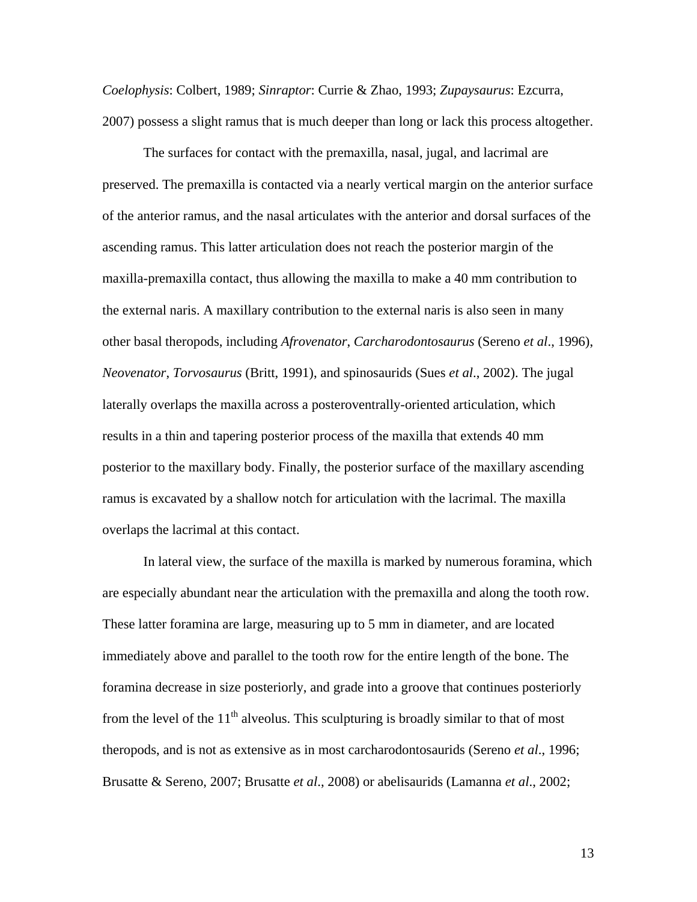*Coelophysis*: Colbert, 1989; *Sinraptor*: Currie & Zhao, 1993; *Zupaysaurus*: Ezcurra, 2007) possess a slight ramus that is much deeper than long or lack this process altogether.

The surfaces for contact with the premaxilla, nasal, jugal, and lacrimal are preserved. The premaxilla is contacted via a nearly vertical margin on the anterior surface of the anterior ramus, and the nasal articulates with the anterior and dorsal surfaces of the ascending ramus. This latter articulation does not reach the posterior margin of the maxilla-premaxilla contact, thus allowing the maxilla to make a 40 mm contribution to the external naris. A maxillary contribution to the external naris is also seen in many other basal theropods, including *Afrovenator*, *Carcharodontosaurus* (Sereno *et al*., 1996), *Neovenator*, *Torvosaurus* (Britt, 1991), and spinosaurids (Sues *et al*., 2002). The jugal laterally overlaps the maxilla across a posteroventrally-oriented articulation, which results in a thin and tapering posterior process of the maxilla that extends 40 mm posterior to the maxillary body. Finally, the posterior surface of the maxillary ascending ramus is excavated by a shallow notch for articulation with the lacrimal. The maxilla overlaps the lacrimal at this contact.

In lateral view, the surface of the maxilla is marked by numerous foramina, which are especially abundant near the articulation with the premaxilla and along the tooth row. These latter foramina are large, measuring up to 5 mm in diameter, and are located immediately above and parallel to the tooth row for the entire length of the bone. The foramina decrease in size posteriorly, and grade into a groove that continues posteriorly from the level of the 11$^{th}$ alveolus. This sculpturing is broadly similar to that of most theropods, and is not as extensive as in most carcharodontosaurids (Sereno *et al*., 1996; Brusatte & Sereno, 2007; Brusatte *et al*., 2008) or abelisaurids (Lamanna *et al*., 2002;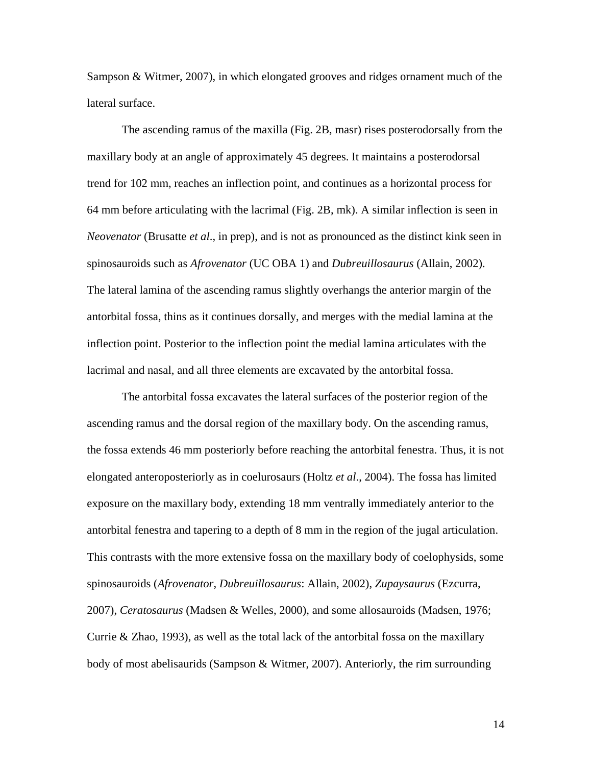Sampson & Witmer, 2007), in which elongated grooves and ridges ornament much of the lateral surface.

The ascending ramus of the maxilla (Fig. 2B, masr) rises posterodorsally from the maxillary body at an angle of approximately 45 degrees. It maintains a posterodorsal trend for 102 mm, reaches an inflection point, and continues as a horizontal process for 64 mm before articulating with the lacrimal (Fig. 2B, mk). A similar inflection is seen in *Neovenator* (Brusatte *et al*., in prep), and is not as pronounced as the distinct kink seen in spinosauroids such as *Afrovenator* (UC OBA 1) and *Dubreuillosaurus* (Allain, 2002). The lateral lamina of the ascending ramus slightly overhangs the anterior margin of the antorbital fossa, thins as it continues dorsally, and merges with the medial lamina at the inflection point. Posterior to the inflection point the medial lamina articulates with the lacrimal and nasal, and all three elements are excavated by the antorbital fossa.

The antorbital fossa excavates the lateral surfaces of the posterior region of the ascending ramus and the dorsal region of the maxillary body. On the ascending ramus, the fossa extends 46 mm posteriorly before reaching the antorbital fenestra. Thus, it is not elongated anteroposteriorly as in coelurosaurs (Holtz *et al*., 2004). The fossa has limited exposure on the maxillary body, extending 18 mm ventrally immediately anterior to the antorbital fenestra and tapering to a depth of 8 mm in the region of the jugal articulation. This contrasts with the more extensive fossa on the maxillary body of coelophysids, some spinosauroids (*Afrovenator*, *Dubreuillosaurus*: Allain, 2002), *Zupaysaurus* (Ezcurra, 2007), *Ceratosaurus* (Madsen & Welles, 2000), and some allosauroids (Madsen, 1976; Currie & Zhao, 1993), as well as the total lack of the antorbital fossa on the maxillary body of most abelisaurids (Sampson & Witmer, 2007). Anteriorly, the rim surrounding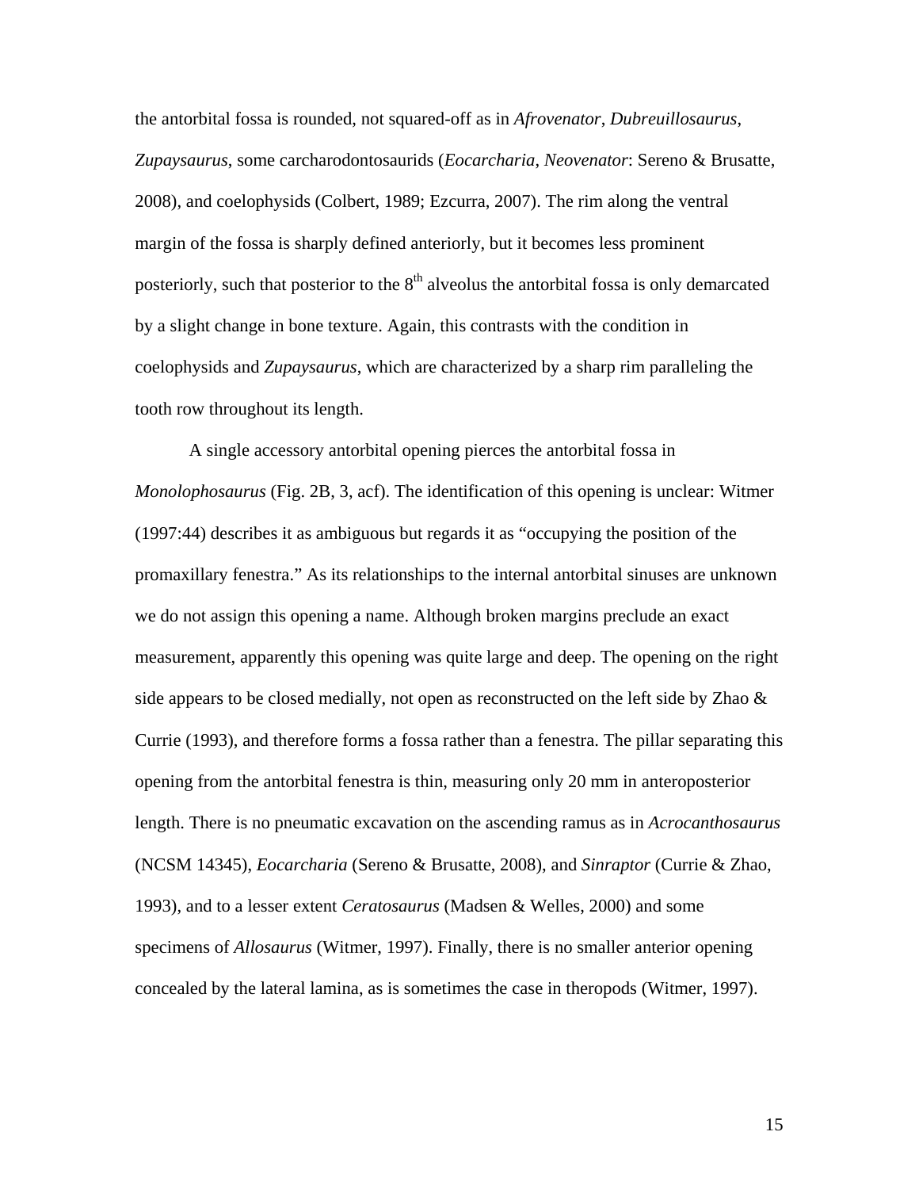the antorbital fossa is rounded, not squared-off as in *Afrovenator*, *Dubreuillosaurus*, *Zupaysaurus*, some carcharodontosaurids (*Eocarcharia*, *Neovenator*: Sereno & Brusatte, 2008), and coelophysids (Colbert, 1989; Ezcurra, 2007). The rim along the ventral margin of the fossa is sharply defined anteriorly, but it becomes less prominent posteriorly, such that posterior to the 8th alveolus the antorbital fossa is only demarcated by a slight change in bone texture. Again, this contrasts with the condition in coelophysids and *Zupaysaurus*, which are characterized by a sharp rim paralleling the tooth row throughout its length.

A single accessory antorbital opening pierces the antorbital fossa in *Monolophosaurus* (Fig. 2B, 3, acf). The identification of this opening is unclear: Witmer (1997:44) describes it as ambiguous but regards it as "occupying the position of the promaxillary fenestra." As its relationships to the internal antorbital sinuses are unknown we do not assign this opening a name. Although broken margins preclude an exact measurement, apparently this opening was quite large and deep. The opening on the right side appears to be closed medially, not open as reconstructed on the left side by Zhao & Currie (1993), and therefore forms a fossa rather than a fenestra. The pillar separating this opening from the antorbital fenestra is thin, measuring only 20 mm in anteroposterior length. There is no pneumatic excavation on the ascending ramus as in *Acrocanthosaurus* (NCSM 14345), *Eocarcharia* (Sereno & Brusatte, 2008), and *Sinraptor* (Currie & Zhao, 1993), and to a lesser extent *Ceratosaurus* (Madsen & Welles, 2000) and some specimens of *Allosaurus* (Witmer, 1997). Finally, there is no smaller anterior opening concealed by the lateral lamina, as is sometimes the case in theropods (Witmer, 1997).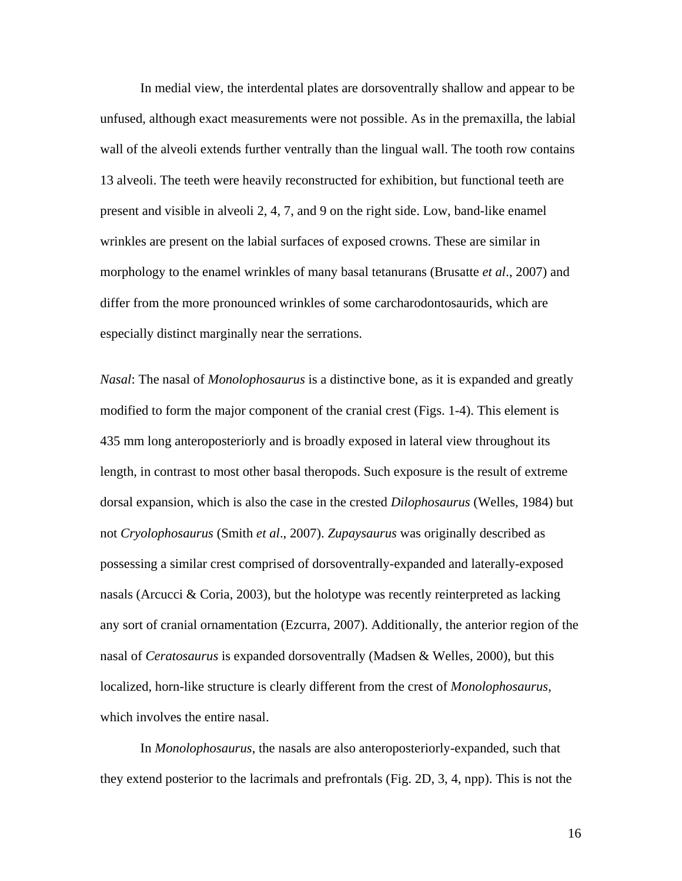In medial view, the interdental plates are dorsoventrally shallow and appear to be unfused, although exact measurements were not possible. As in the premaxilla, the labial wall of the alveoli extends further ventrally than the lingual wall. The tooth row contains 13 alveoli. The teeth were heavily reconstructed for exhibition, but functional teeth are present and visible in alveoli 2, 4, 7, and 9 on the right side. Low, band-like enamel wrinkles are present on the labial surfaces of exposed crowns. These are similar in morphology to the enamel wrinkles of many basal tetanurans (Brusatte *et al*., 2007) and differ from the more pronounced wrinkles of some carcharodontosaurids, which are especially distinct marginally near the serrations.

*Nasal*: The nasal of *Monolophosaurus* is a distinctive bone, as it is expanded and greatly modified to form the major component of the cranial crest (Figs. 1-4). This element is 435 mm long anteroposteriorly and is broadly exposed in lateral view throughout its length, in contrast to most other basal theropods. Such exposure is the result of extreme dorsal expansion, which is also the case in the crested *Dilophosaurus* (Welles, 1984) but not *Cryolophosaurus* (Smith *et al*., 2007). *Zupaysaurus* was originally described as possessing a similar crest comprised of dorsoventrally-expanded and laterally-exposed nasals (Arcucci & Coria, 2003), but the holotype was recently reinterpreted as lacking any sort of cranial ornamentation (Ezcurra, 2007). Additionally, the anterior region of the nasal of *Ceratosaurus* is expanded dorsoventrally (Madsen & Welles, 2000), but this localized, horn-like structure is clearly different from the crest of *Monolophosaurus*, which involves the entire nasal.

In *Monolophosaurus*, the nasals are also anteroposteriorly-expanded, such that they extend posterior to the lacrimals and prefrontals (Fig. 2D, 3, 4, npp). This is not the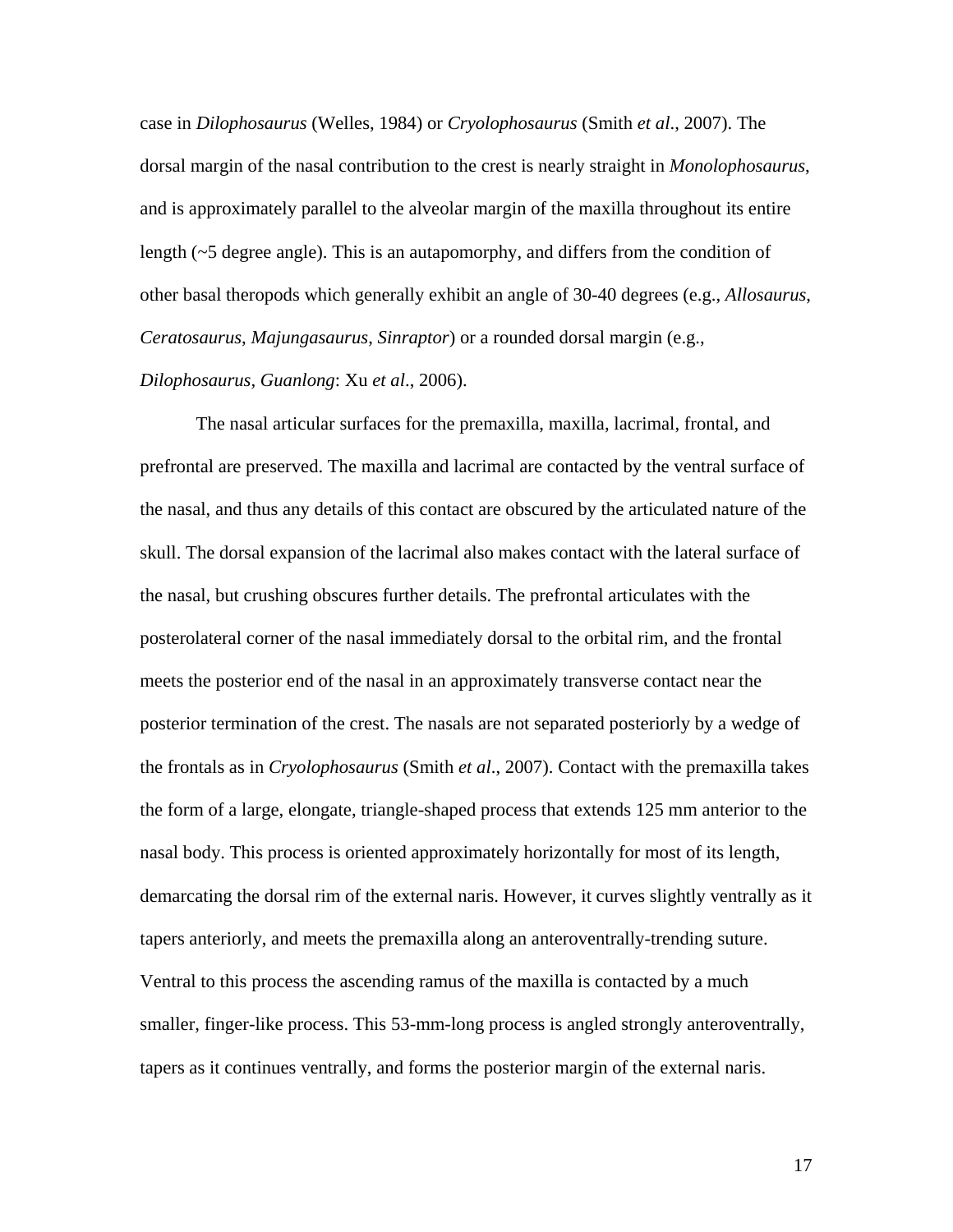case in *Dilophosaurus* (Welles, 1984) or *Cryolophosaurus* (Smith *et al*., 2007). The dorsal margin of the nasal contribution to the crest is nearly straight in *Monolophosaurus*, and is approximately parallel to the alveolar margin of the maxilla throughout its entire length (~5 degree angle). This is an autapomorphy, and differs from the condition of other basal theropods which generally exhibit an angle of 30-40 degrees (e.g., *Allosaurus*, *Ceratosaurus*, *Majungasaurus*, *Sinraptor*) or a rounded dorsal margin (e.g., *Dilophosaurus, Guanlong*: Xu *et al*., 2006).

The nasal articular surfaces for the premaxilla, maxilla, lacrimal, frontal, and prefrontal are preserved. The maxilla and lacrimal are contacted by the ventral surface of the nasal, and thus any details of this contact are obscured by the articulated nature of the skull. The dorsal expansion of the lacrimal also makes contact with the lateral surface of the nasal, but crushing obscures further details. The prefrontal articulates with the posterolateral corner of the nasal immediately dorsal to the orbital rim, and the frontal meets the posterior end of the nasal in an approximately transverse contact near the posterior termination of the crest. The nasals are not separated posteriorly by a wedge of the frontals as in *Cryolophosaurus* (Smith *et al*., 2007). Contact with the premaxilla takes the form of a large, elongate, triangle-shaped process that extends 125 mm anterior to the nasal body. This process is oriented approximately horizontally for most of its length, demarcating the dorsal rim of the external naris. However, it curves slightly ventrally as it tapers anteriorly, and meets the premaxilla along an anteroventrally-trending suture. Ventral to this process the ascending ramus of the maxilla is contacted by a much smaller, finger-like process. This 53-mm-long process is angled strongly anteroventrally, tapers as it continues ventrally, and forms the posterior margin of the external naris.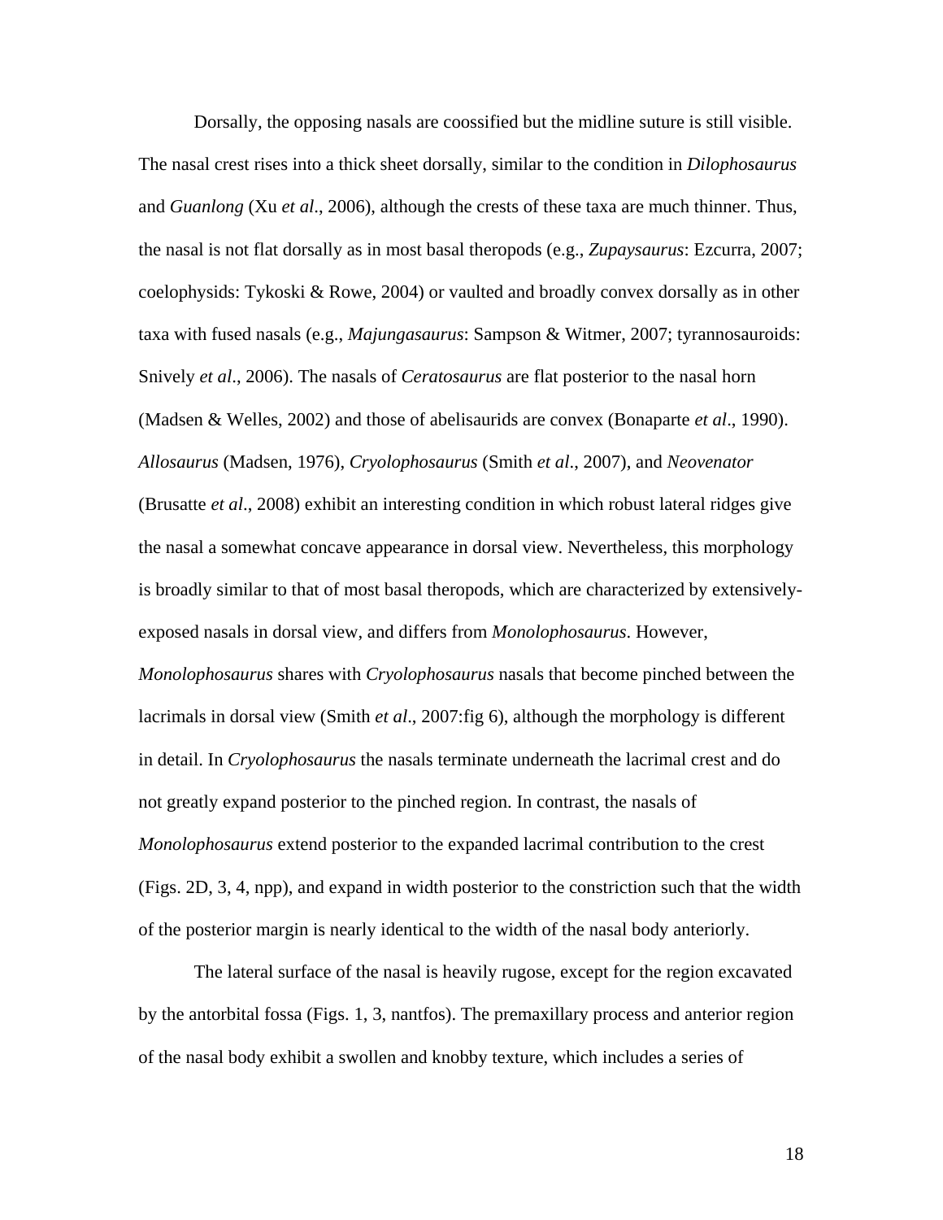Dorsally, the opposing nasals are coossified but the midline suture is still visible. The nasal crest rises into a thick sheet dorsally, similar to the condition in *Dilophosaurus* and *Guanlong* (Xu *et al*., 2006), although the crests of these taxa are much thinner. Thus, the nasal is not flat dorsally as in most basal theropods (e.g., *Zupaysaurus*: Ezcurra, 2007; coelophysids: Tykoski & Rowe, 2004) or vaulted and broadly convex dorsally as in other taxa with fused nasals (e.g., *Majungasaurus*: Sampson & Witmer, 2007; tyrannosauroids: Snively *et al*., 2006). The nasals of *Ceratosaurus* are flat posterior to the nasal horn (Madsen & Welles, 2002) and those of abelisaurids are convex (Bonaparte *et al*., 1990). *Allosaurus* (Madsen, 1976), *Cryolophosaurus* (Smith *et al*., 2007), and *Neovenator* (Brusatte *et al*., 2008) exhibit an interesting condition in which robust lateral ridges give the nasal a somewhat concave appearance in dorsal view. Nevertheless, this morphology is broadly similar to that of most basal theropods, which are characterized by extensively-exposed nasals in dorsal view, and differs from *Monolophosaurus*. However, *Monolophosaurus* shares with *Cryolophosaurus* nasals that become pinched between the lacrimals in dorsal view (Smith *et al*., 2007:fig 6), although the morphology is different in detail. In *Cryolophosaurus* the nasals terminate underneath the lacrimal crest and do not greatly expand posterior to the pinched region. In contrast, the nasals of *Monolophosaurus* extend posterior to the expanded lacrimal contribution to the crest (Figs. 2D, 3, 4, npp), and expand in width posterior to the constriction such that the width of the posterior margin is nearly identical to the width of the nasal body anteriorly.

The lateral surface of the nasal is heavily rugose, except for the region excavated by the antorbital fossa (Figs. 1, 3, nantfos). The premaxillary process and anterior region of the nasal body exhibit a swollen and knobby texture, which includes a series of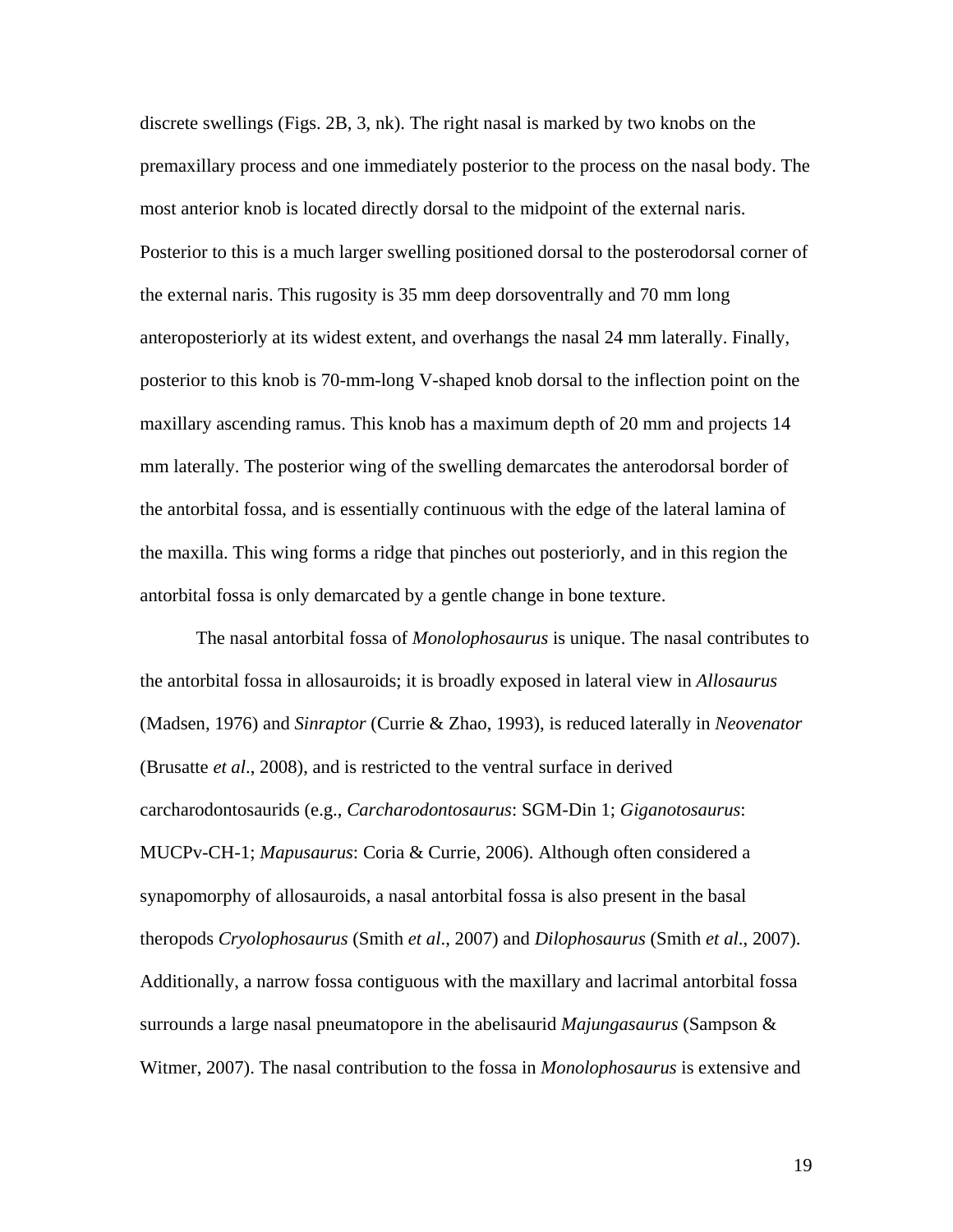discrete swellings (Figs. 2B, 3, nk). The right nasal is marked by two knobs on the premaxillary process and one immediately posterior to the process on the nasal body. The most anterior knob is located directly dorsal to the midpoint of the external naris. Posterior to this is a much larger swelling positioned dorsal to the posterodorsal corner of the external naris. This rugosity is 35 mm deep dorsoventrally and 70 mm long anteroposteriorly at its widest extent, and overhangs the nasal 24 mm laterally. Finally, posterior to this knob is 70-mm-long V-shaped knob dorsal to the inflection point on the maxillary ascending ramus. This knob has a maximum depth of 20 mm and projects 14 mm laterally. The posterior wing of the swelling demarcates the anterodorsal border of the antorbital fossa, and is essentially continuous with the edge of the lateral lamina of the maxilla. This wing forms a ridge that pinches out posteriorly, and in this region the antorbital fossa is only demarcated by a gentle change in bone texture.

The nasal antorbital fossa of *Monolophosaurus* is unique. The nasal contributes to the antorbital fossa in allosauroids; it is broadly exposed in lateral view in *Allosaurus* (Madsen, 1976) and *Sinraptor* (Currie & Zhao, 1993), is reduced laterally in *Neovenator* (Brusatte *et al*., 2008), and is restricted to the ventral surface in derived carcharodontosaurids (e.g., *Carcharodontosaurus*: SGM-Din 1; *Giganotosaurus*: MUCPv-CH-1; *Mapusaurus*: Coria & Currie, 2006). Although often considered a synapomorphy of allosauroids, a nasal antorbital fossa is also present in the basal theropods *Cryolophosaurus* (Smith *et al*., 2007) and *Dilophosaurus* (Smith *et al*., 2007). Additionally, a narrow fossa contiguous with the maxillary and lacrimal antorbital fossa surrounds a large nasal pneumatopore in the abelisaurid *Majungasaurus* (Sampson & Witmer, 2007). The nasal contribution to the fossa in *Monolophosaurus* is extensive and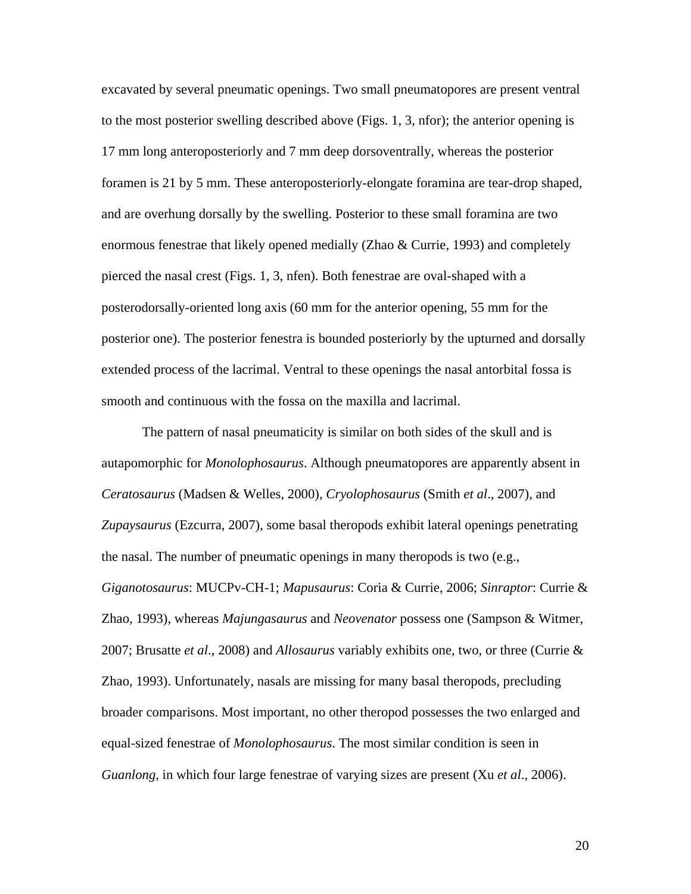excavated by several pneumatic openings. Two small pneumatopores are present ventral to the most posterior swelling described above (Figs. 1, 3, nfor); the anterior opening is 17 mm long anteroposteriorly and 7 mm deep dorsoventrally, whereas the posterior foramen is 21 by 5 mm. These anteroposteriorly-elongate foramina are tear-drop shaped, and are overhung dorsally by the swelling. Posterior to these small foramina are two enormous fenestrae that likely opened medially (Zhao & Currie, 1993) and completely pierced the nasal crest (Figs. 1, 3, nfen). Both fenestrae are oval-shaped with a posterodorsally-oriented long axis (60 mm for the anterior opening, 55 mm for the posterior one). The posterior fenestra is bounded posteriorly by the upturned and dorsally extended process of the lacrimal. Ventral to these openings the nasal antorbital fossa is smooth and continuous with the fossa on the maxilla and lacrimal.

The pattern of nasal pneumaticity is similar on both sides of the skull and is autapomorphic for *Monolophosaurus*. Although pneumatopores are apparently absent in *Ceratosaurus* (Madsen & Welles, 2000), *Cryolophosaurus* (Smith *et al*., 2007), and *Zupaysaurus* (Ezcurra, 2007), some basal theropods exhibit lateral openings penetrating the nasal. The number of pneumatic openings in many theropods is two (e.g., *Giganotosaurus*: MUCPv-CH-1; *Mapusaurus*: Coria & Currie, 2006; *Sinraptor*: Currie & Zhao, 1993), whereas *Majungasaurus* and *Neovenator* possess one (Sampson & Witmer, 2007; Brusatte *et al*., 2008) and *Allosaurus* variably exhibits one, two, or three (Currie & Zhao, 1993). Unfortunately, nasals are missing for many basal theropods, precluding broader comparisons. Most important, no other theropod possesses the two enlarged and equal-sized fenestrae of *Monolophosaurus*. The most similar condition is seen in *Guanlong*, in which four large fenestrae of varying sizes are present (Xu *et al*., 2006).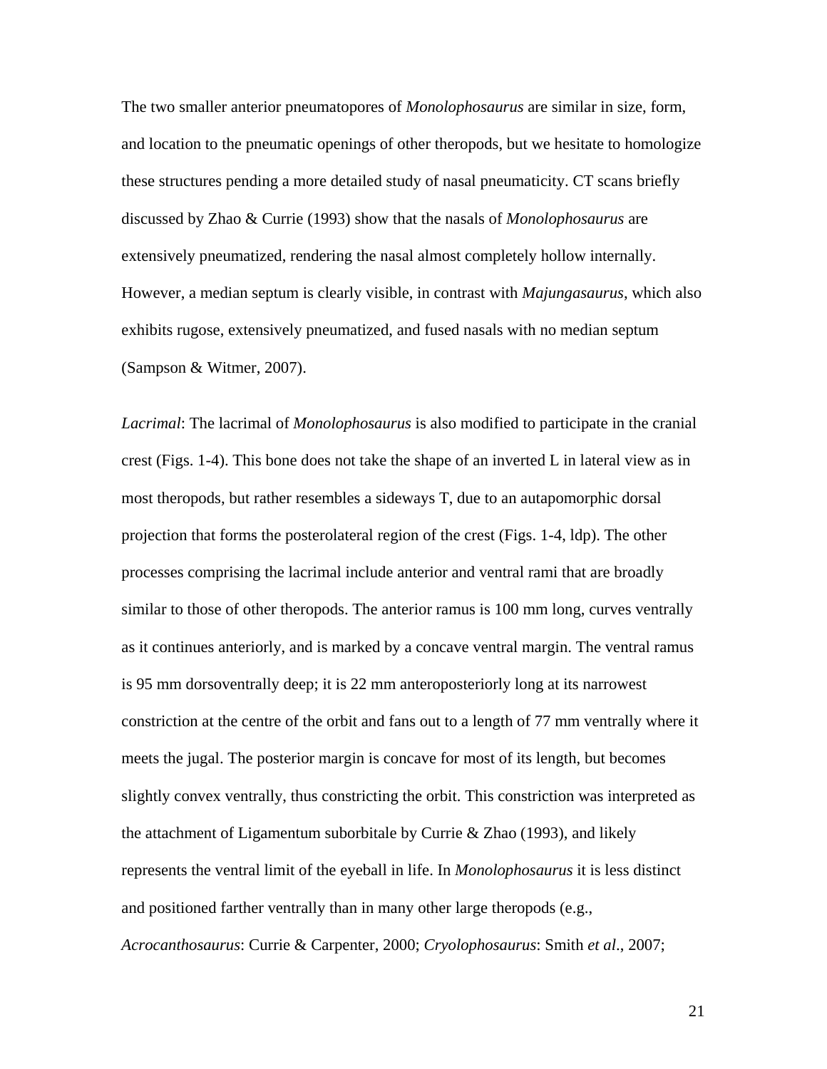The two smaller anterior pneumatopores of *Monolophosaurus* are similar in size, form, and location to the pneumatic openings of other theropods, but we hesitate to homologize these structures pending a more detailed study of nasal pneumaticity. CT scans briefly discussed by Zhao & Currie (1993) show that the nasals of *Monolophosaurus* are extensively pneumatized, rendering the nasal almost completely hollow internally. However, a median septum is clearly visible, in contrast with *Majungasaurus*, which also exhibits rugose, extensively pneumatized, and fused nasals with no median septum (Sampson & Witmer, 2007).

*Lacrimal*: The lacrimal of *Monolophosaurus* is also modified to participate in the cranial crest (Figs. 1-4). This bone does not take the shape of an inverted L in lateral view as in most theropods, but rather resembles a sideways T, due to an autapomorphic dorsal projection that forms the posterolateral region of the crest (Figs. 1-4, ldp). The other processes comprising the lacrimal include anterior and ventral rami that are broadly similar to those of other theropods. The anterior ramus is 100 mm long, curves ventrally as it continues anteriorly, and is marked by a concave ventral margin. The ventral ramus is 95 mm dorsoventrally deep; it is 22 mm anteroposteriorly long at its narrowest constriction at the centre of the orbit and fans out to a length of 77 mm ventrally where it meets the jugal. The posterior margin is concave for most of its length, but becomes slightly convex ventrally, thus constricting the orbit. This constriction was interpreted as the attachment of Ligamentum suborbitale by Currie & Zhao (1993), and likely represents the ventral limit of the eyeball in life. In *Monolophosaurus* it is less distinct and positioned farther ventrally than in many other large theropods (e.g., *Acrocanthosaurus*: Currie & Carpenter, 2000; *Cryolophosaurus*: Smith *et al*., 2007;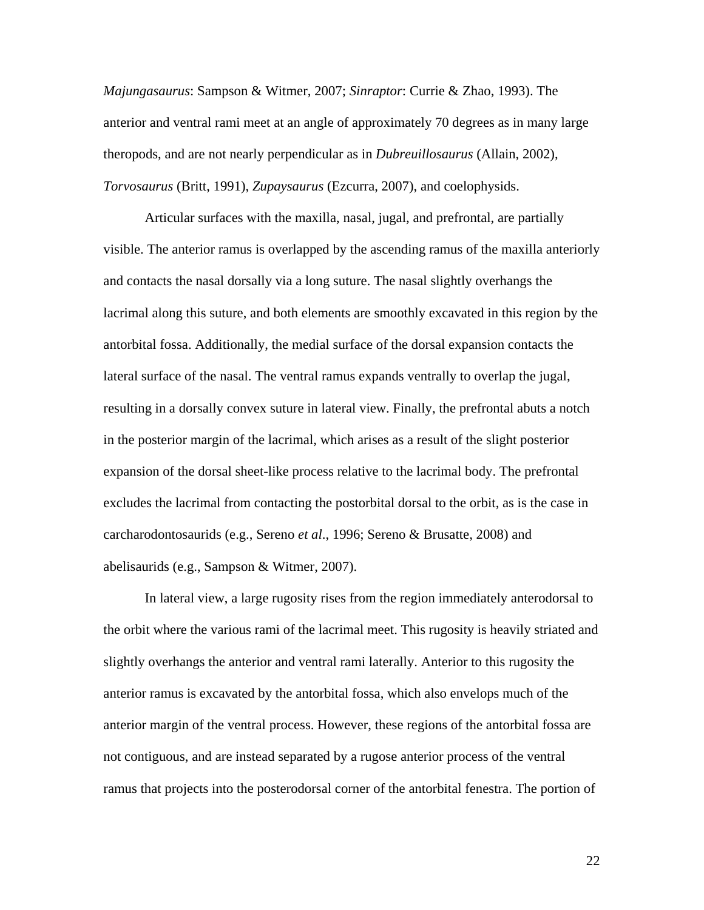*Majungasaurus*: Sampson & Witmer, 2007; *Sinraptor*: Currie & Zhao, 1993). The anterior and ventral rami meet at an angle of approximately 70 degrees as in many large theropods, and are not nearly perpendicular as in *Dubreuillosaurus* (Allain, 2002), *Torvosaurus* (Britt, 1991), *Zupaysaurus* (Ezcurra, 2007), and coelophysids.

Articular surfaces with the maxilla, nasal, jugal, and prefrontal, are partially visible. The anterior ramus is overlapped by the ascending ramus of the maxilla anteriorly and contacts the nasal dorsally via a long suture. The nasal slightly overhangs the lacrimal along this suture, and both elements are smoothly excavated in this region by the antorbital fossa. Additionally, the medial surface of the dorsal expansion contacts the lateral surface of the nasal. The ventral ramus expands ventrally to overlap the jugal, resulting in a dorsally convex suture in lateral view. Finally, the prefrontal abuts a notch in the posterior margin of the lacrimal, which arises as a result of the slight posterior expansion of the dorsal sheet-like process relative to the lacrimal body. The prefrontal excludes the lacrimal from contacting the postorbital dorsal to the orbit, as is the case in carcharodontosaurids (e.g., Sereno *et al*., 1996; Sereno & Brusatte, 2008) and abelisaurids (e.g., Sampson & Witmer, 2007).

In lateral view, a large rugosity rises from the region immediately anterodorsal to the orbit where the various rami of the lacrimal meet. This rugosity is heavily striated and slightly overhangs the anterior and ventral rami laterally. Anterior to this rugosity the anterior ramus is excavated by the antorbital fossa, which also envelops much of the anterior margin of the ventral process. However, these regions of the antorbital fossa are not contiguous, and are instead separated by a rugose anterior process of the ventral ramus that projects into the posterodorsal corner of the antorbital fenestra. The portion of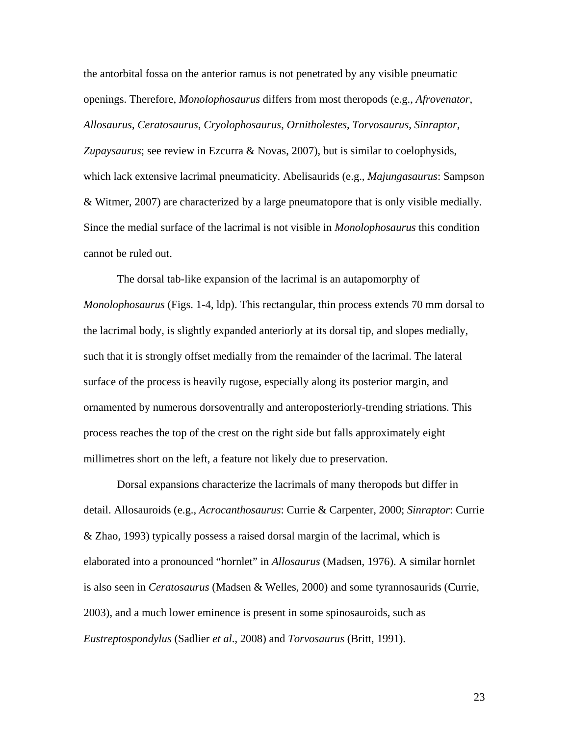the antorbital fossa on the anterior ramus is not penetrated by any visible pneumatic openings. Therefore, *Monolophosaurus* differs from most theropods (e.g., *Afrovenator*, *Allosaurus*, *Ceratosaurus*, *Cryolophosaurus*, *Ornitholestes*, *Torvosaurus*, *Sinraptor*, *Zupaysaurus*; see review in Ezcurra & Novas, 2007), but is similar to coelophysids, which lack extensive lacrimal pneumaticity. Abelisaurids (e.g., *Majungasaurus*: Sampson & Witmer, 2007) are characterized by a large pneumatopore that is only visible medially. Since the medial surface of the lacrimal is not visible in *Monolophosaurus* this condition cannot be ruled out.

The dorsal tab-like expansion of the lacrimal is an autapomorphy of *Monolophosaurus* (Figs. 1-4, ldp). This rectangular, thin process extends 70 mm dorsal to the lacrimal body, is slightly expanded anteriorly at its dorsal tip, and slopes medially, such that it is strongly offset medially from the remainder of the lacrimal. The lateral surface of the process is heavily rugose, especially along its posterior margin, and ornamented by numerous dorsoventrally and anteroposteriorly-trending striations. This process reaches the top of the crest on the right side but falls approximately eight millimetres short on the left, a feature not likely due to preservation.

Dorsal expansions characterize the lacrimals of many theropods but differ in detail. Allosauroids (e.g., *Acrocanthosaurus*: Currie & Carpenter, 2000; *Sinraptor*: Currie & Zhao, 1993) typically possess a raised dorsal margin of the lacrimal, which is elaborated into a pronounced "hornlet" in *Allosaurus* (Madsen, 1976). A similar hornlet is also seen in *Ceratosaurus* (Madsen & Welles, 2000) and some tyrannosaurids (Currie, 2003), and a much lower eminence is present in some spinosauroids, such as *Eustreptospondylus* (Sadlier *et al*., 2008) and *Torvosaurus* (Britt, 1991).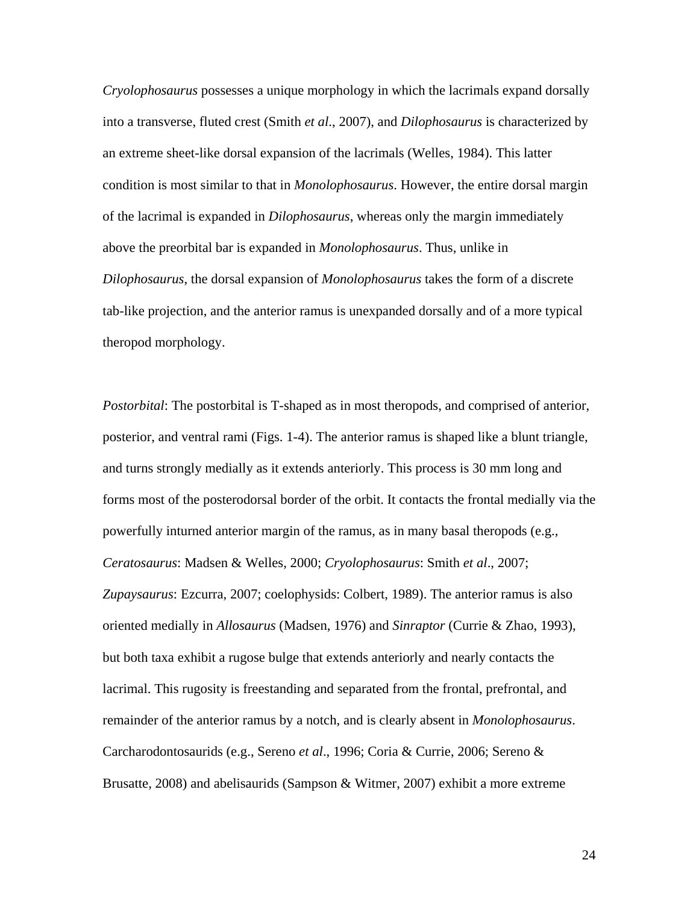*Cryolophosaurus* possesses a unique morphology in which the lacrimals expand dorsally into a transverse, fluted crest (Smith *et al*., 2007), and *Dilophosaurus* is characterized by an extreme sheet-like dorsal expansion of the lacrimals (Welles, 1984). This latter condition is most similar to that in *Monolophosaurus*. However, the entire dorsal margin of the lacrimal is expanded in *Dilophosaurus*, whereas only the margin immediately above the preorbital bar is expanded in *Monolophosaurus*. Thus, unlike in *Dilophosaurus*, the dorsal expansion of *Monolophosaurus* takes the form of a discrete tab-like projection, and the anterior ramus is unexpanded dorsally and of a more typical theropod morphology.

*Postorbital*: The postorbital is T-shaped as in most theropods, and comprised of anterior, posterior, and ventral rami (Figs. 1-4). The anterior ramus is shaped like a blunt triangle, and turns strongly medially as it extends anteriorly. This process is 30 mm long and forms most of the posterodorsal border of the orbit. It contacts the frontal medially via the powerfully inturned anterior margin of the ramus, as in many basal theropods (e.g., *Ceratosaurus*: Madsen & Welles, 2000; *Cryolophosaurus*: Smith *et al*., 2007; *Zupaysaurus*: Ezcurra, 2007; coelophysids: Colbert, 1989). The anterior ramus is also oriented medially in *Allosaurus* (Madsen, 1976) and *Sinraptor* (Currie & Zhao, 1993), but both taxa exhibit a rugose bulge that extends anteriorly and nearly contacts the lacrimal. This rugosity is freestanding and separated from the frontal, prefrontal, and remainder of the anterior ramus by a notch, and is clearly absent in *Monolophosaurus*. Carcharodontosaurids (e.g., Sereno *et al*., 1996; Coria & Currie, 2006; Sereno & Brusatte, 2008) and abelisaurids (Sampson & Witmer, 2007) exhibit a more extreme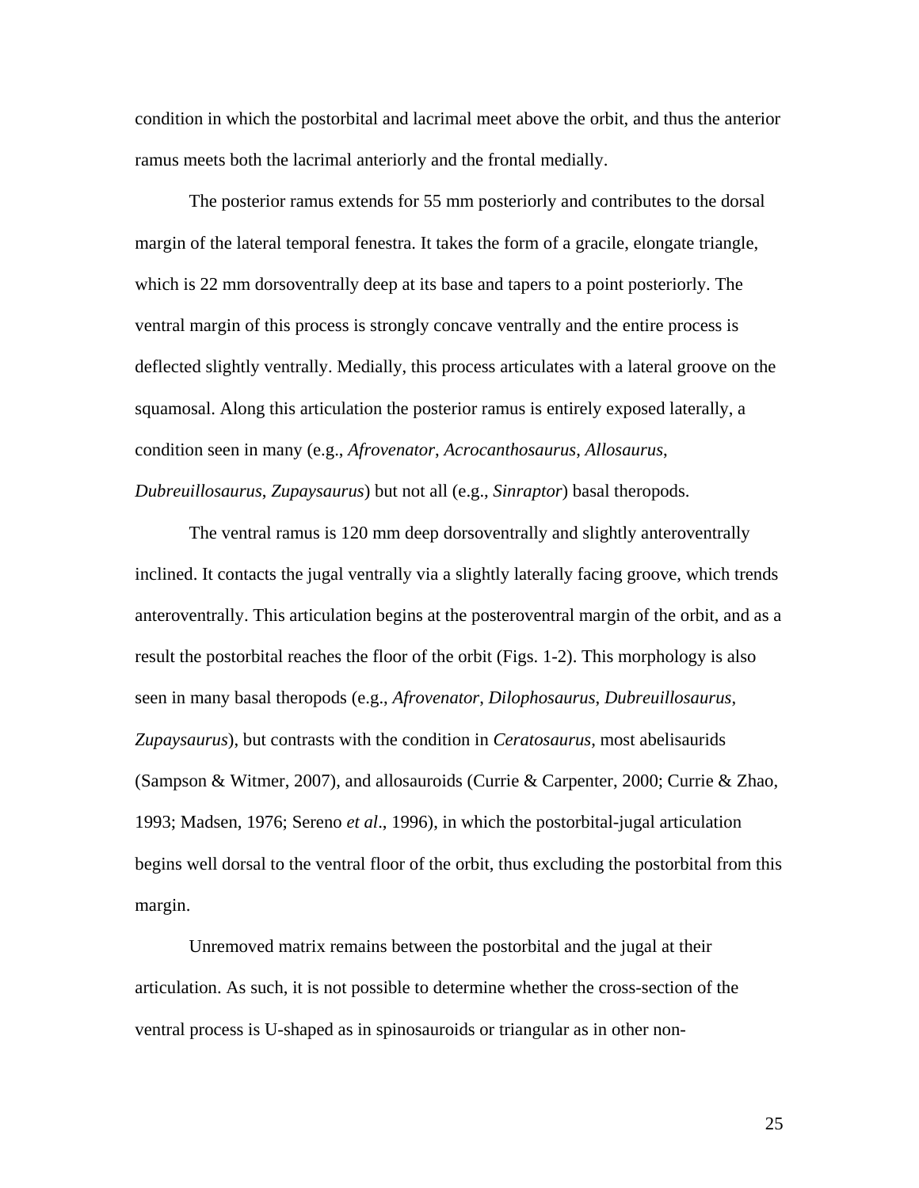condition in which the postorbital and lacrimal meet above the orbit, and thus the anterior ramus meets both the lacrimal anteriorly and the frontal medially.

The posterior ramus extends for 55 mm posteriorly and contributes to the dorsal margin of the lateral temporal fenestra. It takes the form of a gracile, elongate triangle, which is 22 mm dorsoventrally deep at its base and tapers to a point posteriorly. The ventral margin of this process is strongly concave ventrally and the entire process is deflected slightly ventrally. Medially, this process articulates with a lateral groove on the squamosal. Along this articulation the posterior ramus is entirely exposed laterally, a condition seen in many (e.g., *Afrovenator*, *Acrocanthosaurus*, *Allosaurus*, *Dubreuillosaurus*, *Zupaysaurus*) but not all (e.g., *Sinraptor*) basal theropods.

The ventral ramus is 120 mm deep dorsoventrally and slightly anteroventrally inclined. It contacts the jugal ventrally via a slightly laterally facing groove, which trends anteroventrally. This articulation begins at the posteroventral margin of the orbit, and as a result the postorbital reaches the floor of the orbit (Figs. 1-2). This morphology is also seen in many basal theropods (e.g., *Afrovenator*, *Dilophosaurus*, *Dubreuillosaurus*, *Zupaysaurus*), but contrasts with the condition in *Ceratosaurus*, most abelisaurids (Sampson & Witmer, 2007), and allosauroids (Currie & Carpenter, 2000; Currie & Zhao, 1993; Madsen, 1976; Sereno *et al*., 1996), in which the postorbital-jugal articulation begins well dorsal to the ventral floor of the orbit, thus excluding the postorbital from this margin.

Unremoved matrix remains between the postorbital and the jugal at their articulation. As such, it is not possible to determine whether the cross-section of the ventral process is U-shaped as in spinosauroids or triangular as in other non-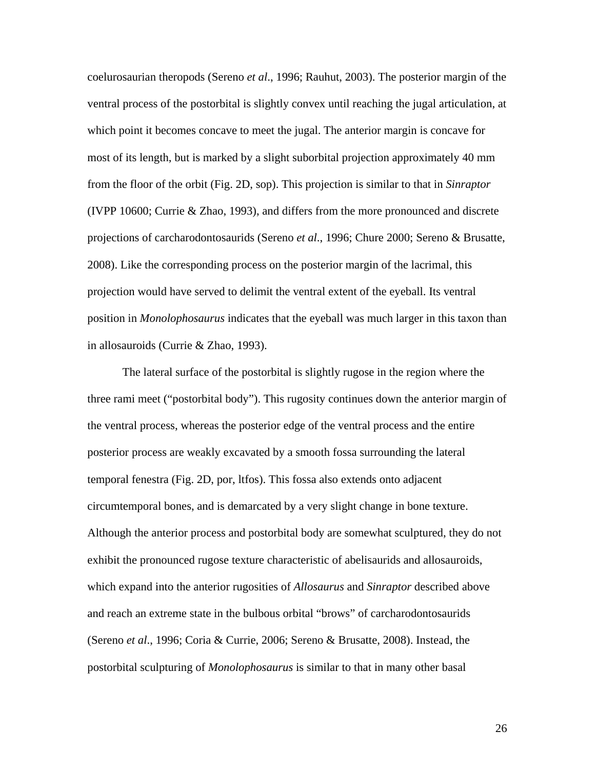coelurosaurian theropods (Sereno *et al*., 1996; Rauhut, 2003). The posterior margin of the ventral process of the postorbital is slightly convex until reaching the jugal articulation, at which point it becomes concave to meet the jugal. The anterior margin is concave for most of its length, but is marked by a slight suborbital projection approximately 40 mm from the floor of the orbit (Fig. 2D, sop). This projection is similar to that in *Sinraptor* (IVPP 10600; Currie & Zhao, 1993), and differs from the more pronounced and discrete projections of carcharodontosaurids (Sereno *et al*., 1996; Chure 2000; Sereno & Brusatte, 2008). Like the corresponding process on the posterior margin of the lacrimal, this projection would have served to delimit the ventral extent of the eyeball. Its ventral position in *Monolophosaurus* indicates that the eyeball was much larger in this taxon than in allosauroids (Currie & Zhao, 1993).

The lateral surface of the postorbital is slightly rugose in the region where the three rami meet ("postorbital body"). This rugosity continues down the anterior margin of the ventral process, whereas the posterior edge of the ventral process and the entire posterior process are weakly excavated by a smooth fossa surrounding the lateral temporal fenestra (Fig. 2D, por, ltfos). This fossa also extends onto adjacent circumtemporal bones, and is demarcated by a very slight change in bone texture. Although the anterior process and postorbital body are somewhat sculptured, they do not exhibit the pronounced rugose texture characteristic of abelisaurids and allosauroids, which expand into the anterior rugosities of *Allosaurus* and *Sinraptor* described above and reach an extreme state in the bulbous orbital "brows" of carcharodontosaurids (Sereno *et al*., 1996; Coria & Currie, 2006; Sereno & Brusatte, 2008). Instead, the postorbital sculpturing of *Monolophosaurus* is similar to that in many other basal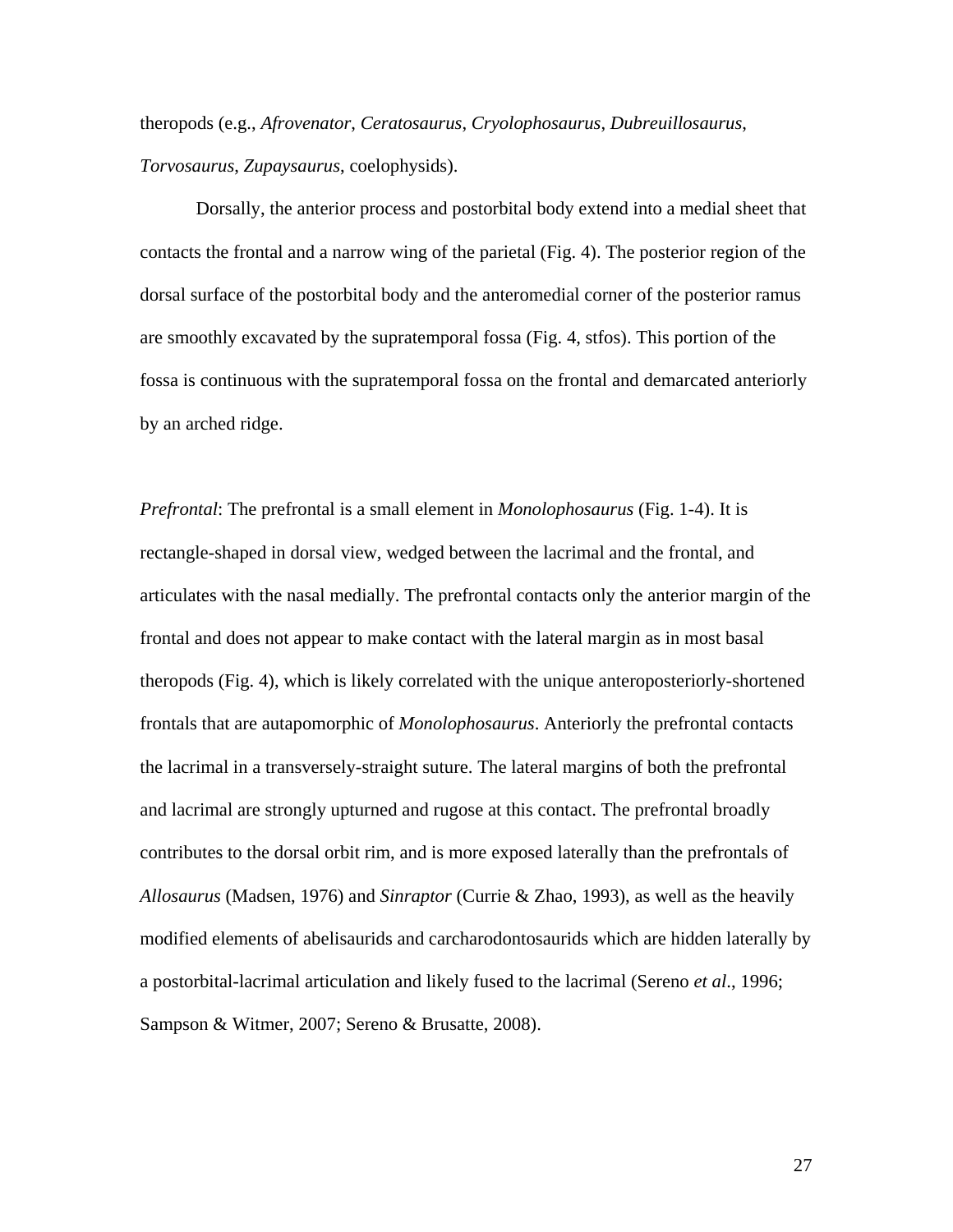theropods (e.g., *Afrovenator*, *Ceratosaurus*, *Cryolophosaurus*, *Dubreuillosaurus*, *Torvosaurus*, *Zupaysaurus*, coelophysids).

Dorsally, the anterior process and postorbital body extend into a medial sheet that contacts the frontal and a narrow wing of the parietal (Fig. 4). The posterior region of the dorsal surface of the postorbital body and the anteromedial corner of the posterior ramus are smoothly excavated by the supratemporal fossa (Fig. 4, stfos). This portion of the fossa is continuous with the supratemporal fossa on the frontal and demarcated anteriorly by an arched ridge.

*Prefrontal*: The prefrontal is a small element in *Monolophosaurus* (Fig. 1-4). It is rectangle-shaped in dorsal view, wedged between the lacrimal and the frontal, and articulates with the nasal medially. The prefrontal contacts only the anterior margin of the frontal and does not appear to make contact with the lateral margin as in most basal theropods (Fig. 4), which is likely correlated with the unique anteroposteriorly-shortened frontals that are autapomorphic of *Monolophosaurus*. Anteriorly the prefrontal contacts the lacrimal in a transversely-straight suture. The lateral margins of both the prefrontal and lacrimal are strongly upturned and rugose at this contact. The prefrontal broadly contributes to the dorsal orbit rim, and is more exposed laterally than the prefrontals of *Allosaurus* (Madsen, 1976) and *Sinraptor* (Currie & Zhao, 1993), as well as the heavily modified elements of abelisaurids and carcharodontosaurids which are hidden laterally by a postorbital-lacrimal articulation and likely fused to the lacrimal (Sereno *et al*., 1996; Sampson & Witmer, 2007; Sereno & Brusatte, 2008).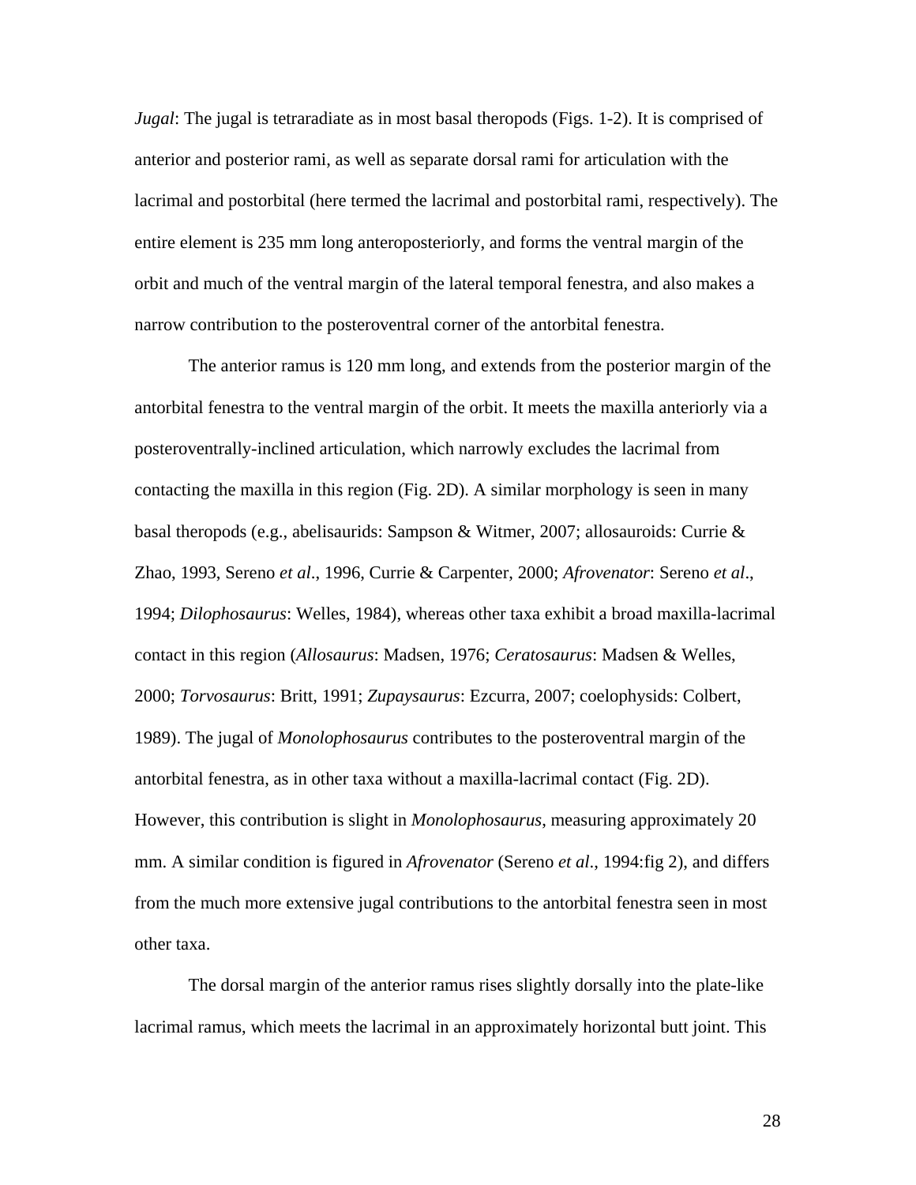*Jugal*: The jugal is tetraradiate as in most basal theropods (Figs. 1-2). It is comprised of anterior and posterior rami, as well as separate dorsal rami for articulation with the lacrimal and postorbital (here termed the lacrimal and postorbital rami, respectively). The entire element is 235 mm long anteroposteriorly, and forms the ventral margin of the orbit and much of the ventral margin of the lateral temporal fenestra, and also makes a narrow contribution to the posteroventral corner of the antorbital fenestra.

The anterior ramus is 120 mm long, and extends from the posterior margin of the antorbital fenestra to the ventral margin of the orbit. It meets the maxilla anteriorly via a posteroventrally-inclined articulation, which narrowly excludes the lacrimal from contacting the maxilla in this region (Fig. 2D). A similar morphology is seen in many basal theropods (e.g., abelisaurids: Sampson & Witmer, 2007; allosauroids: Currie & Zhao, 1993, Sereno *et al*., 1996, Currie & Carpenter, 2000; *Afrovenator*: Sereno *et al*., 1994; *Dilophosaurus*: Welles, 1984), whereas other taxa exhibit a broad maxilla-lacrimal contact in this region (*Allosaurus*: Madsen, 1976; *Ceratosaurus*: Madsen & Welles, 2000; *Torvosaurus*: Britt, 1991; *Zupaysaurus*: Ezcurra, 2007; coelophysids: Colbert, 1989). The jugal of *Monolophosaurus* contributes to the posteroventral margin of the antorbital fenestra, as in other taxa without a maxilla-lacrimal contact (Fig. 2D). However, this contribution is slight in *Monolophosaurus*, measuring approximately 20 mm. A similar condition is figured in *Afrovenator* (Sereno *et al*., 1994:fig 2), and differs from the much more extensive jugal contributions to the antorbital fenestra seen in most other taxa.

The dorsal margin of the anterior ramus rises slightly dorsally into the plate-like lacrimal ramus, which meets the lacrimal in an approximately horizontal butt joint. This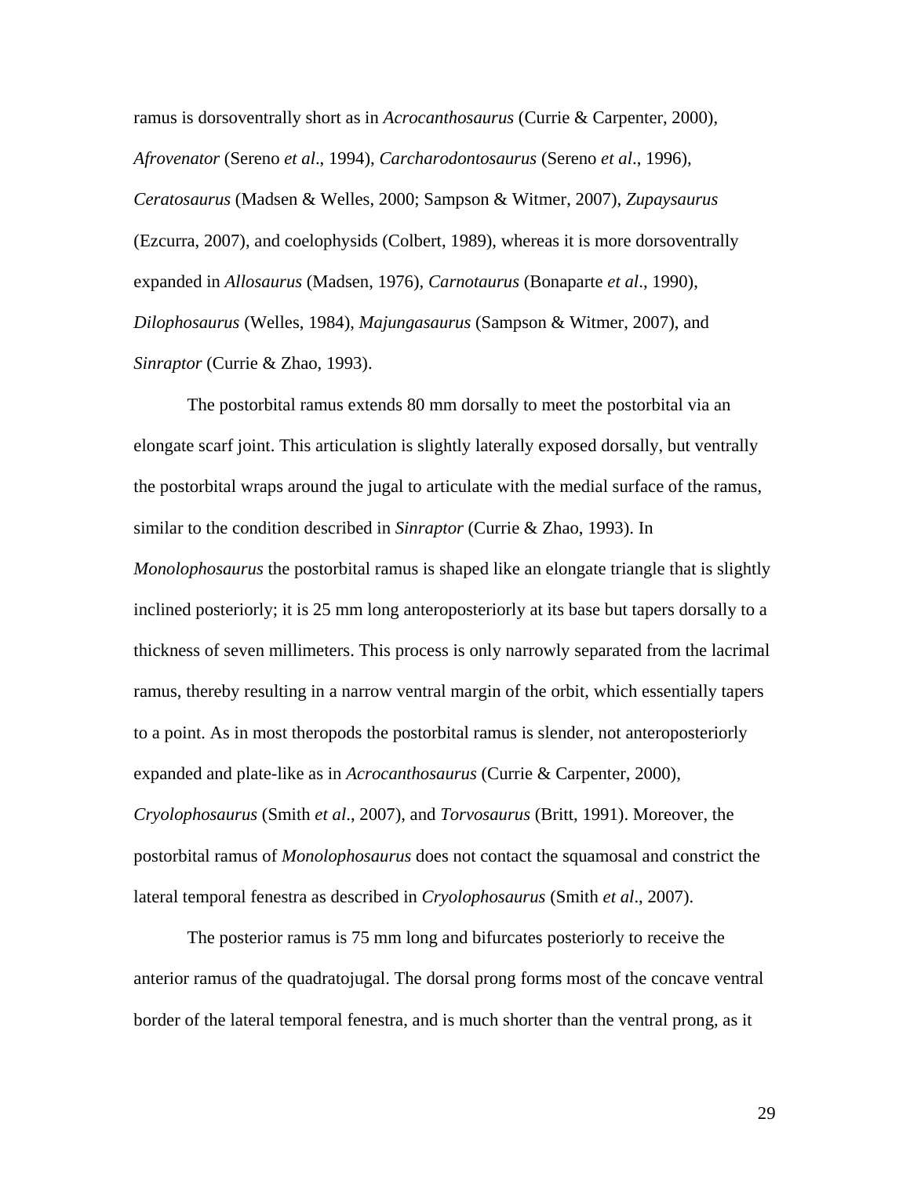ramus is dorsoventrally short as in *Acrocanthosaurus* (Currie & Carpenter, 2000), *Afrovenator* (Sereno *et al*., 1994), *Carcharodontosaurus* (Sereno *et al*., 1996), *Ceratosaurus* (Madsen & Welles, 2000; Sampson & Witmer, 2007), *Zupaysaurus* (Ezcurra, 2007), and coelophysids (Colbert, 1989), whereas it is more dorsoventrally expanded in *Allosaurus* (Madsen, 1976), *Carnotaurus* (Bonaparte *et al*., 1990), *Dilophosaurus* (Welles, 1984), *Majungasaurus* (Sampson & Witmer, 2007), and *Sinraptor* (Currie & Zhao, 1993).

The postorbital ramus extends 80 mm dorsally to meet the postorbital via an elongate scarf joint. This articulation is slightly laterally exposed dorsally, but ventrally the postorbital wraps around the jugal to articulate with the medial surface of the ramus, similar to the condition described in *Sinraptor* (Currie & Zhao, 1993). In *Monolophosaurus* the postorbital ramus is shaped like an elongate triangle that is slightly inclined posteriorly; it is 25 mm long anteroposteriorly at its base but tapers dorsally to a thickness of seven millimeters. This process is only narrowly separated from the lacrimal ramus, thereby resulting in a narrow ventral margin of the orbit, which essentially tapers to a point. As in most theropods the postorbital ramus is slender, not anteroposteriorly expanded and plate-like as in *Acrocanthosaurus* (Currie & Carpenter, 2000), *Cryolophosaurus* (Smith *et al*., 2007), and *Torvosaurus* (Britt, 1991). Moreover, the postorbital ramus of *Monolophosaurus* does not contact the squamosal and constrict the lateral temporal fenestra as described in *Cryolophosaurus* (Smith *et al*., 2007).

The posterior ramus is 75 mm long and bifurcates posteriorly to receive the anterior ramus of the quadratojugal. The dorsal prong forms most of the concave ventral border of the lateral temporal fenestra, and is much shorter than the ventral prong, as it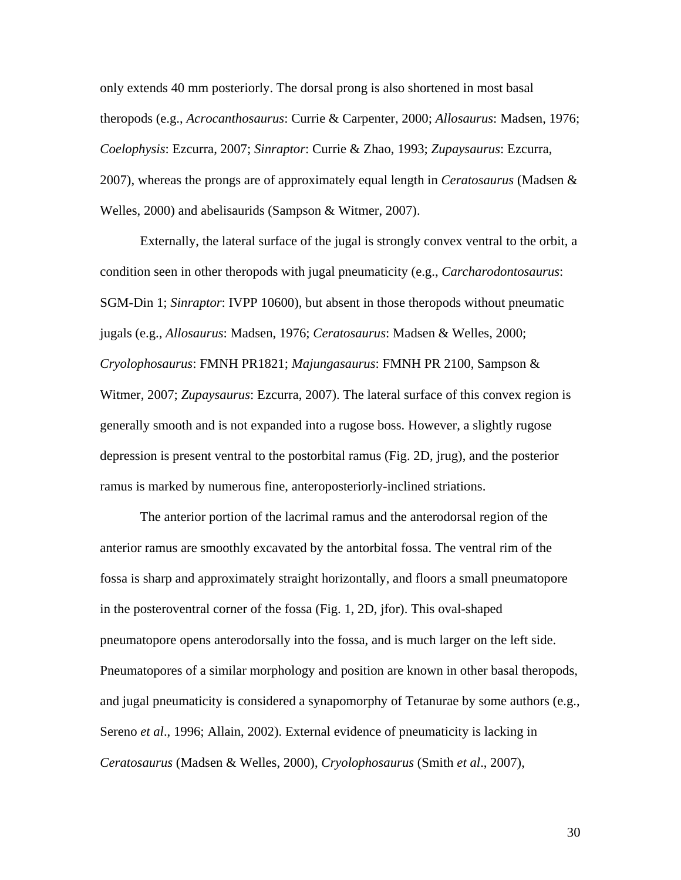only extends 40 mm posteriorly. The dorsal prong is also shortened in most basal theropods (e.g., *Acrocanthosaurus*: Currie & Carpenter, 2000; *Allosaurus*: Madsen, 1976; *Coelophysis*: Ezcurra, 2007; *Sinraptor*: Currie & Zhao, 1993; *Zupaysaurus*: Ezcurra, 2007), whereas the prongs are of approximately equal length in *Ceratosaurus* (Madsen & Welles, 2000) and abelisaurids (Sampson & Witmer, 2007).

Externally, the lateral surface of the jugal is strongly convex ventral to the orbit, a condition seen in other theropods with jugal pneumaticity (e.g., *Carcharodontosaurus*: SGM-Din 1; *Sinraptor*: IVPP 10600), but absent in those theropods without pneumatic jugals (e.g., *Allosaurus*: Madsen, 1976; *Ceratosaurus*: Madsen & Welles, 2000; *Cryolophosaurus*: FMNH PR1821; *Majungasaurus*: FMNH PR 2100, Sampson & Witmer, 2007; *Zupaysaurus*: Ezcurra, 2007). The lateral surface of this convex region is generally smooth and is not expanded into a rugose boss. However, a slightly rugose depression is present ventral to the postorbital ramus (Fig. 2D, jrug), and the posterior ramus is marked by numerous fine, anteroposteriorly-inclined striations.

The anterior portion of the lacrimal ramus and the anterodorsal region of the anterior ramus are smoothly excavated by the antorbital fossa. The ventral rim of the fossa is sharp and approximately straight horizontally, and floors a small pneumatopore in the posteroventral corner of the fossa (Fig. 1, 2D, jfor). This oval-shaped pneumatopore opens anterodorsally into the fossa, and is much larger on the left side. Pneumatopores of a similar morphology and position are known in other basal theropods, and jugal pneumaticity is considered a synapomorphy of Tetanurae by some authors (e.g., Sereno *et al*., 1996; Allain, 2002). External evidence of pneumaticity is lacking in *Ceratosaurus* (Madsen & Welles, 2000), *Cryolophosaurus* (Smith *et al*., 2007),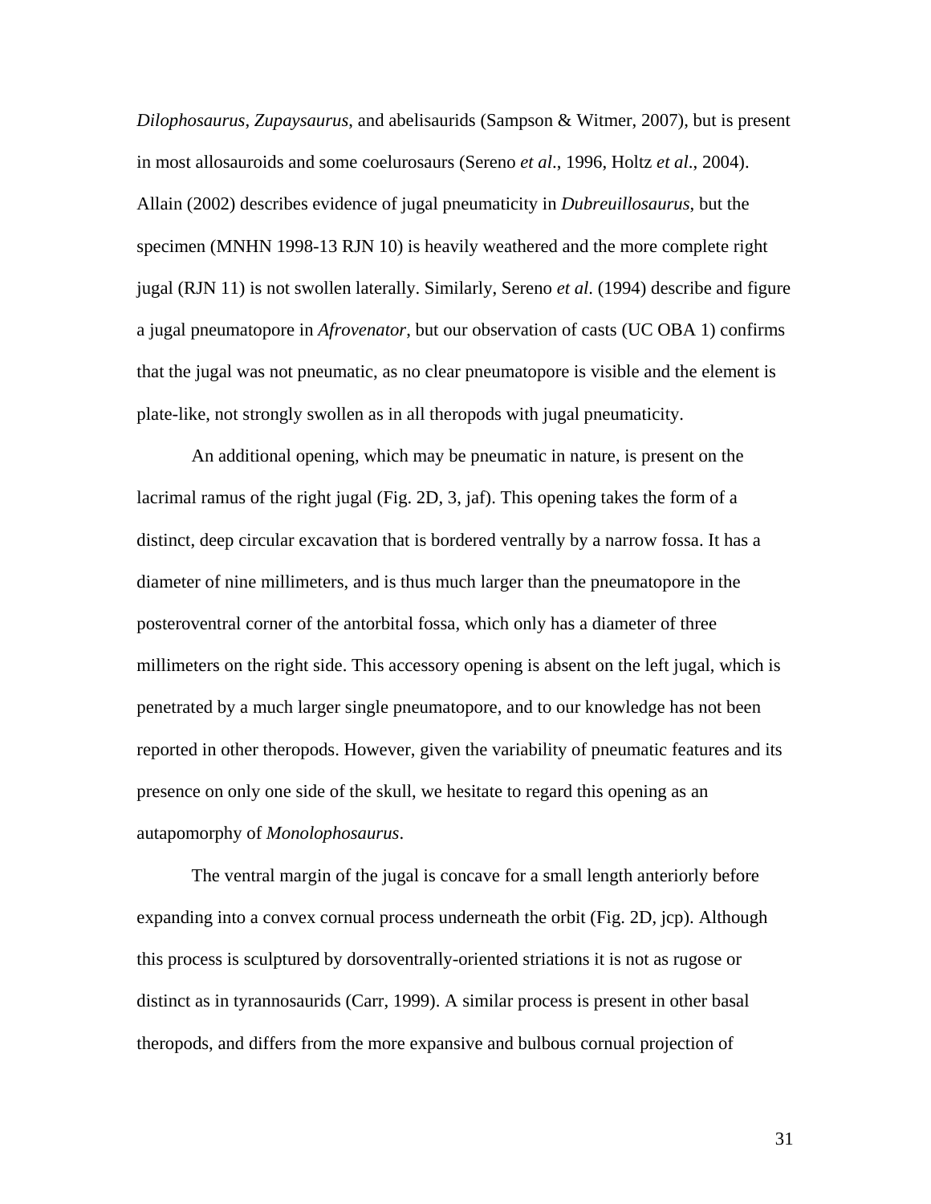*Dilophosaurus*, *Zupaysaurus*, and abelisaurids (Sampson & Witmer, 2007), but is present in most allosauroids and some coelurosaurs (Sereno *et al*., 1996, Holtz *et al*., 2004). Allain (2002) describes evidence of jugal pneumaticity in *Dubreuillosaurus*, but the specimen (MNHN 1998-13 RJN 10) is heavily weathered and the more complete right jugal (RJN 11) is not swollen laterally. Similarly, Sereno *et al*. (1994) describe and figure a jugal pneumatopore in *Afrovenator*, but our observation of casts (UC OBA 1) confirms that the jugal was not pneumatic, as no clear pneumatopore is visible and the element is plate-like, not strongly swollen as in all theropods with jugal pneumaticity.

An additional opening, which may be pneumatic in nature, is present on the lacrimal ramus of the right jugal (Fig. 2D, 3, jaf). This opening takes the form of a distinct, deep circular excavation that is bordered ventrally by a narrow fossa. It has a diameter of nine millimeters, and is thus much larger than the pneumatopore in the posteroventral corner of the antorbital fossa, which only has a diameter of three millimeters on the right side. This accessory opening is absent on the left jugal, which is penetrated by a much larger single pneumatopore, and to our knowledge has not been reported in other theropods. However, given the variability of pneumatic features and its presence on only one side of the skull, we hesitate to regard this opening as an autapomorphy of *Monolophosaurus*.

The ventral margin of the jugal is concave for a small length anteriorly before expanding into a convex cornual process underneath the orbit (Fig. 2D, jcp). Although this process is sculptured by dorsoventrally-oriented striations it is not as rugose or distinct as in tyrannosaurids (Carr, 1999). A similar process is present in other basal theropods, and differs from the more expansive and bulbous cornual projection of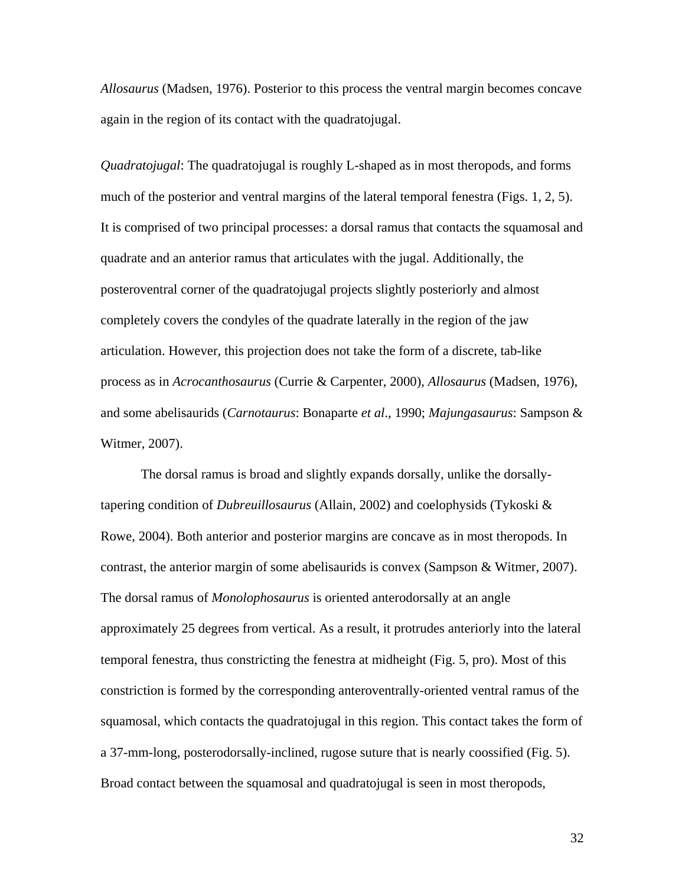*Allosaurus* (Madsen, 1976). Posterior to this process the ventral margin becomes concave again in the region of its contact with the quadratojugal.

*Quadratojugal*: The quadratojugal is roughly L-shaped as in most theropods, and forms much of the posterior and ventral margins of the lateral temporal fenestra (Figs. 1, 2, 5). It is comprised of two principal processes: a dorsal ramus that contacts the squamosal and quadrate and an anterior ramus that articulates with the jugal. Additionally, the posteroventral corner of the quadratojugal projects slightly posteriorly and almost completely covers the condyles of the quadrate laterally in the region of the jaw articulation. However, this projection does not take the form of a discrete, tab-like process as in *Acrocanthosaurus* (Currie & Carpenter, 2000), *Allosaurus* (Madsen, 1976), and some abelisaurids (*Carnotaurus*: Bonaparte *et al*., 1990; *Majungasaurus*: Sampson & Witmer, 2007).

The dorsal ramus is broad and slightly expands dorsally, unlike the dorsally-tapering condition of *Dubreuillosaurus* (Allain, 2002) and coelophysids (Tykoski & Rowe, 2004). Both anterior and posterior margins are concave as in most theropods. In contrast, the anterior margin of some abelisaurids is convex (Sampson & Witmer, 2007). The dorsal ramus of *Monolophosaurus* is oriented anterodorsally at an angle approximately 25 degrees from vertical. As a result, it protrudes anteriorly into the lateral temporal fenestra, thus constricting the fenestra at midheight (Fig. 5, pro). Most of this constriction is formed by the corresponding anteroventrally-oriented ventral ramus of the squamosal, which contacts the quadratojugal in this region. This contact takes the form of a 37-mm-long, posterodorsally-inclined, rugose suture that is nearly coossified (Fig. 5). Broad contact between the squamosal and quadratojugal is seen in most theropods,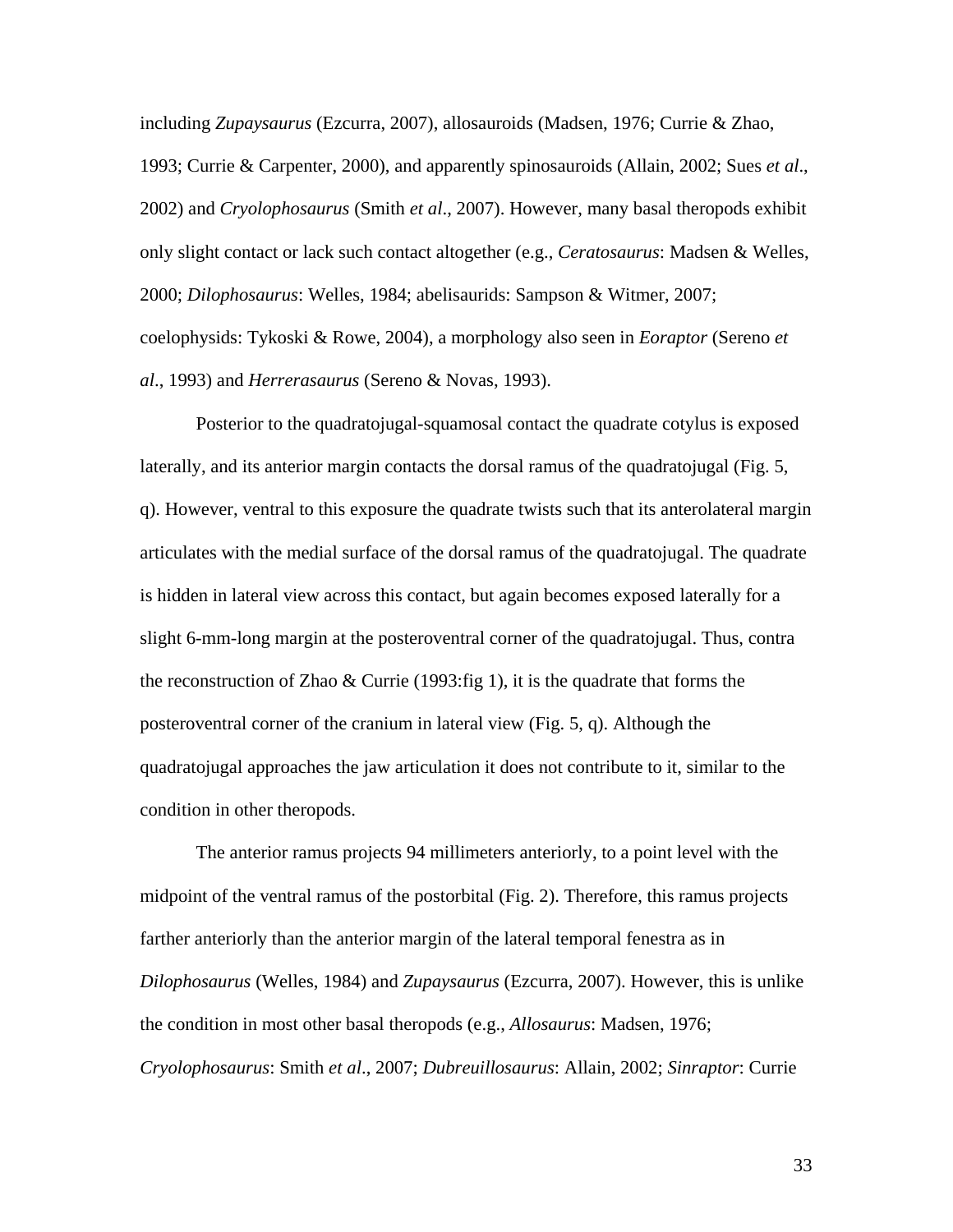including *Zupaysaurus* (Ezcurra, 2007), allosauroids (Madsen, 1976; Currie & Zhao, 1993; Currie & Carpenter, 2000), and apparently spinosauroids (Allain, 2002; Sues *et al*., 2002) and *Cryolophosaurus* (Smith *et al*., 2007). However, many basal theropods exhibit only slight contact or lack such contact altogether (e.g., *Ceratosaurus*: Madsen & Welles, 2000; *Dilophosaurus*: Welles, 1984; abelisaurids: Sampson & Witmer, 2007; coelophysids: Tykoski & Rowe, 2004), a morphology also seen in *Eoraptor* (Sereno *et al*., 1993) and *Herrerasaurus* (Sereno & Novas, 1993).

Posterior to the quadratojugal-squamosal contact the quadrate cotylus is exposed laterally, and its anterior margin contacts the dorsal ramus of the quadratojugal (Fig. 5, q). However, ventral to this exposure the quadrate twists such that its anterolateral margin articulates with the medial surface of the dorsal ramus of the quadratojugal. The quadrate is hidden in lateral view across this contact, but again becomes exposed laterally for a slight 6-mm-long margin at the posteroventral corner of the quadratojugal. Thus, contra the reconstruction of Zhao & Currie (1993:fig 1), it is the quadrate that forms the posteroventral corner of the cranium in lateral view (Fig. 5, q). Although the quadratojugal approaches the jaw articulation it does not contribute to it, similar to the condition in other theropods.

The anterior ramus projects 94 millimeters anteriorly, to a point level with the midpoint of the ventral ramus of the postorbital (Fig. 2). Therefore, this ramus projects farther anteriorly than the anterior margin of the lateral temporal fenestra as in *Dilophosaurus* (Welles, 1984) and *Zupaysaurus* (Ezcurra, 2007). However, this is unlike the condition in most other basal theropods (e.g., *Allosaurus*: Madsen, 1976; *Cryolophosaurus*: Smith *et al*., 2007; *Dubreuillosaurus*: Allain, 2002; *Sinraptor*: Currie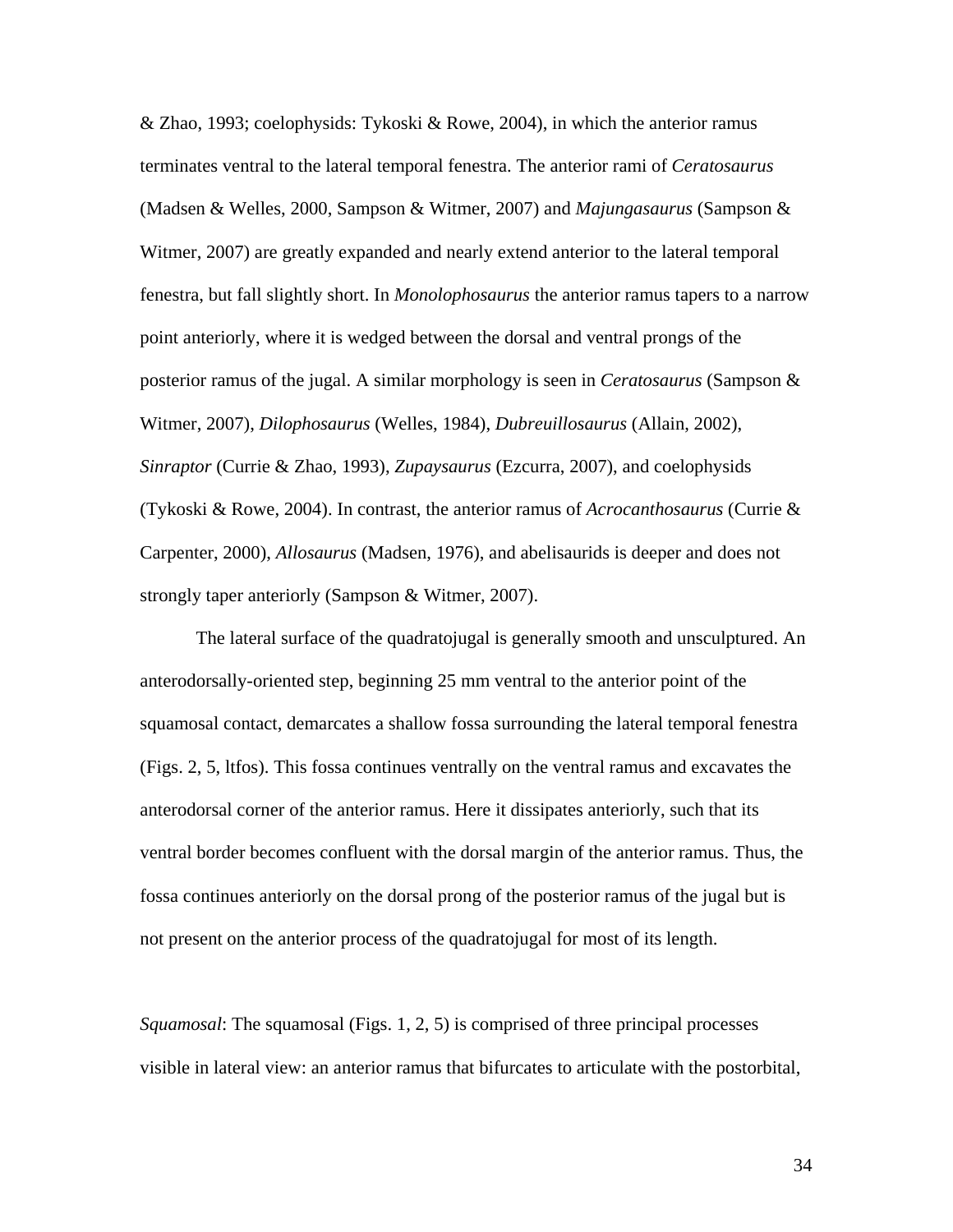& Zhao, 1993; coelophysids: Tykoski & Rowe, 2004), in which the anterior ramus terminates ventral to the lateral temporal fenestra. The anterior rami of *Ceratosaurus* (Madsen & Welles, 2000, Sampson & Witmer, 2007) and *Majungasaurus* (Sampson & Witmer, 2007) are greatly expanded and nearly extend anterior to the lateral temporal fenestra, but fall slightly short. In *Monolophosaurus* the anterior ramus tapers to a narrow point anteriorly, where it is wedged between the dorsal and ventral prongs of the posterior ramus of the jugal. A similar morphology is seen in *Ceratosaurus* (Sampson & Witmer, 2007), *Dilophosaurus* (Welles, 1984), *Dubreuillosaurus* (Allain, 2002), *Sinraptor* (Currie & Zhao, 1993), *Zupaysaurus* (Ezcurra, 2007), and coelophysids (Tykoski & Rowe, 2004). In contrast, the anterior ramus of *Acrocanthosaurus* (Currie & Carpenter, 2000), *Allosaurus* (Madsen, 1976), and abelisaurids is deeper and does not strongly taper anteriorly (Sampson & Witmer, 2007).

The lateral surface of the quadratojugal is generally smooth and unsculptured. An anterodorsally-oriented step, beginning 25 mm ventral to the anterior point of the squamosal contact, demarcates a shallow fossa surrounding the lateral temporal fenestra (Figs. 2, 5, ltfos). This fossa continues ventrally on the ventral ramus and excavates the anterodorsal corner of the anterior ramus. Here it dissipates anteriorly, such that its ventral border becomes confluent with the dorsal margin of the anterior ramus. Thus, the fossa continues anteriorly on the dorsal prong of the posterior ramus of the jugal but is not present on the anterior process of the quadratojugal for most of its length.

*Squamosal*: The squamosal (Figs. 1, 2, 5) is comprised of three principal processes visible in lateral view: an anterior ramus that bifurcates to articulate with the postorbital,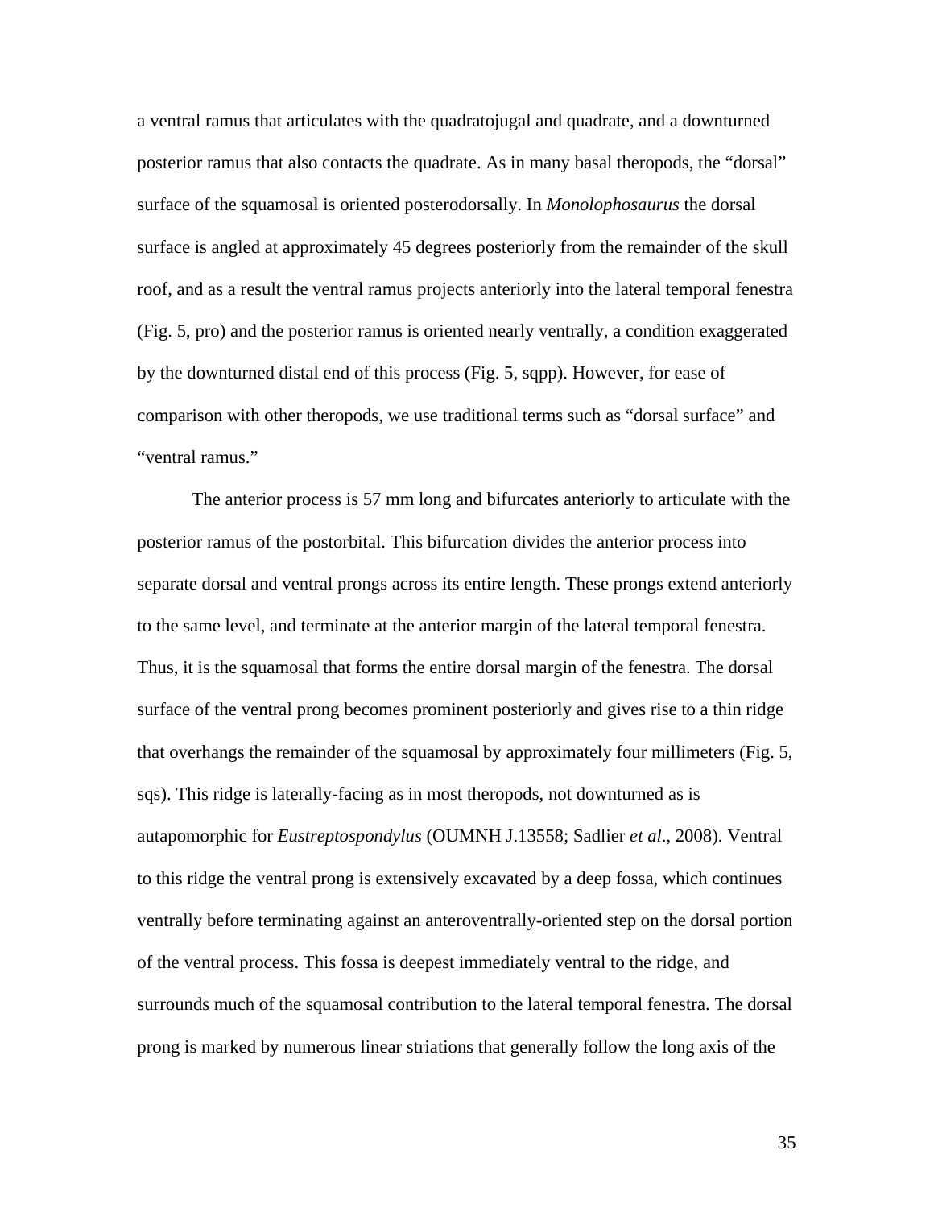a ventral ramus that articulates with the quadratojugal and quadrate, and a downturned posterior ramus that also contacts the quadrate. As in many basal theropods, the "dorsal" surface of the squamosal is oriented posterodorsally. In *Monolophosaurus* the dorsal surface is angled at approximately 45 degrees posteriorly from the remainder of the skull roof, and as a result the ventral ramus projects anteriorly into the lateral temporal fenestra (Fig. 5, pro) and the posterior ramus is oriented nearly ventrally, a condition exaggerated by the downturned distal end of this process (Fig. 5, sqpp). However, for ease of comparison with other theropods, we use traditional terms such as "dorsal surface" and "ventral ramus."

The anterior process is 57 mm long and bifurcates anteriorly to articulate with the posterior ramus of the postorbital. This bifurcation divides the anterior process into separate dorsal and ventral prongs across its entire length. These prongs extend anteriorly to the same level, and terminate at the anterior margin of the lateral temporal fenestra. Thus, it is the squamosal that forms the entire dorsal margin of the fenestra. The dorsal surface of the ventral prong becomes prominent posteriorly and gives rise to a thin ridge that overhangs the remainder of the squamosal by approximately four millimeters (Fig. 5, sqs). This ridge is laterally-facing as in most theropods, not downturned as is autapomorphic for *Eustreptospondylus* (OUMNH J.13558; Sadlier *et al*., 2008). Ventral to this ridge the ventral prong is extensively excavated by a deep fossa, which continues ventrally before terminating against an anteroventrally-oriented step on the dorsal portion of the ventral process. This fossa is deepest immediately ventral to the ridge, and surrounds much of the squamosal contribution to the lateral temporal fenestra. The dorsal prong is marked by numerous linear striations that generally follow the long axis of the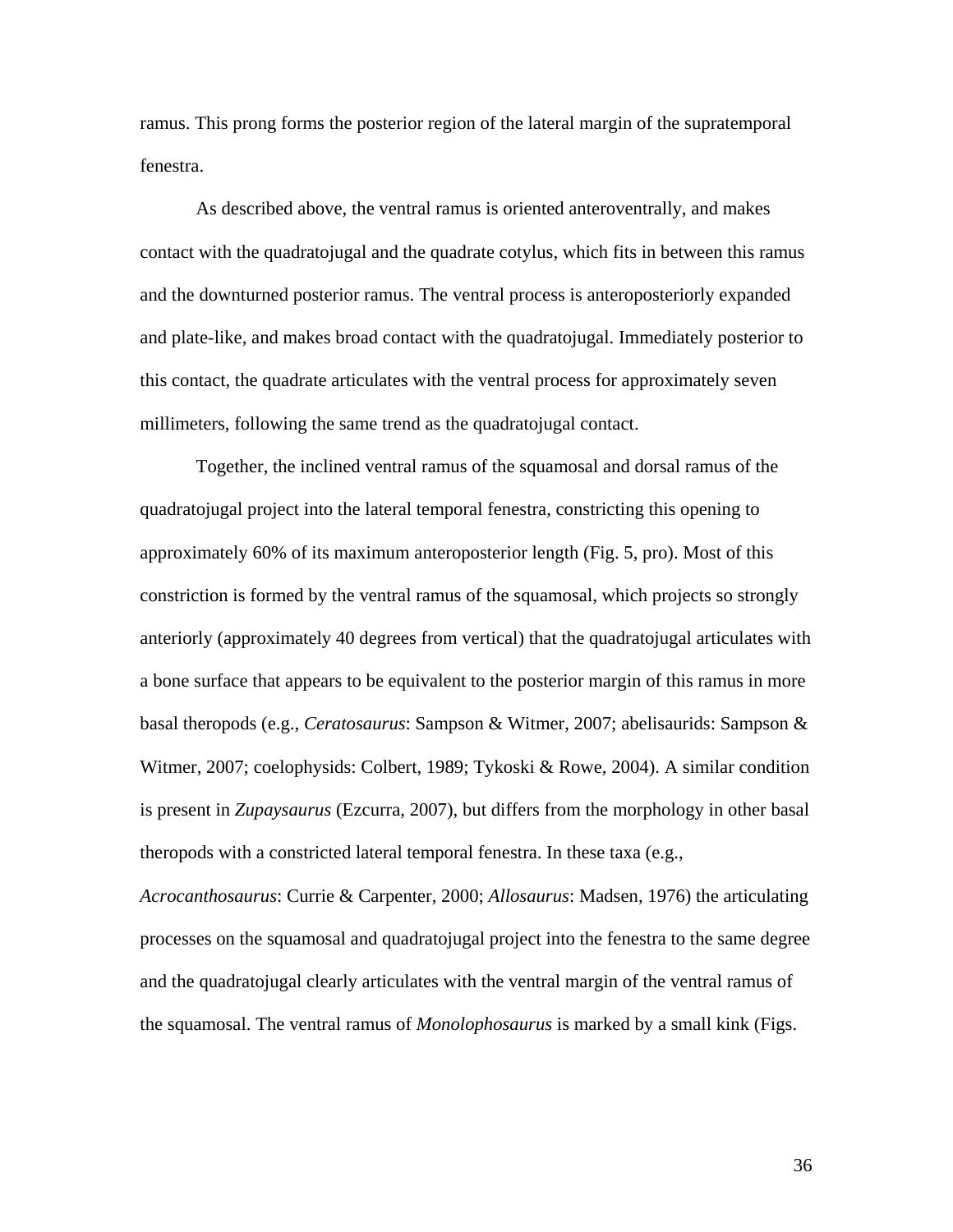ramus. This prong forms the posterior region of the lateral margin of the supratemporal fenestra.

As described above, the ventral ramus is oriented anteroventrally, and makes contact with the quadratojugal and the quadrate cotylus, which fits in between this ramus and the downturned posterior ramus. The ventral process is anteroposteriorly expanded and plate-like, and makes broad contact with the quadratojugal. Immediately posterior to this contact, the quadrate articulates with the ventral process for approximately seven millimeters, following the same trend as the quadratojugal contact.

Together, the inclined ventral ramus of the squamosal and dorsal ramus of the quadratojugal project into the lateral temporal fenestra, constricting this opening to approximately 60% of its maximum anteroposterior length (Fig. 5, pro). Most of this constriction is formed by the ventral ramus of the squamosal, which projects so strongly anteriorly (approximately 40 degrees from vertical) that the quadratojugal articulates with a bone surface that appears to be equivalent to the posterior margin of this ramus in more basal theropods (e.g., *Ceratosaurus*: Sampson & Witmer, 2007; abelisaurids: Sampson & Witmer, 2007; coelophysids: Colbert, 1989; Tykoski & Rowe, 2004). A similar condition is present in *Zupaysaurus* (Ezcurra, 2007), but differs from the morphology in other basal theropods with a constricted lateral temporal fenestra. In these taxa (e.g., *Acrocanthosaurus*: Currie & Carpenter, 2000; *Allosaurus*: Madsen, 1976) the articulating processes on the squamosal and quadratojugal project into the fenestra to the same degree and the quadratojugal clearly articulates with the ventral margin of the ventral ramus of the squamosal. The ventral ramus of *Monolophosaurus* is marked by a small kink (Figs.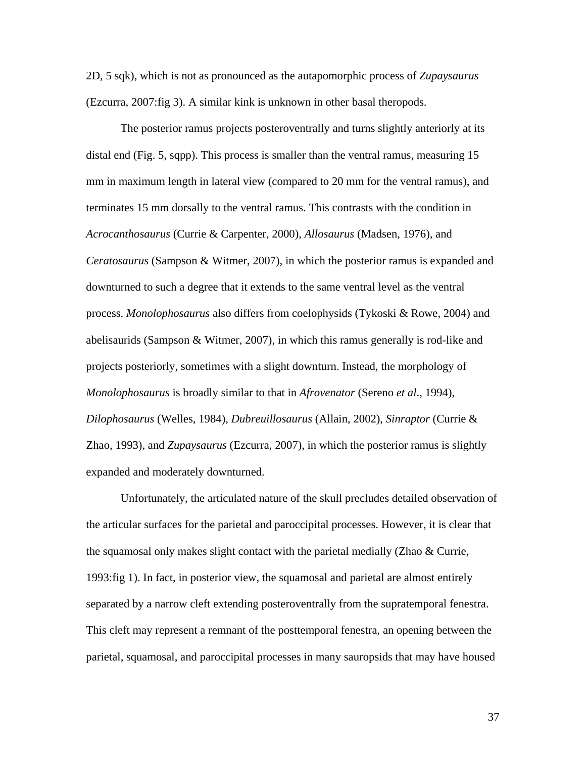2D, 5 sqk), which is not as pronounced as the autapomorphic process of *Zupaysaurus* (Ezcurra, 2007:fig 3). A similar kink is unknown in other basal theropods.

The posterior ramus projects posteroventrally and turns slightly anteriorly at its distal end (Fig. 5, sqpp). This process is smaller than the ventral ramus, measuring 15 mm in maximum length in lateral view (compared to 20 mm for the ventral ramus), and terminates 15 mm dorsally to the ventral ramus. This contrasts with the condition in *Acrocanthosaurus* (Currie & Carpenter, 2000), *Allosaurus* (Madsen, 1976), and *Ceratosaurus* (Sampson & Witmer, 2007), in which the posterior ramus is expanded and downturned to such a degree that it extends to the same ventral level as the ventral process. *Monolophosaurus* also differs from coelophysids (Tykoski & Rowe, 2004) and abelisaurids (Sampson & Witmer, 2007), in which this ramus generally is rod-like and projects posteriorly, sometimes with a slight downturn. Instead, the morphology of *Monolophosaurus* is broadly similar to that in *Afrovenator* (Sereno *et al*., 1994), *Dilophosaurus* (Welles, 1984), *Dubreuillosaurus* (Allain, 2002), *Sinraptor* (Currie & Zhao, 1993), and *Zupaysaurus* (Ezcurra, 2007), in which the posterior ramus is slightly expanded and moderately downturned.

Unfortunately, the articulated nature of the skull precludes detailed observation of the articular surfaces for the parietal and paroccipital processes. However, it is clear that the squamosal only makes slight contact with the parietal medially (Zhao & Currie, 1993:fig 1). In fact, in posterior view, the squamosal and parietal are almost entirely separated by a narrow cleft extending posteroventrally from the supratemporal fenestra. This cleft may represent a remnant of the posttemporal fenestra, an opening between the parietal, squamosal, and paroccipital processes in many sauropsids that may have housed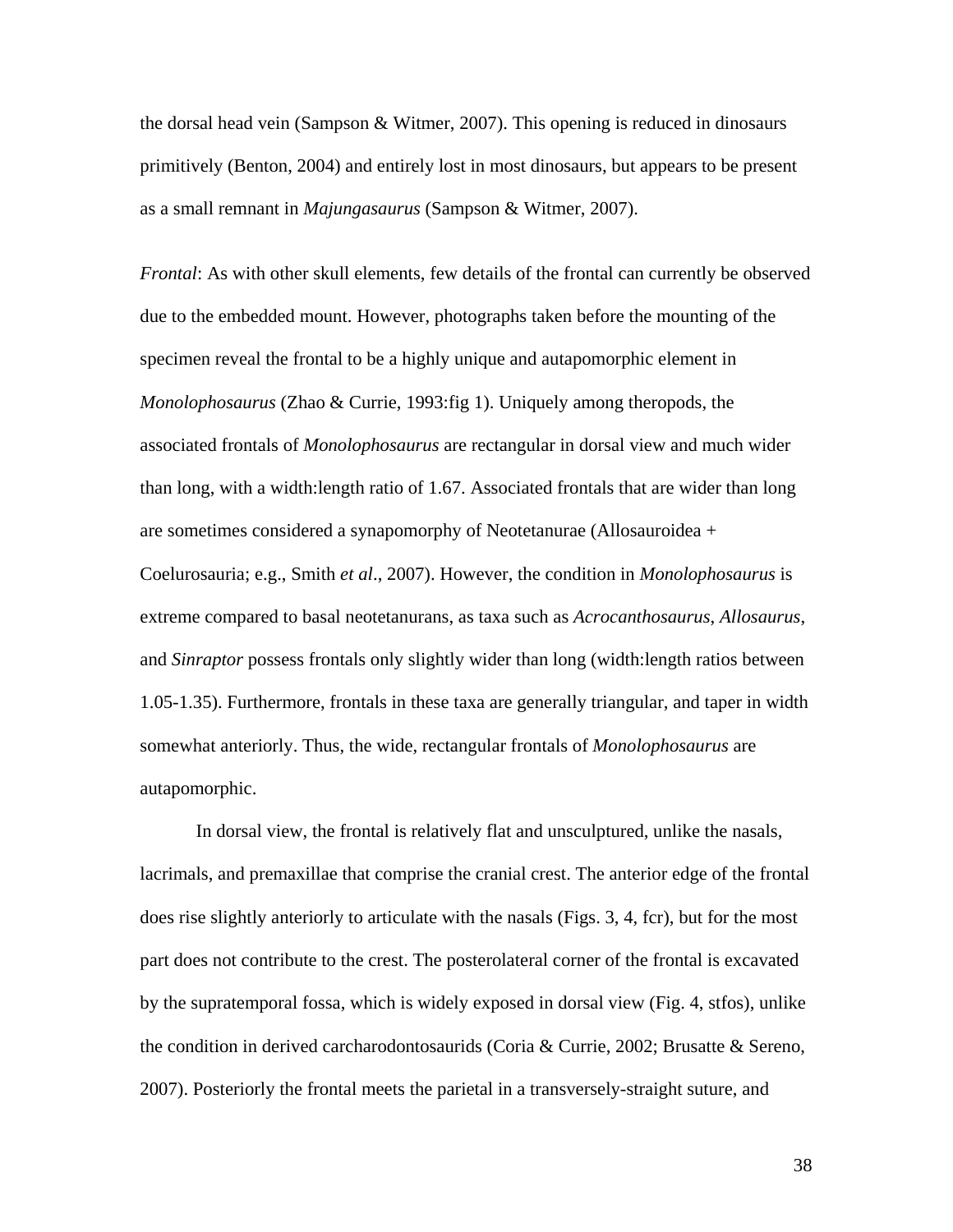the dorsal head vein (Sampson & Witmer, 2007). This opening is reduced in dinosaurs primitively (Benton, 2004) and entirely lost in most dinosaurs, but appears to be present as a small remnant in *Majungasaurus* (Sampson & Witmer, 2007).

*Frontal*: As with other skull elements, few details of the frontal can currently be observed due to the embedded mount. However, photographs taken before the mounting of the specimen reveal the frontal to be a highly unique and autapomorphic element in *Monolophosaurus* (Zhao & Currie, 1993:fig 1). Uniquely among theropods, the associated frontals of *Monolophosaurus* are rectangular in dorsal view and much wider than long, with a width:length ratio of 1.67. Associated frontals that are wider than long are sometimes considered a synapomorphy of Neotetanurae (Allosauroidea + Coelurosauria; e.g., Smith *et al*., 2007). However, the condition in *Monolophosaurus* is extreme compared to basal neotetanurans, as taxa such as *Acrocanthosaurus*, *Allosaurus*, and *Sinraptor* possess frontals only slightly wider than long (width:length ratios between 1.05-1.35). Furthermore, frontals in these taxa are generally triangular, and taper in width somewhat anteriorly. Thus, the wide, rectangular frontals of *Monolophosaurus* are autapomorphic.

In dorsal view, the frontal is relatively flat and unsculptured, unlike the nasals, lacrimals, and premaxillae that comprise the cranial crest. The anterior edge of the frontal does rise slightly anteriorly to articulate with the nasals (Figs. 3, 4, fcr), but for the most part does not contribute to the crest. The posterolateral corner of the frontal is excavated by the supratemporal fossa, which is widely exposed in dorsal view (Fig. 4, stfos), unlike the condition in derived carcharodontosaurids (Coria & Currie, 2002; Brusatte & Sereno, 2007). Posteriorly the frontal meets the parietal in a transversely-straight suture, and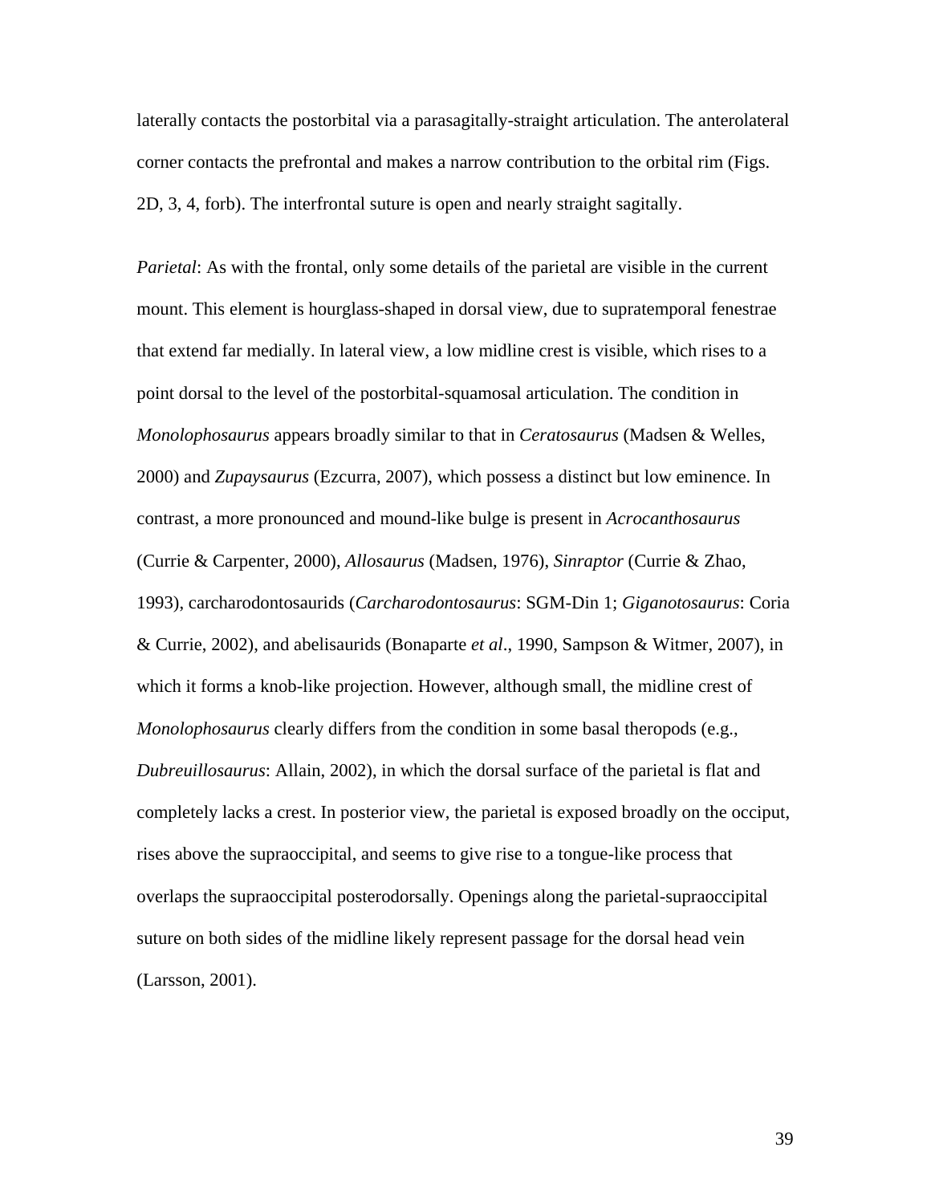laterally contacts the postorbital via a parasagitally-straight articulation. The anterolateral corner contacts the prefrontal and makes a narrow contribution to the orbital rim (Figs. 2D, 3, 4, forb). The interfrontal suture is open and nearly straight sagitally.

*Parietal*: As with the frontal, only some details of the parietal are visible in the current mount. This element is hourglass-shaped in dorsal view, due to supratemporal fenestrae that extend far medially. In lateral view, a low midline crest is visible, which rises to a point dorsal to the level of the postorbital-squamosal articulation. The condition in *Monolophosaurus* appears broadly similar to that in *Ceratosaurus* (Madsen & Welles, 2000) and *Zupaysaurus* (Ezcurra, 2007), which possess a distinct but low eminence. In contrast, a more pronounced and mound-like bulge is present in *Acrocanthosaurus* (Currie & Carpenter, 2000), *Allosaurus* (Madsen, 1976), *Sinraptor* (Currie & Zhao, 1993), carcharodontosaurids (*Carcharodontosaurus*: SGM-Din 1; *Giganotosaurus*: Coria & Currie, 2002), and abelisaurids (Bonaparte *et al*., 1990, Sampson & Witmer, 2007), in which it forms a knob-like projection. However, although small, the midline crest of *Monolophosaurus* clearly differs from the condition in some basal theropods (e.g., *Dubreuillosaurus*: Allain, 2002), in which the dorsal surface of the parietal is flat and completely lacks a crest. In posterior view, the parietal is exposed broadly on the occiput, rises above the supraoccipital, and seems to give rise to a tongue-like process that overlaps the supraoccipital posterodorsally. Openings along the parietal-supraoccipital suture on both sides of the midline likely represent passage for the dorsal head vein (Larsson, 2001).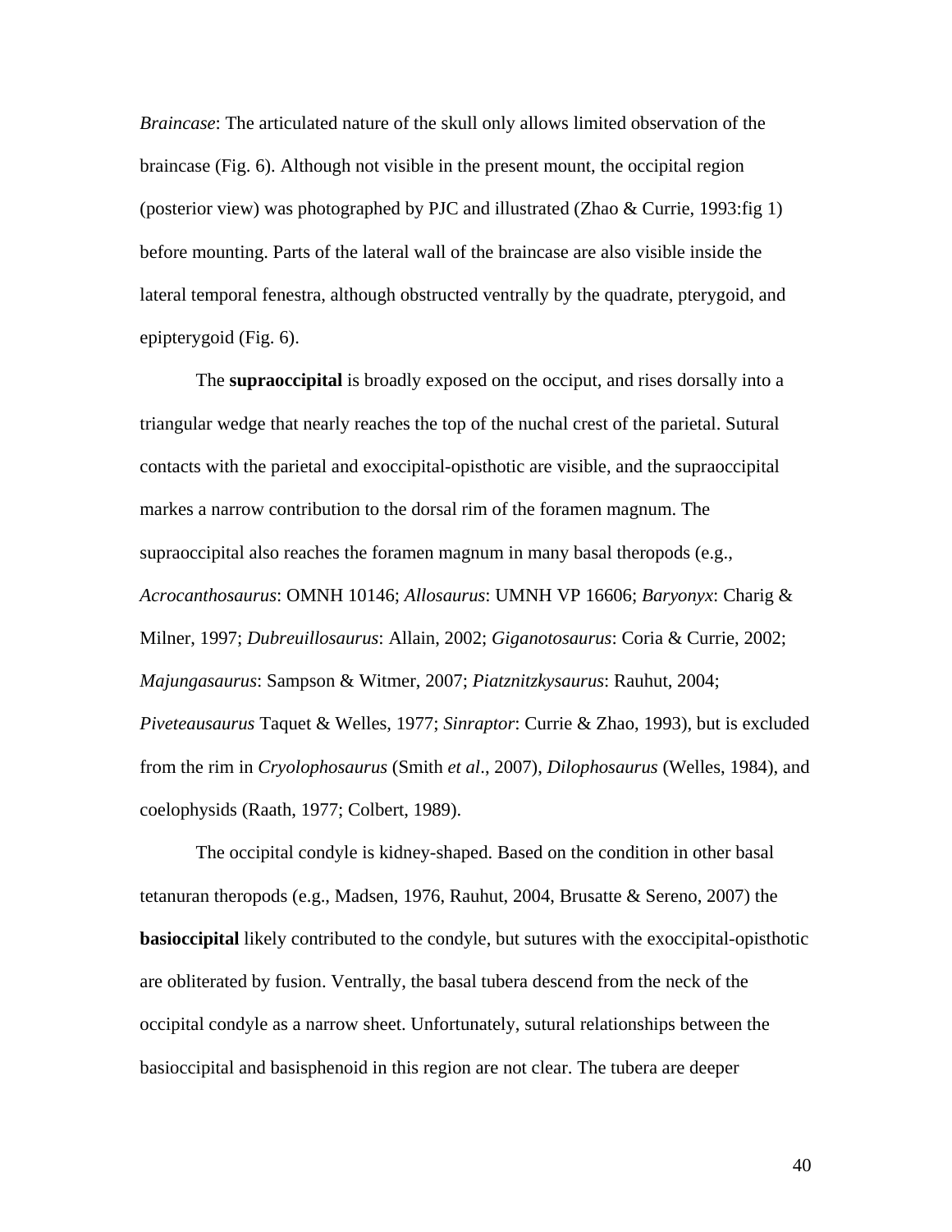*Braincase*: The articulated nature of the skull only allows limited observation of the braincase (Fig. 6). Although not visible in the present mount, the occipital region (posterior view) was photographed by PJC and illustrated (Zhao & Currie, 1993:fig 1) before mounting. Parts of the lateral wall of the braincase are also visible inside the lateral temporal fenestra, although obstructed ventrally by the quadrate, pterygoid, and epipterygoid (Fig. 6).

The **supraoccipital** is broadly exposed on the occiput, and rises dorsally into a triangular wedge that nearly reaches the top of the nuchal crest of the parietal. Sutural contacts with the parietal and exoccipital-opisthotic are visible, and the supraoccipital markes a narrow contribution to the dorsal rim of the foramen magnum. The supraoccipital also reaches the foramen magnum in many basal theropods (e.g., *Acrocanthosaurus*: OMNH 10146; *Allosaurus*: UMNH VP 16606; *Baryonyx*: Charig & Milner, 1997; *Dubreuillosaurus*: Allain, 2002; *Giganotosaurus*: Coria & Currie, 2002; *Majungasaurus*: Sampson & Witmer, 2007; *Piatznitzkysaurus*: Rauhut, 2004; *Piveteausaurus* Taquet & Welles, 1977; *Sinraptor*: Currie & Zhao, 1993), but is excluded from the rim in *Cryolophosaurus* (Smith *et al*., 2007), *Dilophosaurus* (Welles, 1984), and coelophysids (Raath, 1977; Colbert, 1989).

The occipital condyle is kidney-shaped. Based on the condition in other basal tetanuran theropods (e.g., Madsen, 1976, Rauhut, 2004, Brusatte & Sereno, 2007) the **basioccipital** likely contributed to the condyle, but sutures with the exoccipital-opisthotic are obliterated by fusion. Ventrally, the basal tubera descend from the neck of the occipital condyle as a narrow sheet. Unfortunately, sutural relationships between the basioccipital and basisphenoid in this region are not clear. The tubera are deeper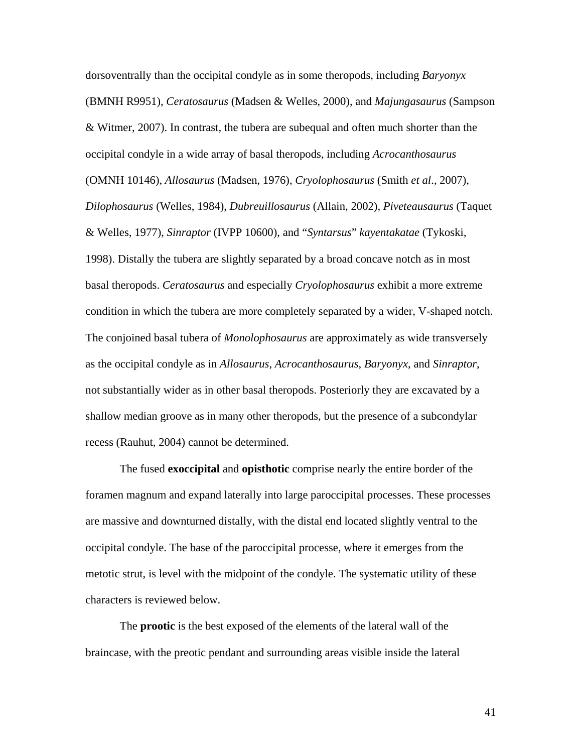dorsoventrally than the occipital condyle as in some theropods, including *Baryonyx* (BMNH R9951), *Ceratosaurus* (Madsen & Welles, 2000), and *Majungasaurus* (Sampson & Witmer, 2007). In contrast, the tubera are subequal and often much shorter than the occipital condyle in a wide array of basal theropods, including *Acrocanthosaurus* (OMNH 10146), *Allosaurus* (Madsen, 1976), *Cryolophosaurus* (Smith *et al*., 2007), *Dilophosaurus* (Welles, 1984), *Dubreuillosaurus* (Allain, 2002), *Piveteausaurus* (Taquet & Welles, 1977), *Sinraptor* (IVPP 10600), and "*Syntarsus*" *kayentakatae* (Tykoski, 1998). Distally the tubera are slightly separated by a broad concave notch as in most basal theropods. *Ceratosaurus* and especially *Cryolophosaurus* exhibit a more extreme condition in which the tubera are more completely separated by a wider, V-shaped notch. The conjoined basal tubera of *Monolophosaurus* are approximately as wide transversely as the occipital condyle as in *Allosaurus*, *Acrocanthosaurus*, *Baryonyx*, and *Sinraptor*, not substantially wider as in other basal theropods. Posteriorly they are excavated by a shallow median groove as in many other theropods, but the presence of a subcondylar recess (Rauhut, 2004) cannot be determined.

The fused **exoccipital** and **opisthotic** comprise nearly the entire border of the foramen magnum and expand laterally into large paroccipital processes. These processes are massive and downturned distally, with the distal end located slightly ventral to the occipital condyle. The base of the paroccipital processe, where it emerges from the metotic strut, is level with the midpoint of the condyle. The systematic utility of these characters is reviewed below.

The **prootic** is the best exposed of the elements of the lateral wall of the braincase, with the preotic pendant and surrounding areas visible inside the lateral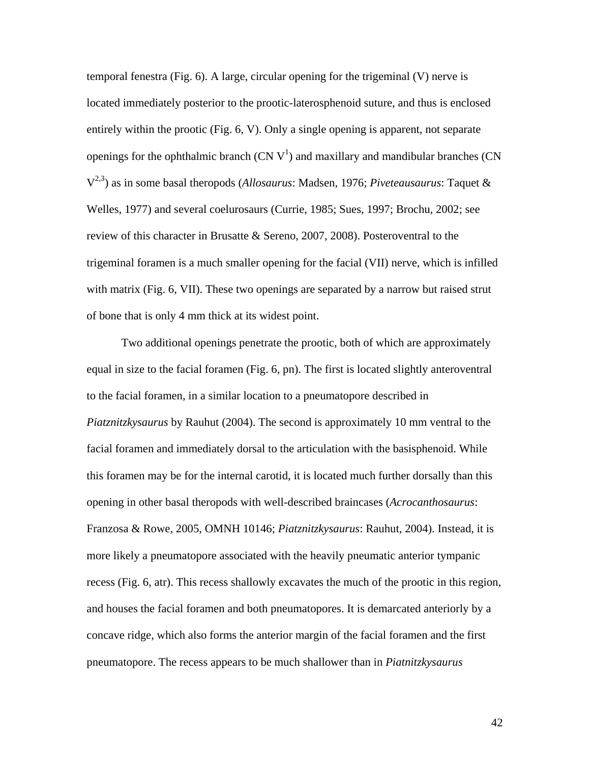temporal fenestra (Fig. 6). A large, circular opening for the trigeminal (V) nerve is located immediately posterior to the prootic-laterosphenoid suture, and thus is enclosed entirely within the prootic (Fig. 6, V). Only a single opening is apparent, not separate openings for the ophthalmic branch (CN $V^1$) and maxillary and mandibular branches (CN $V^{2,3}$) as in some basal theropods (*Allosaurus*: Madsen, 1976; *Piveteausaurus*: Taquet & Welles, 1977) and several coelurosaurs (Currie, 1985; Sues, 1997; Brochu, 2002; see review of this character in Brusatte & Sereno, 2007, 2008). Posteroventral to the trigeminal foramen is a much smaller opening for the facial (VII) nerve, which is infilled with matrix (Fig. 6, VII). These two openings are separated by a narrow but raised strut of bone that is only 4 mm thick at its widest point.

Two additional openings penetrate the prootic, both of which are approximately equal in size to the facial foramen (Fig. 6, pn). The first is located slightly anteroventral to the facial foramen, in a similar location to a pneumatopore described in *Piatznitzkysaurus* by Rauhut (2004). The second is approximately 10 mm ventral to the facial foramen and immediately dorsal to the articulation with the basisphenoid. While this foramen may be for the internal carotid, it is located much further dorsally than this opening in other basal theropods with well-described braincases (*Acrocanthosaurus*: Franzosa & Rowe, 2005, OMNH 10146; *Piatznitzkysaurus*: Rauhut, 2004). Instead, it is more likely a pneumatopore associated with the heavily pneumatic anterior tympanic recess (Fig. 6, atr). This recess shallowly excavates the much of the prootic in this region, and houses the facial foramen and both pneumatopores. It is demarcated anteriorly by a concave ridge, which also forms the anterior margin of the facial foramen and the first pneumatopore. The recess appears to be much shallower than in *Piatnitzkysaurus*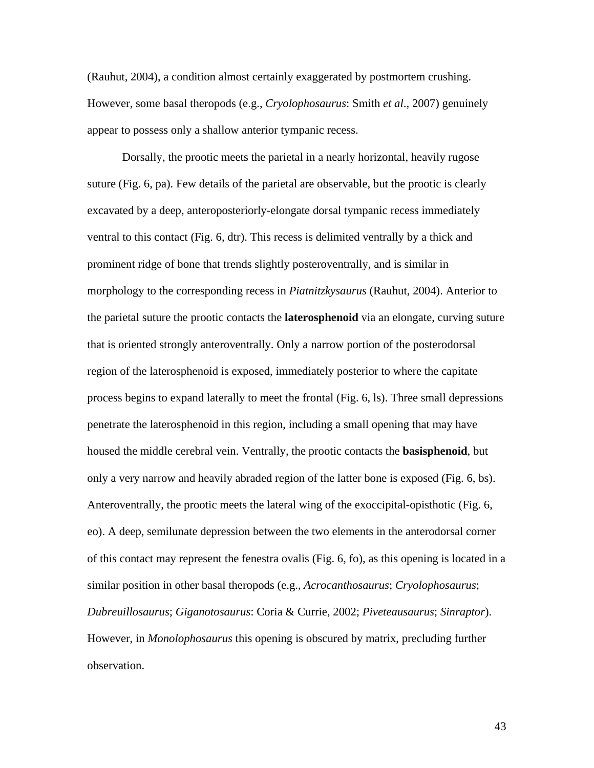(Rauhut, 2004), a condition almost certainly exaggerated by postmortem crushing. However, some basal theropods (e.g., *Cryolophosaurus*: Smith *et al*., 2007) genuinely appear to possess only a shallow anterior tympanic recess.

Dorsally, the prootic meets the parietal in a nearly horizontal, heavily rugose suture (Fig. 6, pa). Few details of the parietal are observable, but the prootic is clearly excavated by a deep, anteroposteriorly-elongate dorsal tympanic recess immediately ventral to this contact (Fig. 6, dtr). This recess is delimited ventrally by a thick and prominent ridge of bone that trends slightly posteroventrally, and is similar in morphology to the corresponding recess in *Piatnitzkysaurus* (Rauhut, 2004). Anterior to the parietal suture the prootic contacts the **laterosphenoid** via an elongate, curving suture that is oriented strongly anteroventrally. Only a narrow portion of the posterodorsal region of the laterosphenoid is exposed, immediately posterior to where the capitate process begins to expand laterally to meet the frontal (Fig. 6, ls). Three small depressions penetrate the laterosphenoid in this region, including a small opening that may have housed the middle cerebral vein. Ventrally, the prootic contacts the **basisphenoid**, but only a very narrow and heavily abraded region of the latter bone is exposed (Fig. 6, bs). Anteroventrally, the prootic meets the lateral wing of the exoccipital-opisthotic (Fig. 6, eo). A deep, semilunate depression between the two elements in the anterodorsal corner of this contact may represent the fenestra ovalis (Fig. 6, fo), as this opening is located in a similar position in other basal theropods (e.g., *Acrocanthosaurus*; *Cryolophosaurus*; *Dubreuillosaurus*; *Giganotosaurus*: Coria & Currie, 2002; *Piveteausaurus*; *Sinraptor*). However, in *Monolophosaurus* this opening is obscured by matrix, precluding further observation.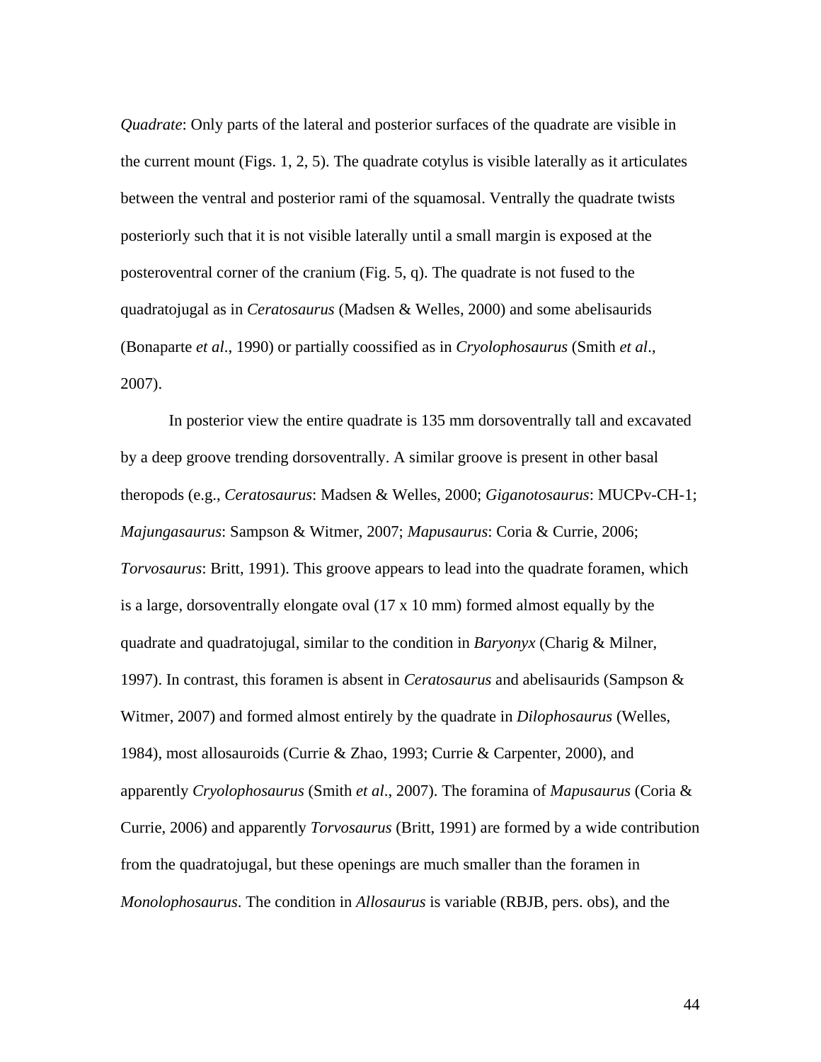*Quadrate*: Only parts of the lateral and posterior surfaces of the quadrate are visible in the current mount (Figs. 1, 2, 5). The quadrate cotylus is visible laterally as it articulates between the ventral and posterior rami of the squamosal. Ventrally the quadrate twists posteriorly such that it is not visible laterally until a small margin is exposed at the posteroventral corner of the cranium (Fig. 5, q). The quadrate is not fused to the quadratojugal as in *Ceratosaurus* (Madsen & Welles, 2000) and some abelisaurids (Bonaparte *et al*., 1990) or partially coossified as in *Cryolophosaurus* (Smith *et al*., 2007).

In posterior view the entire quadrate is 135 mm dorsoventrally tall and excavated by a deep groove trending dorsoventrally. A similar groove is present in other basal theropods (e.g., *Ceratosaurus*: Madsen & Welles, 2000; *Giganotosaurus*: MUCPv-CH-1; *Majungasaurus*: Sampson & Witmer, 2007; *Mapusaurus*: Coria & Currie, 2006; *Torvosaurus*: Britt, 1991). This groove appears to lead into the quadrate foramen, which is a large, dorsoventrally elongate oval (17 x 10 mm) formed almost equally by the quadrate and quadratojugal, similar to the condition in *Baryonyx* (Charig & Milner, 1997). In contrast, this foramen is absent in *Ceratosaurus* and abelisaurids (Sampson & Witmer, 2007) and formed almost entirely by the quadrate in *Dilophosaurus* (Welles, 1984), most allosauroids (Currie & Zhao, 1993; Currie & Carpenter, 2000), and apparently *Cryolophosaurus* (Smith *et al*., 2007). The foramina of *Mapusaurus* (Coria & Currie, 2006) and apparently *Torvosaurus* (Britt, 1991) are formed by a wide contribution from the quadratojugal, but these openings are much smaller than the foramen in *Monolophosaurus*. The condition in *Allosaurus* is variable (RBJB, pers. obs), and the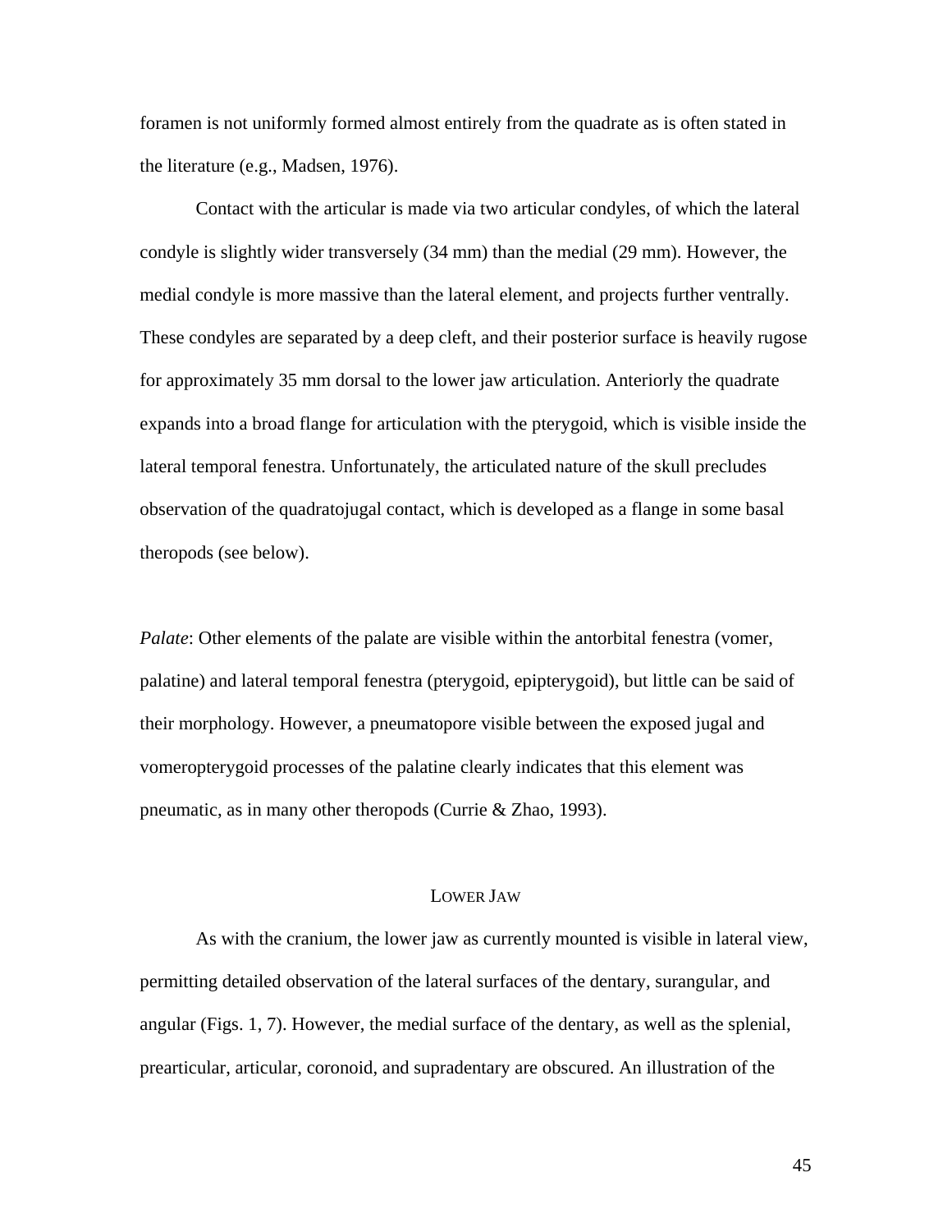foramen is not uniformly formed almost entirely from the quadrate as is often stated in the literature (e.g., Madsen, 1976).

Contact with the articular is made via two articular condyles, of which the lateral condyle is slightly wider transversely (34 mm) than the medial (29 mm). However, the medial condyle is more massive than the lateral element, and projects further ventrally. These condyles are separated by a deep cleft, and their posterior surface is heavily rugose for approximately 35 mm dorsal to the lower jaw articulation. Anteriorly the quadrate expands into a broad flange for articulation with the pterygoid, which is visible inside the lateral temporal fenestra. Unfortunately, the articulated nature of the skull precludes observation of the quadratojugal contact, which is developed as a flange in some basal theropods (see below).

*Palate*: Other elements of the palate are visible within the antorbital fenestra (vomer, palatine) and lateral temporal fenestra (pterygoid, epipterygoid), but little can be said of their morphology. However, a pneumatopore visible between the exposed jugal and vomeropterygoid processes of the palatine clearly indicates that this element was pneumatic, as in many other theropods (Currie & Zhao, 1993).

## Lower Jaw

As with the cranium, the lower jaw as currently mounted is visible in lateral view, permitting detailed observation of the lateral surfaces of the dentary, surangular, and angular (Figs. 1, 7). However, the medial surface of the dentary, as well as the splenial, prearticular, articular, coronoid, and supradentary are obscured. An illustration of the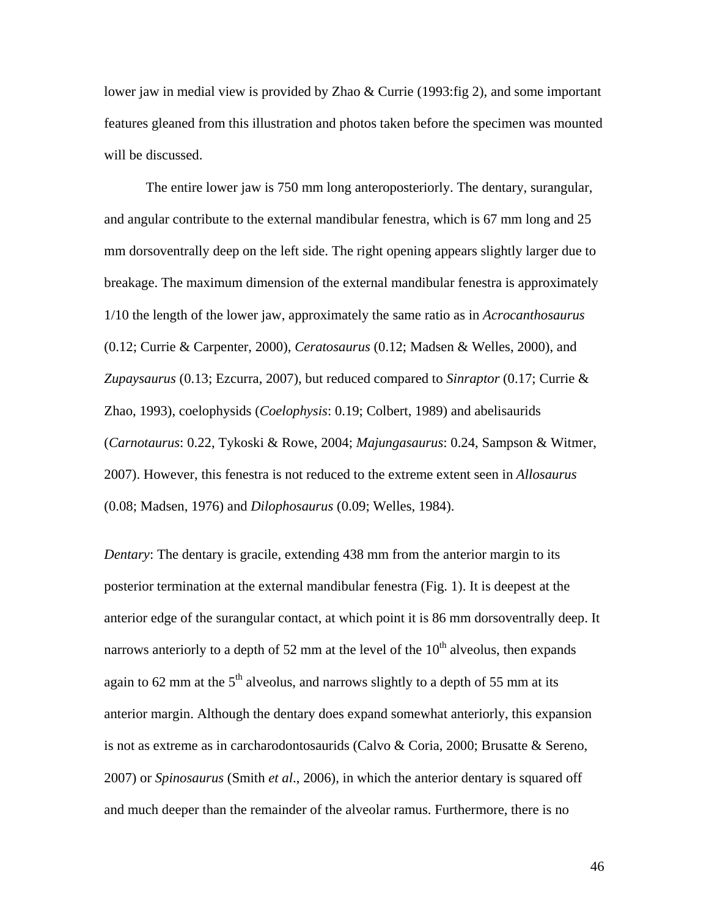lower jaw in medial view is provided by Zhao & Currie (1993:fig 2), and some important features gleaned from this illustration and photos taken before the specimen was mounted will be discussed.

The entire lower jaw is 750 mm long anteroposteriorly. The dentary, surangular, and angular contribute to the external mandibular fenestra, which is 67 mm long and 25 mm dorsoventrally deep on the left side. The right opening appears slightly larger due to breakage. The maximum dimension of the external mandibular fenestra is approximately 1/10 the length of the lower jaw, approximately the same ratio as in *Acrocanthosaurus* (0.12; Currie & Carpenter, 2000), *Ceratosaurus* (0.12; Madsen & Welles, 2000), and *Zupaysaurus* (0.13; Ezcurra, 2007), but reduced compared to *Sinraptor* (0.17; Currie & Zhao, 1993), coelophysids (*Coelophysis*: 0.19; Colbert, 1989) and abelisaurids (*Carnotaurus*: 0.22, Tykoski & Rowe, 2004; *Majungasaurus*: 0.24, Sampson & Witmer, 2007). However, this fenestra is not reduced to the extreme extent seen in *Allosaurus* (0.08; Madsen, 1976) and *Dilophosaurus* (0.09; Welles, 1984).

*Dentary*: The dentary is gracile, extending 438 mm from the anterior margin to its posterior termination at the external mandibular fenestra (Fig. 1). It is deepest at the anterior edge of the surangular contact, at which point it is 86 mm dorsoventrally deep. It narrows anteriorly to a depth of 52 mm at the level of the 10$^{th}$ alveolus, then expands again to 62 mm at the 5$^{th}$ alveolus, and narrows slightly to a depth of 55 mm at its anterior margin. Although the dentary does expand somewhat anteriorly, this expansion is not as extreme as in carcharodontosaurids (Calvo & Coria, 2000; Brusatte & Sereno, 2007) or *Spinosaurus* (Smith *et al*., 2006), in which the anterior dentary is squared off and much deeper than the remainder of the alveolar ramus. Furthermore, there is no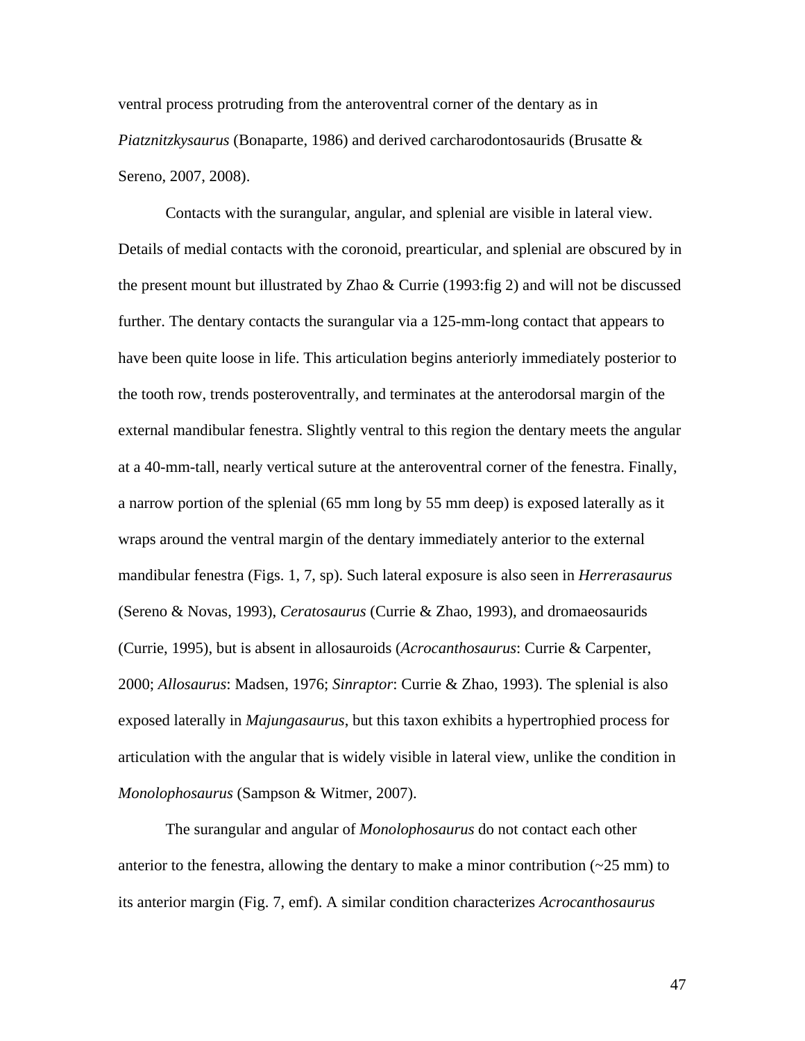ventral process protruding from the anteroventral corner of the dentary as in *Piatznitzkysaurus* (Bonaparte, 1986) and derived carcharodontosaurids (Brusatte & Sereno, 2007, 2008).

Contacts with the surangular, angular, and splenial are visible in lateral view. Details of medial contacts with the coronoid, prearticular, and splenial are obscured by in the present mount but illustrated by Zhao & Currie (1993:fig 2) and will not be discussed further. The dentary contacts the surangular via a 125-mm-long contact that appears to have been quite loose in life. This articulation begins anteriorly immediately posterior to the tooth row, trends posteroventrally, and terminates at the anterodorsal margin of the external mandibular fenestra. Slightly ventral to this region the dentary meets the angular at a 40-mm-tall, nearly vertical suture at the anteroventral corner of the fenestra. Finally, a narrow portion of the splenial (65 mm long by 55 mm deep) is exposed laterally as it wraps around the ventral margin of the dentary immediately anterior to the external mandibular fenestra (Figs. 1, 7, sp). Such lateral exposure is also seen in *Herrerasaurus* (Sereno & Novas, 1993), *Ceratosaurus* (Currie & Zhao, 1993), and dromaeosaurids (Currie, 1995), but is absent in allosauroids (*Acrocanthosaurus*: Currie & Carpenter, 2000; *Allosaurus*: Madsen, 1976; *Sinraptor*: Currie & Zhao, 1993). The splenial is also exposed laterally in *Majungasaurus*, but this taxon exhibits a hypertrophied process for articulation with the angular that is widely visible in lateral view, unlike the condition in *Monolophosaurus* (Sampson & Witmer, 2007).

The surangular and angular of *Monolophosaurus* do not contact each other anterior to the fenestra, allowing the dentary to make a minor contribution (~25 mm) to its anterior margin (Fig. 7, emf). A similar condition characterizes *Acrocanthosaurus*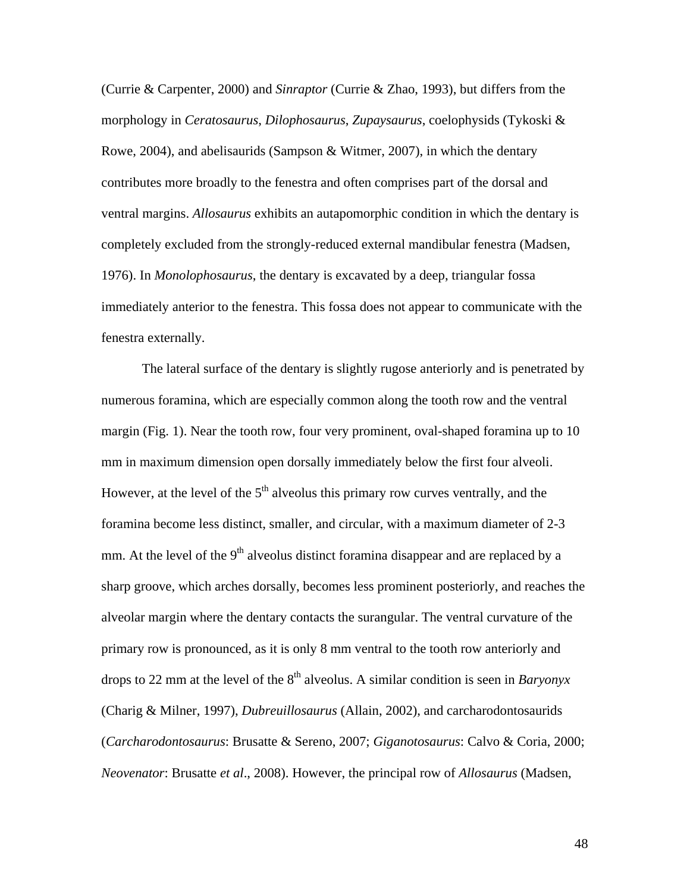(Currie & Carpenter, 2000) and *Sinraptor* (Currie & Zhao, 1993), but differs from the morphology in *Ceratosaurus*, *Dilophosaurus*, *Zupaysaurus*, coelophysids (Tykoski & Rowe, 2004), and abelisaurids (Sampson & Witmer, 2007), in which the dentary contributes more broadly to the fenestra and often comprises part of the dorsal and ventral margins. *Allosaurus* exhibits an autapomorphic condition in which the dentary is completely excluded from the strongly-reduced external mandibular fenestra (Madsen, 1976). In *Monolophosaurus*, the dentary is excavated by a deep, triangular fossa immediately anterior to the fenestra. This fossa does not appear to communicate with the fenestra externally.

The lateral surface of the dentary is slightly rugose anteriorly and is penetrated by numerous foramina, which are especially common along the tooth row and the ventral margin (Fig. 1). Near the tooth row, four very prominent, oval-shaped foramina up to 10 mm in maximum dimension open dorsally immediately below the first four alveoli. However, at the level of the 5th alveolus this primary row curves ventrally, and the foramina become less distinct, smaller, and circular, with a maximum diameter of 2-3 mm. At the level of the 9th alveolus distinct foramina disappear and are replaced by a sharp groove, which arches dorsally, becomes less prominent posteriorly, and reaches the alveolar margin where the dentary contacts the surangular. The ventral curvature of the primary row is pronounced, as it is only 8 mm ventral to the tooth row anteriorly and drops to 22 mm at the level of the 8th alveolus. A similar condition is seen in *Baryonyx* (Charig & Milner, 1997), *Dubreuillosaurus* (Allain, 2002), and carcharodontosaurids (*Carcharodontosaurus*: Brusatte & Sereno, 2007; *Giganotosaurus*: Calvo & Coria, 2000; *Neovenator*: Brusatte *et al*., 2008). However, the principal row of *Allosaurus* (Madsen,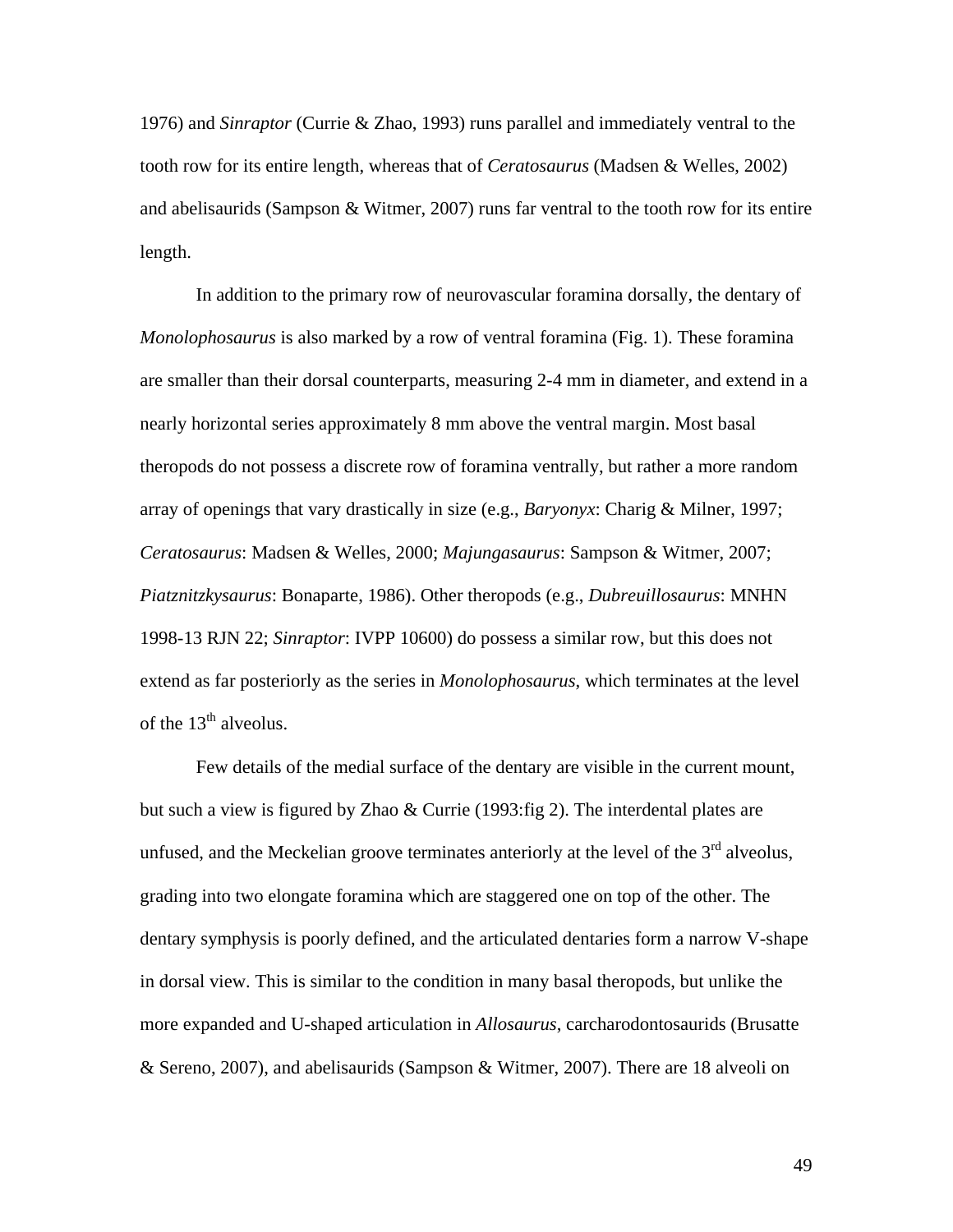1976) and *Sinraptor* (Currie & Zhao, 1993) runs parallel and immediately ventral to the tooth row for its entire length, whereas that of *Ceratosaurus* (Madsen & Welles, 2002) and abelisaurids (Sampson & Witmer, 2007) runs far ventral to the tooth row for its entire length.

In addition to the primary row of neurovascular foramina dorsally, the dentary of *Monolophosaurus* is also marked by a row of ventral foramina (Fig. 1). These foramina are smaller than their dorsal counterparts, measuring 2-4 mm in diameter, and extend in a nearly horizontal series approximately 8 mm above the ventral margin. Most basal theropods do not possess a discrete row of foramina ventrally, but rather a more random array of openings that vary drastically in size (e.g., *Baryonyx*: Charig & Milner, 1997; *Ceratosaurus*: Madsen & Welles, 2000; *Majungasaurus*: Sampson & Witmer, 2007; *Piatznitzkysaurus*: Bonaparte, 1986). Other theropods (e.g., *Dubreuillosaurus*: MNHN 1998-13 RJN 22; *Sinraptor*: IVPP 10600) do possess a similar row, but this does not extend as far posteriorly as the series in *Monolophosaurus*, which terminates at the level of the 13th alveolus.

Few details of the medial surface of the dentary are visible in the current mount, but such a view is figured by Zhao & Currie (1993:fig 2). The interdental plates are unfused, and the Meckelian groove terminates anteriorly at the level of the 3rd alveolus, grading into two elongate foramina which are staggered one on top of the other. The dentary symphysis is poorly defined, and the articulated dentaries form a narrow V-shape in dorsal view. This is similar to the condition in many basal theropods, but unlike the more expanded and U-shaped articulation in *Allosaurus*, carcharodontosaurids (Brusatte & Sereno, 2007), and abelisaurids (Sampson & Witmer, 2007). There are 18 alveoli on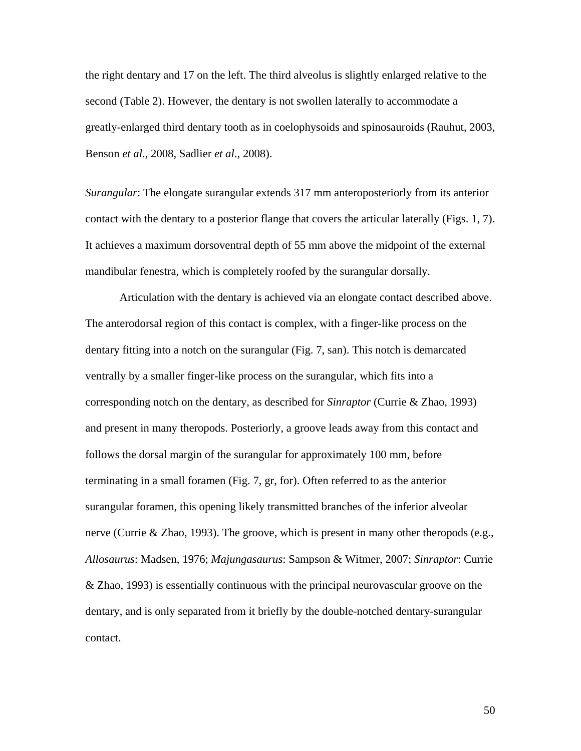the right dentary and 17 on the left. The third alveolus is slightly enlarged relative to the second (Table 2). However, the dentary is not swollen laterally to accommodate a greatly-enlarged third dentary tooth as in coelophysoids and spinosauroids (Rauhut, 2003, Benson *et al*., 2008, Sadlier *et al*., 2008).

*Surangular*: The elongate surangular extends 317 mm anteroposteriorly from its anterior contact with the dentary to a posterior flange that covers the articular laterally (Figs. 1, 7). It achieves a maximum dorsoventral depth of 55 mm above the midpoint of the external mandibular fenestra, which is completely roofed by the surangular dorsally.

Articulation with the dentary is achieved via an elongate contact described above. The anterodorsal region of this contact is complex, with a finger-like process on the dentary fitting into a notch on the surangular (Fig. 7, san). This notch is demarcated ventrally by a smaller finger-like process on the surangular, which fits into a corresponding notch on the dentary, as described for *Sinraptor* (Currie & Zhao, 1993) and present in many theropods. Posteriorly, a groove leads away from this contact and follows the dorsal margin of the surangular for approximately 100 mm, before terminating in a small foramen (Fig. 7, gr, for). Often referred to as the anterior surangular foramen, this opening likely transmitted branches of the inferior alveolar nerve (Currie & Zhao, 1993). The groove, which is present in many other theropods (e.g., *Allosaurus*: Madsen, 1976; *Majungasaurus*: Sampson & Witmer, 2007; *Sinraptor*: Currie & Zhao, 1993) is essentially continuous with the principal neurovascular groove on the dentary, and is only separated from it briefly by the double-notched dentary-surangular contact.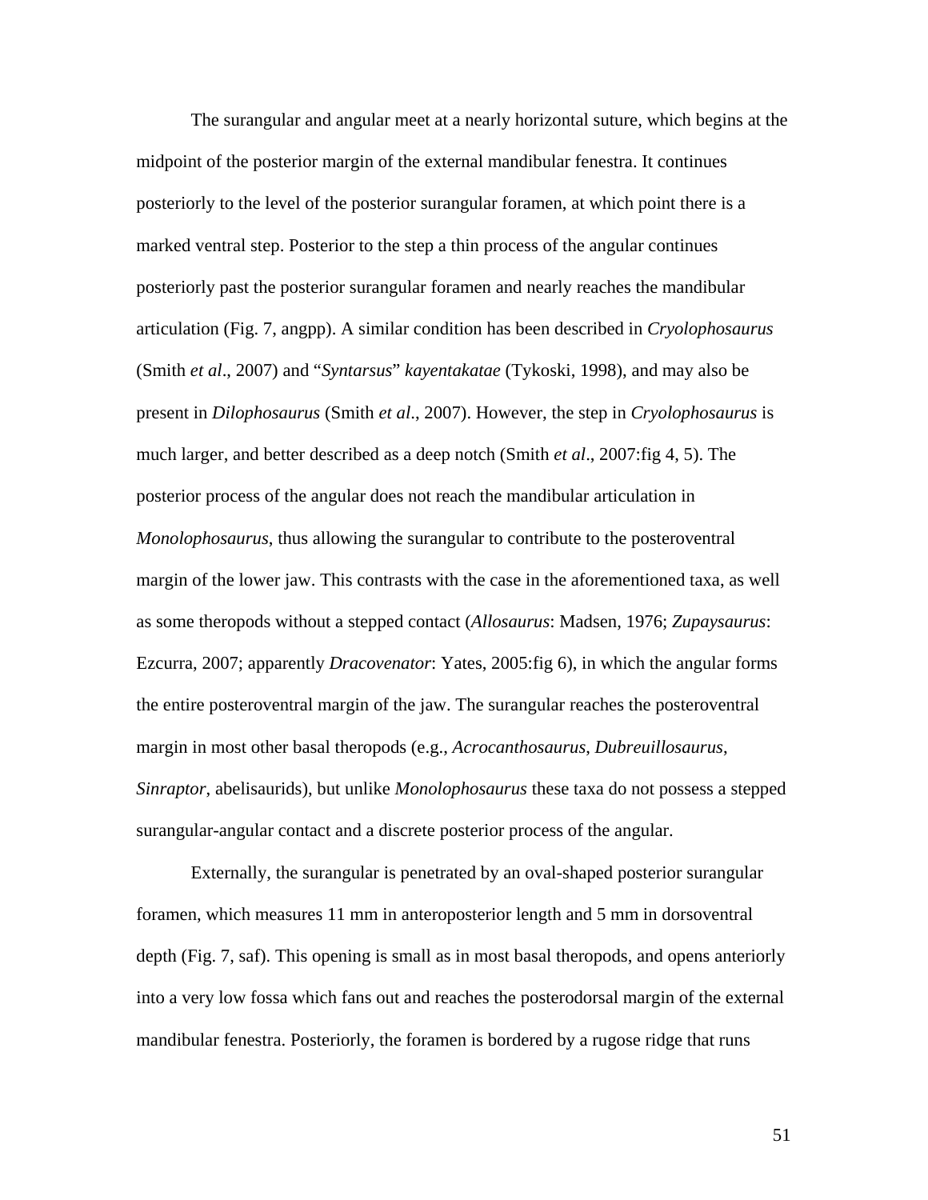The surangular and angular meet at a nearly horizontal suture, which begins at the midpoint of the posterior margin of the external mandibular fenestra. It continues posteriorly to the level of the posterior surangular foramen, at which point there is a marked ventral step. Posterior to the step a thin process of the angular continues posteriorly past the posterior surangular foramen and nearly reaches the mandibular articulation (Fig. 7, angpp). A similar condition has been described in *Cryolophosaurus* (Smith *et al*., 2007) and "*Syntarsus*" *kayentakatae* (Tykoski, 1998), and may also be present in *Dilophosaurus* (Smith *et al*., 2007). However, the step in *Cryolophosaurus* is much larger, and better described as a deep notch (Smith *et al*., 2007:fig 4, 5). The posterior process of the angular does not reach the mandibular articulation in *Monolophosaurus*, thus allowing the surangular to contribute to the posteroventral margin of the lower jaw. This contrasts with the case in the aforementioned taxa, as well as some theropods without a stepped contact (*Allosaurus*: Madsen, 1976; *Zupaysaurus*: Ezcurra, 2007; apparently *Dracovenator*: Yates, 2005:fig 6), in which the angular forms the entire posteroventral margin of the jaw. The surangular reaches the posteroventral margin in most other basal theropods (e.g., *Acrocanthosaurus*, *Dubreuillosaurus*, *Sinraptor*, abelisaurids), but unlike *Monolophosaurus* these taxa do not possess a stepped surangular-angular contact and a discrete posterior process of the angular.

Externally, the surangular is penetrated by an oval-shaped posterior surangular foramen, which measures 11 mm in anteroposterior length and 5 mm in dorsoventral depth (Fig. 7, saf). This opening is small as in most basal theropods, and opens anteriorly into a very low fossa which fans out and reaches the posterodorsal margin of the external mandibular fenestra. Posteriorly, the foramen is bordered by a rugose ridge that runs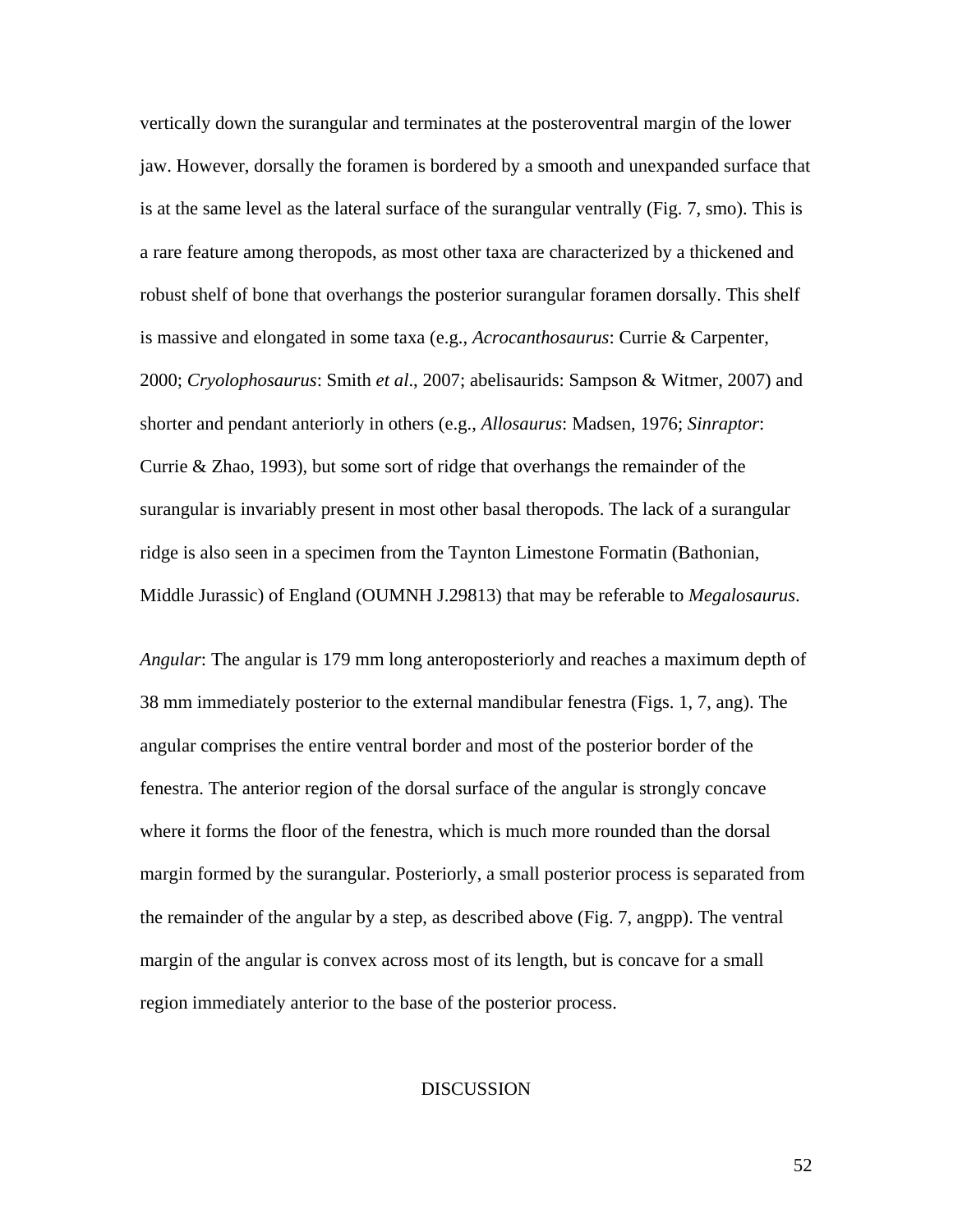vertically down the surangular and terminates at the posteroventral margin of the lower jaw. However, dorsally the foramen is bordered by a smooth and unexpanded surface that is at the same level as the lateral surface of the surangular ventrally (Fig. 7, smo). This is a rare feature among theropods, as most other taxa are characterized by a thickened and robust shelf of bone that overhangs the posterior surangular foramen dorsally. This shelf is massive and elongated in some taxa (e.g., *Acrocanthosaurus*: Currie & Carpenter, 2000; *Cryolophosaurus*: Smith *et al*., 2007; abelisaurids: Sampson & Witmer, 2007) and shorter and pendant anteriorly in others (e.g., *Allosaurus*: Madsen, 1976; *Sinraptor*: Currie & Zhao, 1993), but some sort of ridge that overhangs the remainder of the surangular is invariably present in most other basal theropods. The lack of a surangular ridge is also seen in a specimen from the Taynton Limestone Formatin (Bathonian, Middle Jurassic) of England (OUMNH J.29813) that may be referable to *Megalosaurus*.

*Angular*: The angular is 179 mm long anteroposteriorly and reaches a maximum depth of 38 mm immediately posterior to the external mandibular fenestra (Figs. 1, 7, ang). The angular comprises the entire ventral border and most of the posterior border of the fenestra. The anterior region of the dorsal surface of the angular is strongly concave where it forms the floor of the fenestra, which is much more rounded than the dorsal margin formed by the surangular. Posteriorly, a small posterior process is separated from the remainder of the angular by a step, as described above (Fig. 7, angpp). The ventral margin of the angular is convex across most of its length, but is concave for a small region immediately anterior to the base of the posterior process.

## DISCUSSION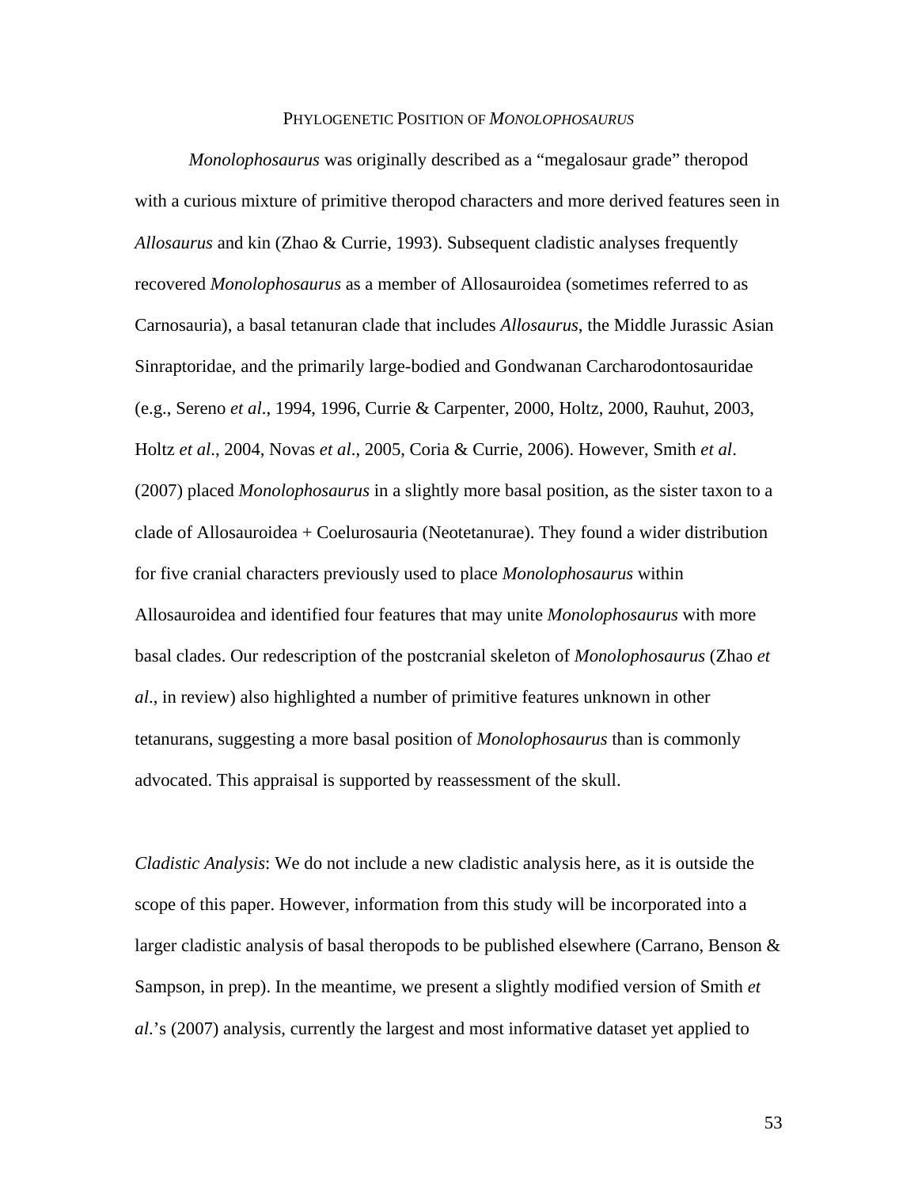## PHYLOGENETIC POSITION OF *MONOLOPHOSAURUS*

*Monolophosaurus* was originally described as a "megalosaur grade" theropod with a curious mixture of primitive theropod characters and more derived features seen in *Allosaurus* and kin (Zhao & Currie, 1993). Subsequent cladistic analyses frequently recovered *Monolophosaurus* as a member of Allosauroidea (sometimes referred to as Carnosauria), a basal tetanuran clade that includes *Allosaurus*, the Middle Jurassic Asian Sinraptoridae, and the primarily large-bodied and Gondwanan Carcharodontosauridae (e.g., Sereno *et al*., 1994, 1996, Currie & Carpenter, 2000, Holtz, 2000, Rauhut, 2003, Holtz *et al*., 2004, Novas *et al*., 2005, Coria & Currie, 2006). However, Smith *et al*. (2007) placed *Monolophosaurus* in a slightly more basal position, as the sister taxon to a clade of Allosauroidea + Coelurosauria (Neotetanurae). They found a wider distribution for five cranial characters previously used to place *Monolophosaurus* within Allosauroidea and identified four features that may unite *Monolophosaurus* with more basal clades. Our redescription of the postcranial skeleton of *Monolophosaurus* (Zhao *et al*., in review) also highlighted a number of primitive features unknown in other tetanurans, suggesting a more basal position of *Monolophosaurus* than is commonly advocated. This appraisal is supported by reassessment of the skull.

*Cladistic Analysis*: We do not include a new cladistic analysis here, as it is outside the scope of this paper. However, information from this study will be incorporated into a larger cladistic analysis of basal theropods to be published elsewhere (Carrano, Benson & Sampson, in prep). In the meantime, we present a slightly modified version of Smith *et al*.'s (2007) analysis, currently the largest and most informative dataset yet applied to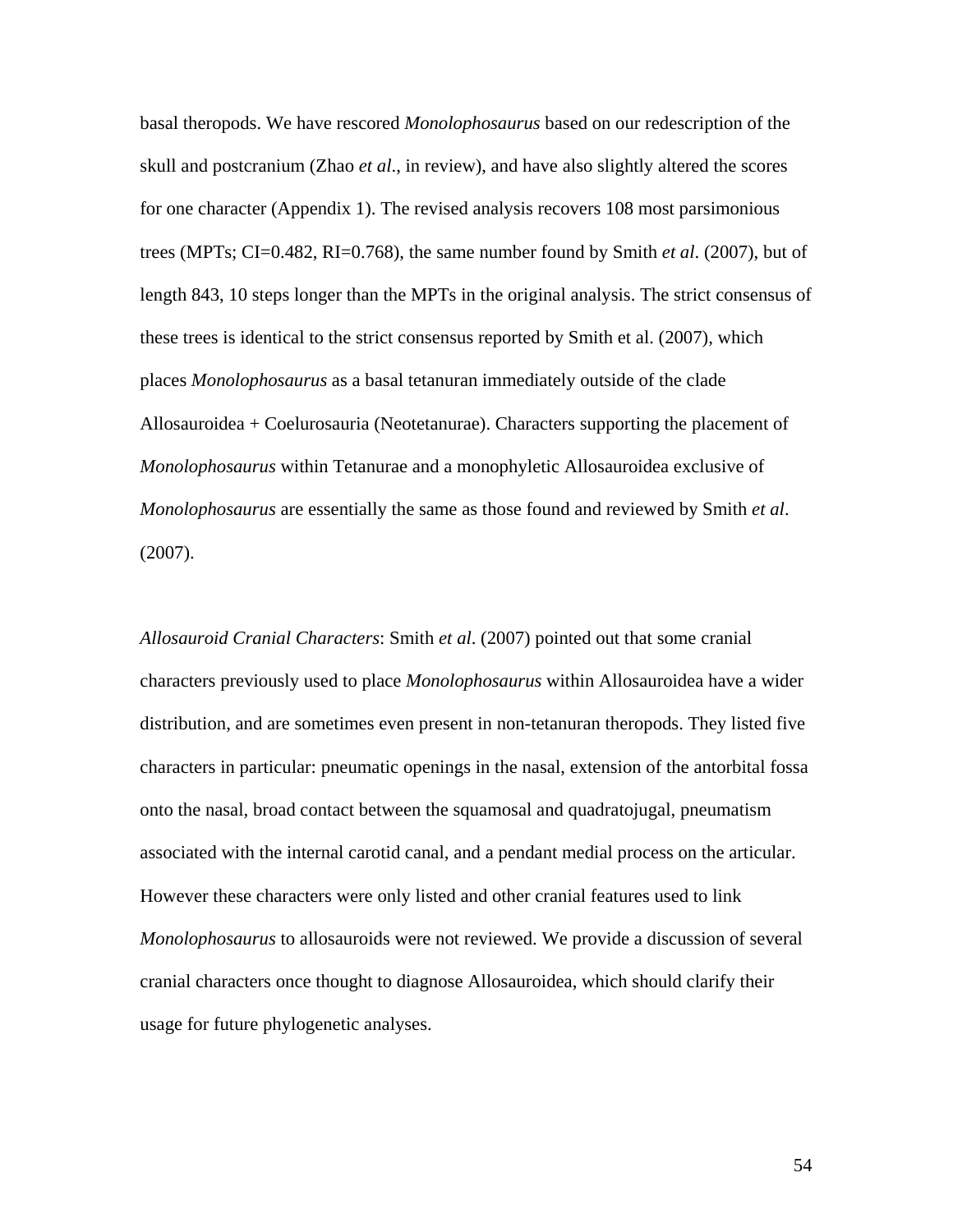basal theropods. We have rescored *Monolophosaurus* based on our redescription of the skull and postcranium (Zhao *et al*., in review), and have also slightly altered the scores for one character (Appendix 1). The revised analysis recovers 108 most parsimonious trees (MPTs; CI=0.482, RI=0.768), the same number found by Smith *et al*. (2007), but of length 843, 10 steps longer than the MPTs in the original analysis. The strict consensus of these trees is identical to the strict consensus reported by Smith et al. (2007), which places *Monolophosaurus* as a basal tetanuran immediately outside of the clade Allosauroidea + Coelurosauria (Neotetanurae). Characters supporting the placement of *Monolophosaurus* within Tetanurae and a monophyletic Allosauroidea exclusive of *Monolophosaurus* are essentially the same as those found and reviewed by Smith *et al*. (2007).

*Allosauroid Cranial Characters*: Smith *et al*. (2007) pointed out that some cranial characters previously used to place *Monolophosaurus* within Allosauroidea have a wider distribution, and are sometimes even present in non-tetanuran theropods. They listed five characters in particular: pneumatic openings in the nasal, extension of the antorbital fossa onto the nasal, broad contact between the squamosal and quadratojugal, pneumatism associated with the internal carotid canal, and a pendant medial process on the articular. However these characters were only listed and other cranial features used to link *Monolophosaurus* to allosauroids were not reviewed. We provide a discussion of several cranial characters once thought to diagnose Allosauroidea, which should clarify their usage for future phylogenetic analyses.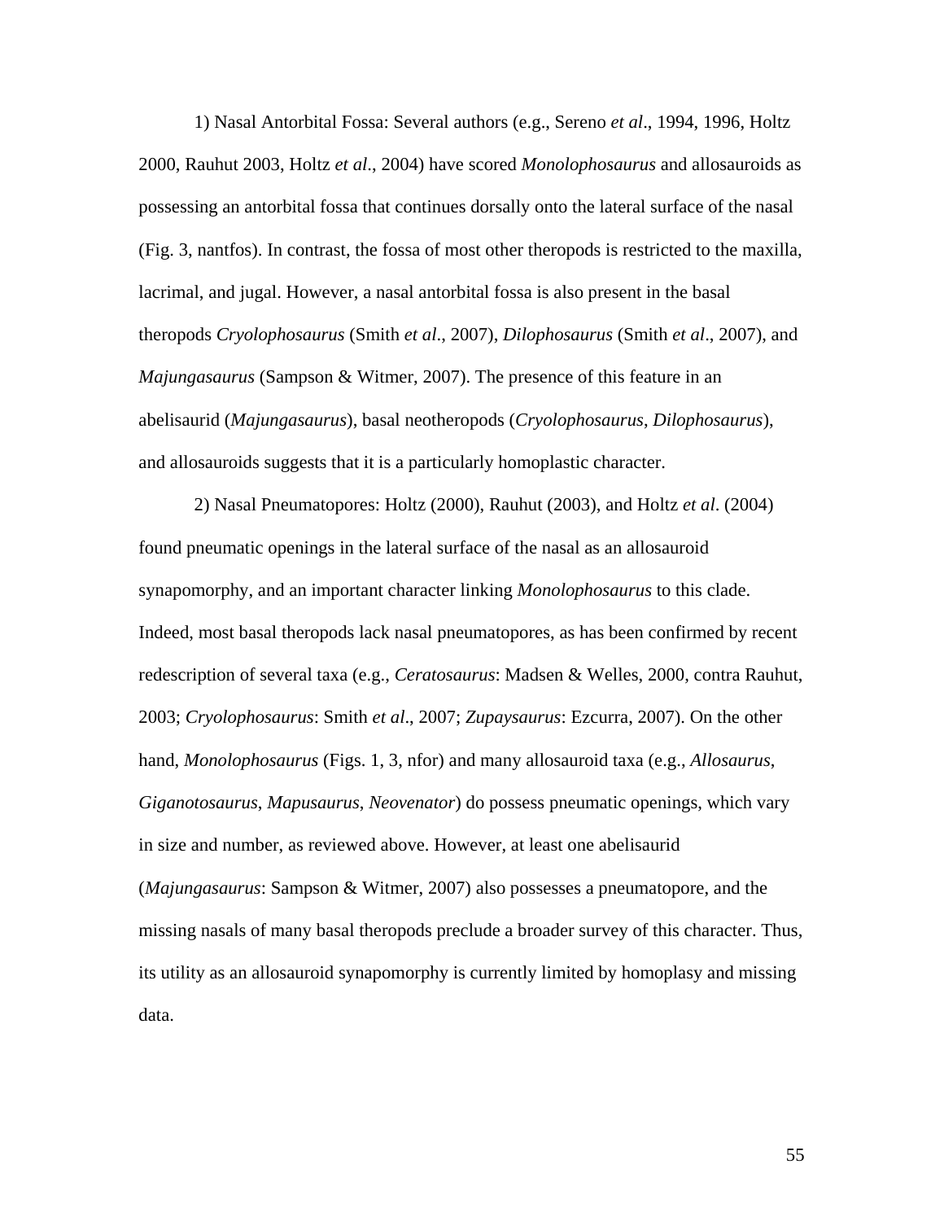1) Nasal Antorbital Fossa: Several authors (e.g., Sereno *et al*., 1994, 1996, Holtz 2000, Rauhut 2003, Holtz *et al*., 2004) have scored *Monolophosaurus* and allosauroids as possessing an antorbital fossa that continues dorsally onto the lateral surface of the nasal (Fig. 3, nantfos). In contrast, the fossa of most other theropods is restricted to the maxilla, lacrimal, and jugal. However, a nasal antorbital fossa is also present in the basal theropods *Cryolophosaurus* (Smith *et al*., 2007), *Dilophosaurus* (Smith *et al*., 2007), and *Majungasaurus* (Sampson & Witmer, 2007). The presence of this feature in an abelisaurid (*Majungasaurus*), basal neotheropods (*Cryolophosaurus*, *Dilophosaurus*), and allosauroids suggests that it is a particularly homoplastic character.

2) Nasal Pneumatopores: Holtz (2000), Rauhut (2003), and Holtz *et al*. (2004) found pneumatic openings in the lateral surface of the nasal as an allosauroid synapomorphy, and an important character linking *Monolophosaurus* to this clade. Indeed, most basal theropods lack nasal pneumatopores, as has been confirmed by recent redescription of several taxa (e.g., *Ceratosaurus*: Madsen & Welles, 2000, contra Rauhut, 2003; *Cryolophosaurus*: Smith *et al*., 2007; *Zupaysaurus*: Ezcurra, 2007). On the other hand, *Monolophosaurus* (Figs. 1, 3, nfor) and many allosauroid taxa (e.g., *Allosaurus*, *Giganotosaurus*, *Mapusaurus*, *Neovenator*) do possess pneumatic openings, which vary in size and number, as reviewed above. However, at least one abelisaurid (*Majungasaurus*: Sampson & Witmer, 2007) also possesses a pneumatopore, and the missing nasals of many basal theropods preclude a broader survey of this character. Thus, its utility as an allosauroid synapomorphy is currently limited by homoplasy and missing data.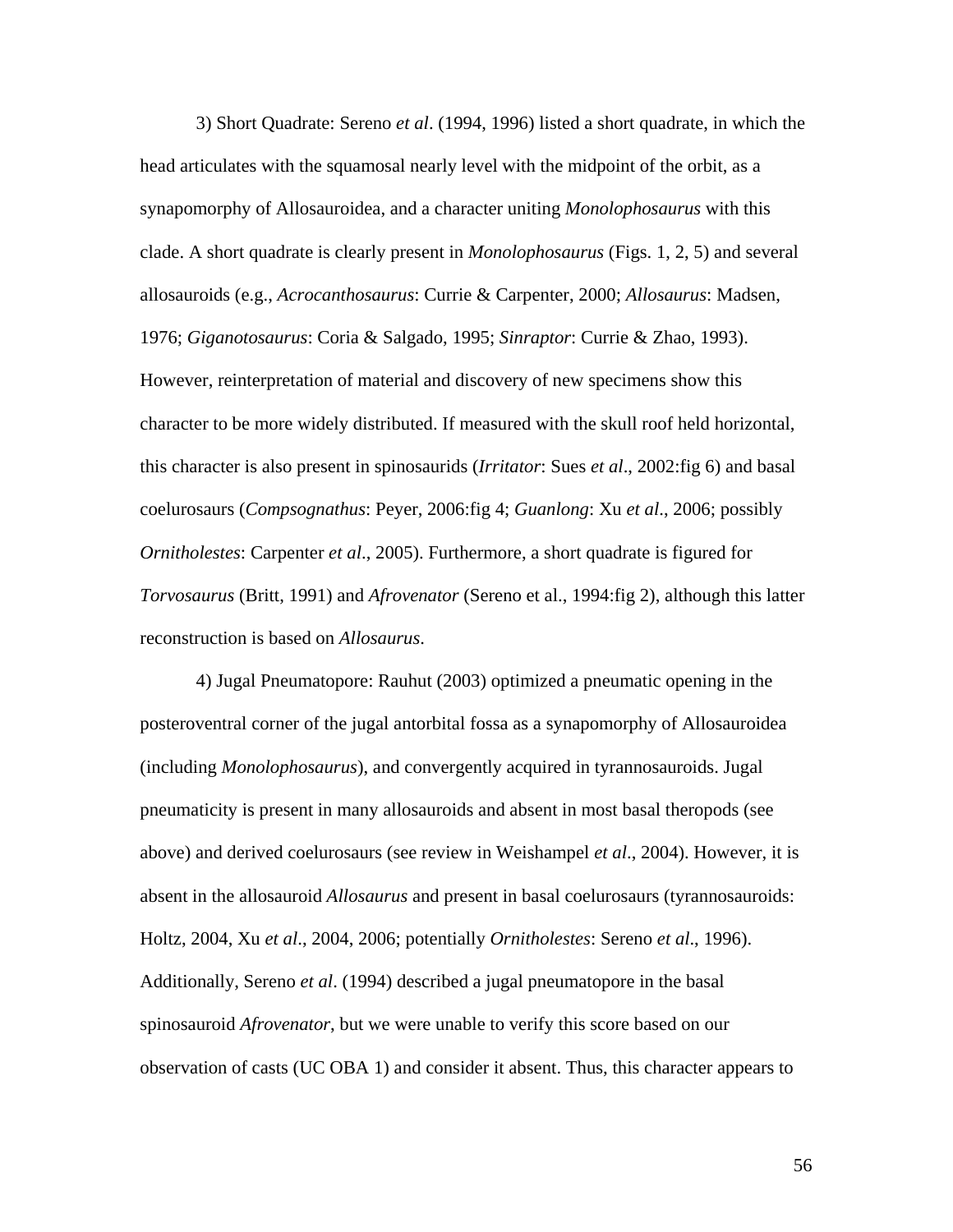3) Short Quadrate: Sereno *et al*. (1994, 1996) listed a short quadrate, in which the head articulates with the squamosal nearly level with the midpoint of the orbit, as a synapomorphy of Allosauroidea, and a character uniting *Monolophosaurus* with this clade. A short quadrate is clearly present in *Monolophosaurus* (Figs. 1, 2, 5) and several allosauroids (e.g., *Acrocanthosaurus*: Currie & Carpenter, 2000; *Allosaurus*: Madsen, 1976; *Giganotosaurus*: Coria & Salgado, 1995; *Sinraptor*: Currie & Zhao, 1993). However, reinterpretation of material and discovery of new specimens show this character to be more widely distributed. If measured with the skull roof held horizontal, this character is also present in spinosaurids (*Irritator*: Sues *et al*., 2002:fig 6) and basal coelurosaurs (*Compsognathus*: Peyer, 2006:fig 4; *Guanlong*: Xu *et al*., 2006; possibly *Ornitholestes*: Carpenter *et al*., 2005). Furthermore, a short quadrate is figured for *Torvosaurus* (Britt, 1991) and *Afrovenator* (Sereno et al., 1994:fig 2), although this latter reconstruction is based on *Allosaurus*.

4) Jugal Pneumatopore: Rauhut (2003) optimized a pneumatic opening in the posteroventral corner of the jugal antorbital fossa as a synapomorphy of Allosauroidea (including *Monolophosaurus*), and convergently acquired in tyrannosauroids. Jugal pneumaticity is present in many allosauroids and absent in most basal theropods (see above) and derived coelurosaurs (see review in Weishampel *et al*., 2004). However, it is absent in the allosauroid *Allosaurus* and present in basal coelurosaurs (tyrannosauroids: Holtz, 2004, Xu *et al*., 2004, 2006; potentially *Ornitholestes*: Sereno *et al*., 1996). Additionally, Sereno *et al*. (1994) described a jugal pneumatopore in the basal spinosauroid *Afrovenator*, but we were unable to verify this score based on our observation of casts (UC OBA 1) and consider it absent. Thus, this character appears to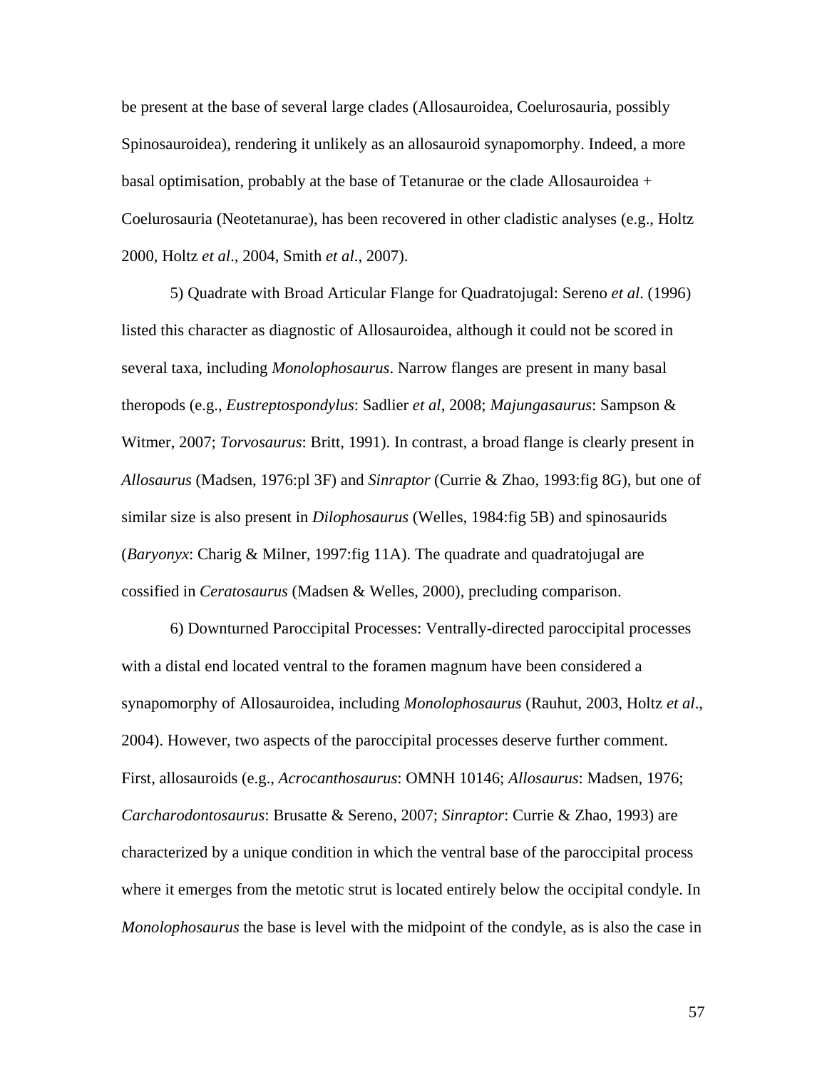be present at the base of several large clades (Allosauroidea, Coelurosauria, possibly Spinosauroidea), rendering it unlikely as an allosauroid synapomorphy. Indeed, a more basal optimisation, probably at the base of Tetanurae or the clade Allosauroidea + Coelurosauria (Neotetanurae), has been recovered in other cladistic analyses (e.g., Holtz 2000, Holtz *et al*., 2004, Smith *et al*., 2007).

5) Quadrate with Broad Articular Flange for Quadratojugal: Sereno *et al*. (1996) listed this character as diagnostic of Allosauroidea, although it could not be scored in several taxa, including *Monolophosaurus*. Narrow flanges are present in many basal theropods (e.g., *Eustreptospondylus*: Sadlier *et al*, 2008; *Majungasaurus*: Sampson & Witmer, 2007; *Torvosaurus*: Britt, 1991). In contrast, a broad flange is clearly present in *Allosaurus* (Madsen, 1976:pl 3F) and *Sinraptor* (Currie & Zhao, 1993:fig 8G), but one of similar size is also present in *Dilophosaurus* (Welles, 1984:fig 5B) and spinosaurids (*Baryonyx*: Charig & Milner, 1997:fig 11A). The quadrate and quadratojugal are cossified in *Ceratosaurus* (Madsen & Welles, 2000), precluding comparison.

6) Downturned Paroccipital Processes: Ventrally-directed paroccipital processes with a distal end located ventral to the foramen magnum have been considered a synapomorphy of Allosauroidea, including *Monolophosaurus* (Rauhut, 2003, Holtz *et al*., 2004). However, two aspects of the paroccipital processes deserve further comment. First, allosauroids (e.g., *Acrocanthosaurus*: OMNH 10146; *Allosaurus*: Madsen, 1976; *Carcharodontosaurus*: Brusatte & Sereno, 2007; *Sinraptor*: Currie & Zhao, 1993) are characterized by a unique condition in which the ventral base of the paroccipital process where it emerges from the metotic strut is located entirely below the occipital condyle. In *Monolophosaurus* the base is level with the midpoint of the condyle, as is also the case in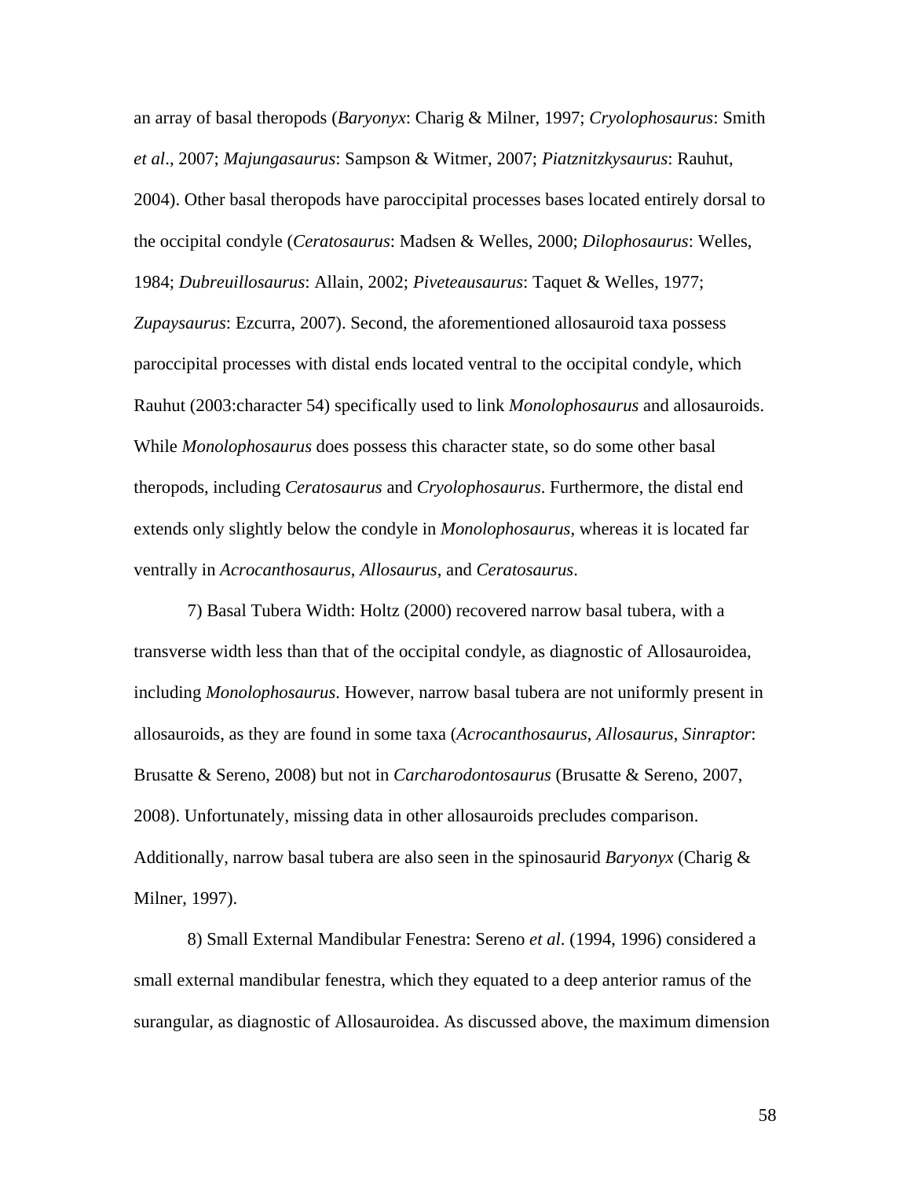an array of basal theropods (*Baryonyx*: Charig & Milner, 1997; *Cryolophosaurus*: Smith *et al*., 2007; *Majungasaurus*: Sampson & Witmer, 2007; *Piatznitzkysaurus*: Rauhut, 2004). Other basal theropods have paroccipital processes bases located entirely dorsal to the occipital condyle (*Ceratosaurus*: Madsen & Welles, 2000; *Dilophosaurus*: Welles, 1984; *Dubreuillosaurus*: Allain, 2002; *Piveteausaurus*: Taquet & Welles, 1977; *Zupaysaurus*: Ezcurra, 2007). Second, the aforementioned allosauroid taxa possess paroccipital processes with distal ends located ventral to the occipital condyle, which Rauhut (2003:character 54) specifically used to link *Monolophosaurus* and allosauroids. While *Monolophosaurus* does possess this character state, so do some other basal theropods, including *Ceratosaurus* and *Cryolophosaurus*. Furthermore, the distal end extends only slightly below the condyle in *Monolophosaurus*, whereas it is located far ventrally in *Acrocanthosaurus*, *Allosaurus*, and *Ceratosaurus*.

7) Basal Tubera Width: Holtz (2000) recovered narrow basal tubera, with a transverse width less than that of the occipital condyle, as diagnostic of Allosauroidea, including *Monolophosaurus*. However, narrow basal tubera are not uniformly present in allosauroids, as they are found in some taxa (*Acrocanthosaurus*, *Allosaurus*, *Sinraptor*: Brusatte & Sereno, 2008) but not in *Carcharodontosaurus* (Brusatte & Sereno, 2007, 2008). Unfortunately, missing data in other allosauroids precludes comparison. Additionally, narrow basal tubera are also seen in the spinosaurid *Baryonyx* (Charig & Milner, 1997).

8) Small External Mandibular Fenestra: Sereno *et al*. (1994, 1996) considered a small external mandibular fenestra, which they equated to a deep anterior ramus of the surangular, as diagnostic of Allosauroidea. As discussed above, the maximum dimension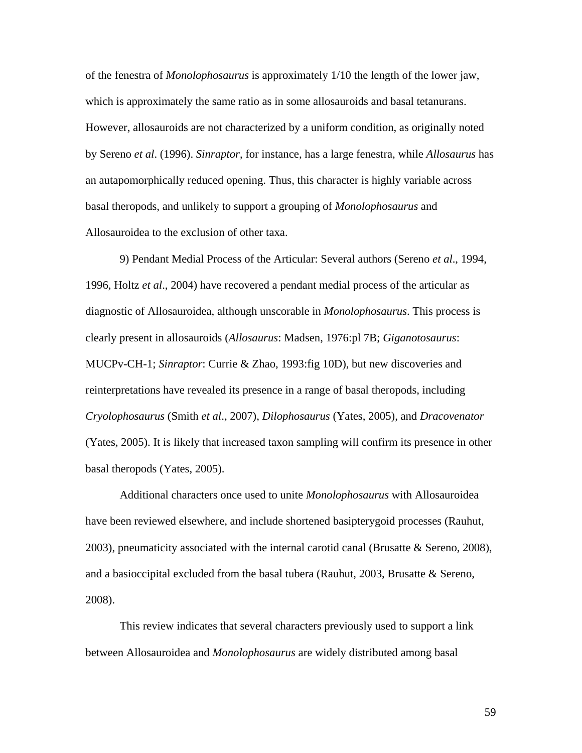of the fenestra of *Monolophosaurus* is approximately 1/10 the length of the lower jaw, which is approximately the same ratio as in some allosauroids and basal tetanurans. However, allosauroids are not characterized by a uniform condition, as originally noted by Sereno *et al*. (1996). *Sinraptor*, for instance, has a large fenestra, while *Allosaurus* has an autapomorphically reduced opening. Thus, this character is highly variable across basal theropods, and unlikely to support a grouping of *Monolophosaurus* and Allosauroidea to the exclusion of other taxa.

9) Pendant Medial Process of the Articular: Several authors (Sereno *et al*., 1994, 1996, Holtz *et al*., 2004) have recovered a pendant medial process of the articular as diagnostic of Allosauroidea, although unscorable in *Monolophosaurus*. This process is clearly present in allosauroids (*Allosaurus*: Madsen, 1976:pl 7B; *Giganotosaurus*: MUCPv-CH-1; *Sinraptor*: Currie & Zhao, 1993:fig 10D), but new discoveries and reinterpretations have revealed its presence in a range of basal theropods, including *Cryolophosaurus* (Smith *et al*., 2007), *Dilophosaurus* (Yates, 2005), and *Dracovenator* (Yates, 2005). It is likely that increased taxon sampling will confirm its presence in other basal theropods (Yates, 2005).

Additional characters once used to unite *Monolophosaurus* with Allosauroidea have been reviewed elsewhere, and include shortened basipterygoid processes (Rauhut, 2003), pneumaticity associated with the internal carotid canal (Brusatte & Sereno, 2008), and a basioccipital excluded from the basal tubera (Rauhut, 2003, Brusatte & Sereno, 2008).

This review indicates that several characters previously used to support a link between Allosauroidea and *Monolophosaurus* are widely distributed among basal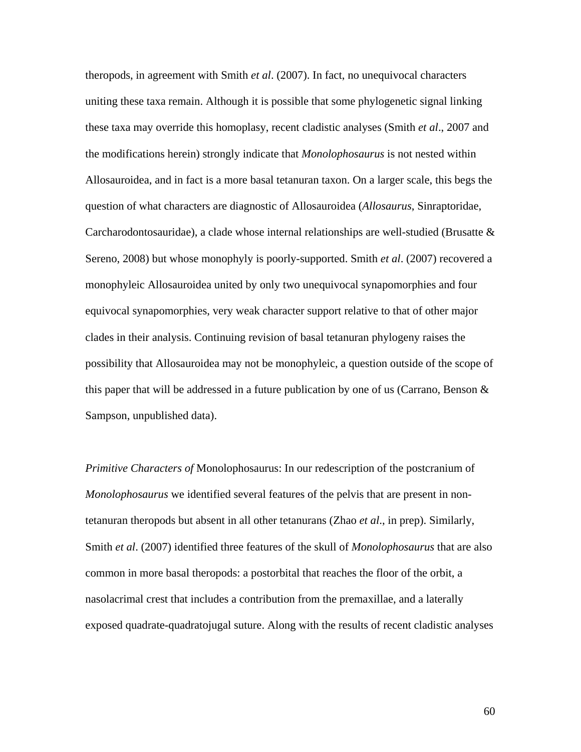theropods, in agreement with Smith *et al*. (2007). In fact, no unequivocal characters uniting these taxa remain. Although it is possible that some phylogenetic signal linking these taxa may override this homoplasy, recent cladistic analyses (Smith *et al*., 2007 and the modifications herein) strongly indicate that *Monolophosaurus* is not nested within Allosauroidea, and in fact is a more basal tetanuran taxon. On a larger scale, this begs the question of what characters are diagnostic of Allosauroidea (*Allosaurus*, Sinraptoridae, Carcharodontosauridae), a clade whose internal relationships are well-studied (Brusatte & Sereno, 2008) but whose monophyly is poorly-supported. Smith *et al*. (2007) recovered a monophyleic Allosauroidea united by only two unequivocal synapomorphies and four equivocal synapomorphies, very weak character support relative to that of other major clades in their analysis. Continuing revision of basal tetanuran phylogeny raises the possibility that Allosauroidea may not be monophyleic, a question outside of the scope of this paper that will be addressed in a future publication by one of us (Carrano, Benson & Sampson, unpublished data).

*Primitive Characters of* Monolophosaurus: In our redescription of the postcranium of *Monolophosaurus* we identified several features of the pelvis that are present in non-tetanuran theropods but absent in all other tetanurans (Zhao *et al*., in prep). Similarly, Smith *et al*. (2007) identified three features of the skull of *Monolophosaurus* that are also common in more basal theropods: a postorbital that reaches the floor of the orbit, a nasolacrimal crest that includes a contribution from the premaxillae, and a laterally exposed quadrate-quadratojugal suture. Along with the results of recent cladistic analyses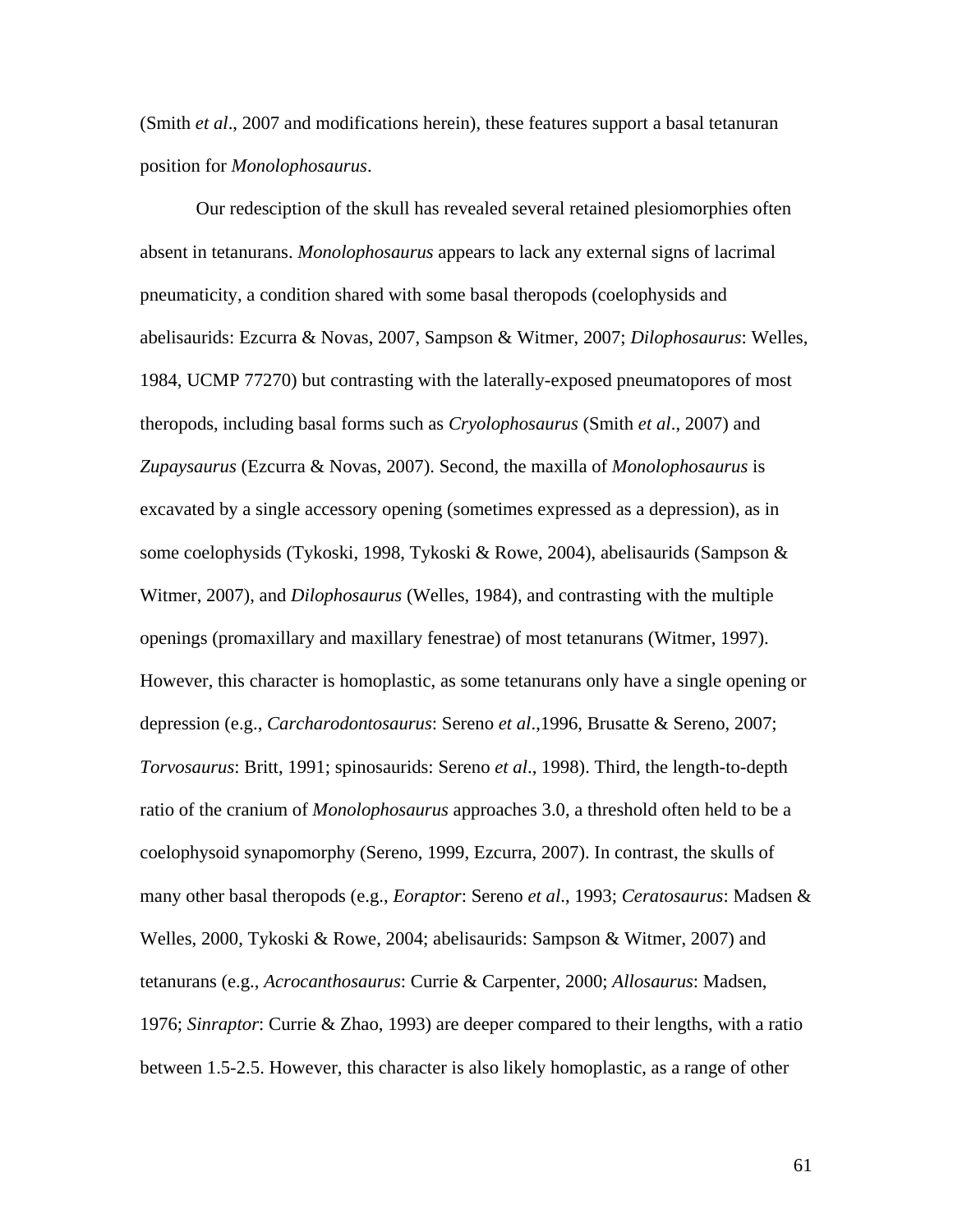(Smith *et al*., 2007 and modifications herein), these features support a basal tetanuran position for *Monolophosaurus*.

Our redesciption of the skull has revealed several retained plesiomorphies often absent in tetanurans. *Monolophosaurus* appears to lack any external signs of lacrimal pneumaticity, a condition shared with some basal theropods (coelophysids and abelisaurids: Ezcurra & Novas, 2007, Sampson & Witmer, 2007; *Dilophosaurus*: Welles, 1984, UCMP 77270) but contrasting with the laterally-exposed pneumatopores of most theropods, including basal forms such as *Cryolophosaurus* (Smith *et al*., 2007) and *Zupaysaurus* (Ezcurra & Novas, 2007). Second, the maxilla of *Monolophosaurus* is excavated by a single accessory opening (sometimes expressed as a depression), as in some coelophysids (Tykoski, 1998, Tykoski & Rowe, 2004), abelisaurids (Sampson & Witmer, 2007), and *Dilophosaurus* (Welles, 1984), and contrasting with the multiple openings (promaxillary and maxillary fenestrae) of most tetanurans (Witmer, 1997). However, this character is homoplastic, as some tetanurans only have a single opening or depression (e.g., *Carcharodontosaurus*: Sereno *et al*.,1996, Brusatte & Sereno, 2007; *Torvosaurus*: Britt, 1991; spinosaurids: Sereno *et al*., 1998). Third, the length-to-depth ratio of the cranium of *Monolophosaurus* approaches 3.0, a threshold often held to be a coelophysoid synapomorphy (Sereno, 1999, Ezcurra, 2007). In contrast, the skulls of many other basal theropods (e.g., *Eoraptor*: Sereno *et al*., 1993; *Ceratosaurus*: Madsen & Welles, 2000, Tykoski & Rowe, 2004; abelisaurids: Sampson & Witmer, 2007) and tetanurans (e.g., *Acrocanthosaurus*: Currie & Carpenter, 2000; *Allosaurus*: Madsen, 1976; *Sinraptor*: Currie & Zhao, 1993) are deeper compared to their lengths, with a ratio between 1.5-2.5. However, this character is also likely homoplastic, as a range of other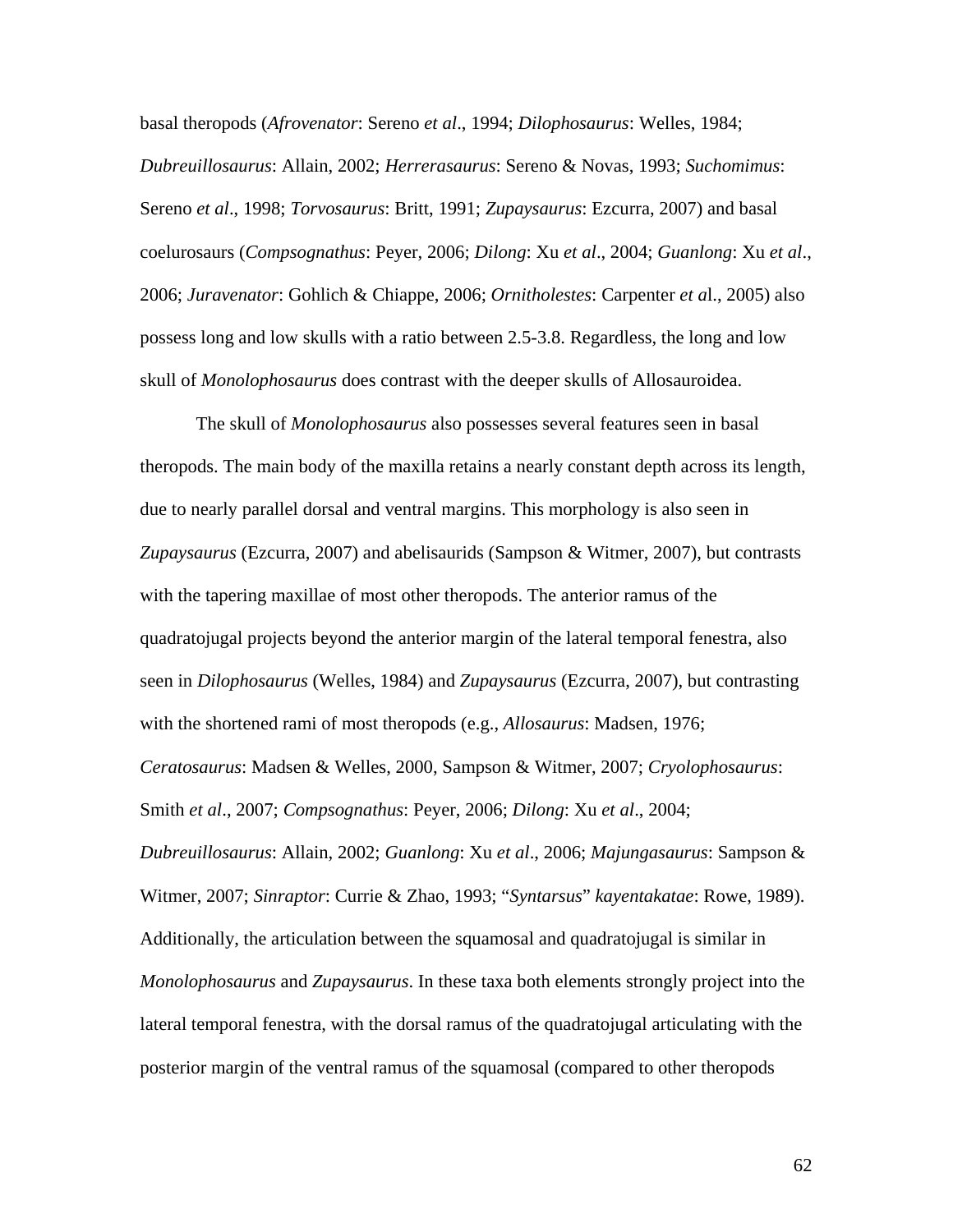basal theropods (*Afrovenator*: Sereno *et al*., 1994; *Dilophosaurus*: Welles, 1984; *Dubreuillosaurus*: Allain, 2002; *Herrerasaurus*: Sereno & Novas, 1993; *Suchomimus*: Sereno *et al*., 1998; *Torvosaurus*: Britt, 1991; *Zupaysaurus*: Ezcurra, 2007) and basal coelurosaurs (*Compsognathus*: Peyer, 2006; *Dilong*: Xu *et al*., 2004; *Guanlong*: Xu *et al*., 2006; *Juravenator*: Gohlich & Chiappe, 2006; *Ornitholestes*: Carpenter *et a*l., 2005) also possess long and low skulls with a ratio between 2.5-3.8. Regardless, the long and low skull of *Monolophosaurus* does contrast with the deeper skulls of Allosauroidea.

The skull of *Monolophosaurus* also possesses several features seen in basal theropods. The main body of the maxilla retains a nearly constant depth across its length, due to nearly parallel dorsal and ventral margins. This morphology is also seen in *Zupaysaurus* (Ezcurra, 2007) and abelisaurids (Sampson & Witmer, 2007), but contrasts with the tapering maxillae of most other theropods. The anterior ramus of the quadratojugal projects beyond the anterior margin of the lateral temporal fenestra, also seen in *Dilophosaurus* (Welles, 1984) and *Zupaysaurus* (Ezcurra, 2007), but contrasting with the shortened rami of most theropods (e.g., *Allosaurus*: Madsen, 1976; *Ceratosaurus*: Madsen & Welles, 2000, Sampson & Witmer, 2007; *Cryolophosaurus*: Smith *et al*., 2007; *Compsognathus*: Peyer, 2006; *Dilong*: Xu *et al*., 2004; *Dubreuillosaurus*: Allain, 2002; *Guanlong*: Xu *et al*., 2006; *Majungasaurus*: Sampson & Witmer, 2007; *Sinraptor*: Currie & Zhao, 1993; "*Syntarsus*" *kayentakatae*: Rowe, 1989). Additionally, the articulation between the squamosal and quadratojugal is similar in *Monolophosaurus* and *Zupaysaurus*. In these taxa both elements strongly project into the lateral temporal fenestra, with the dorsal ramus of the quadratojugal articulating with the posterior margin of the ventral ramus of the squamosal (compared to other theropods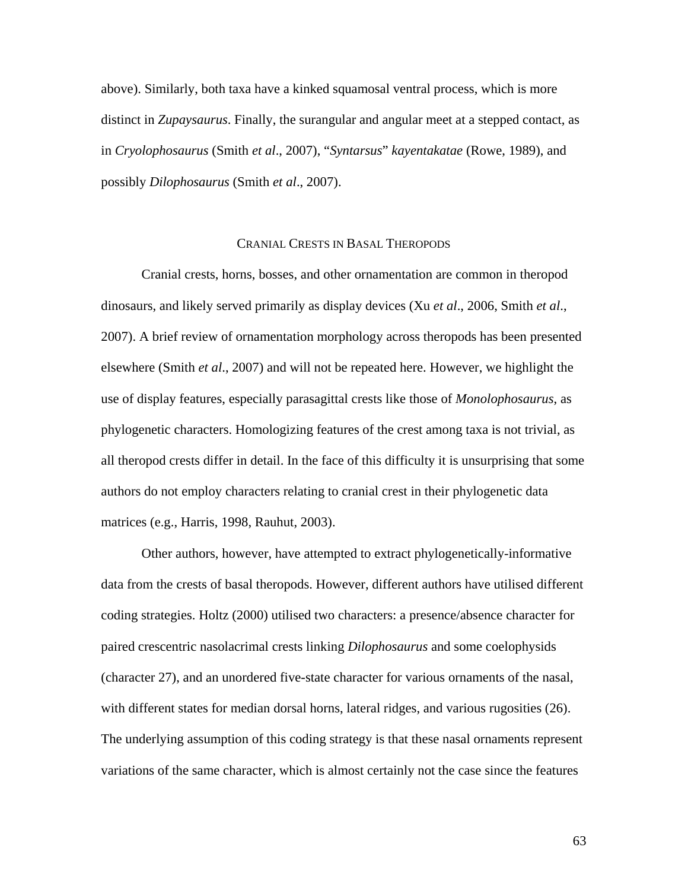above). Similarly, both taxa have a kinked squamosal ventral process, which is more distinct in *Zupaysaurus*. Finally, the surangular and angular meet at a stepped contact, as in *Cryolophosaurus* (Smith *et al*., 2007), "*Syntarsus*" *kayentakatae* (Rowe, 1989), and possibly *Dilophosaurus* (Smith *et al*., 2007).

## Cranial Crests in Basal Theropods

Cranial crests, horns, bosses, and other ornamentation are common in theropod dinosaurs, and likely served primarily as display devices (Xu *et al*., 2006, Smith *et al*., 2007). A brief review of ornamentation morphology across theropods has been presented elsewhere (Smith *et al*., 2007) and will not be repeated here. However, we highlight the use of display features, especially parasagittal crests like those of *Monolophosaurus*, as phylogenetic characters. Homologizing features of the crest among taxa is not trivial, as all theropod crests differ in detail. In the face of this difficulty it is unsurprising that some authors do not employ characters relating to cranial crest in their phylogenetic data matrices (e.g., Harris, 1998, Rauhut, 2003).

Other authors, however, have attempted to extract phylogenetically-informative data from the crests of basal theropods. However, different authors have utilised different coding strategies. Holtz (2000) utilised two characters: a presence/absence character for paired crescentric nasolacrimal crests linking *Dilophosaurus* and some coelophysids (character 27), and an unordered five-state character for various ornaments of the nasal, with different states for median dorsal horns, lateral ridges, and various rugosities (26). The underlying assumption of this coding strategy is that these nasal ornaments represent variations of the same character, which is almost certainly not the case since the features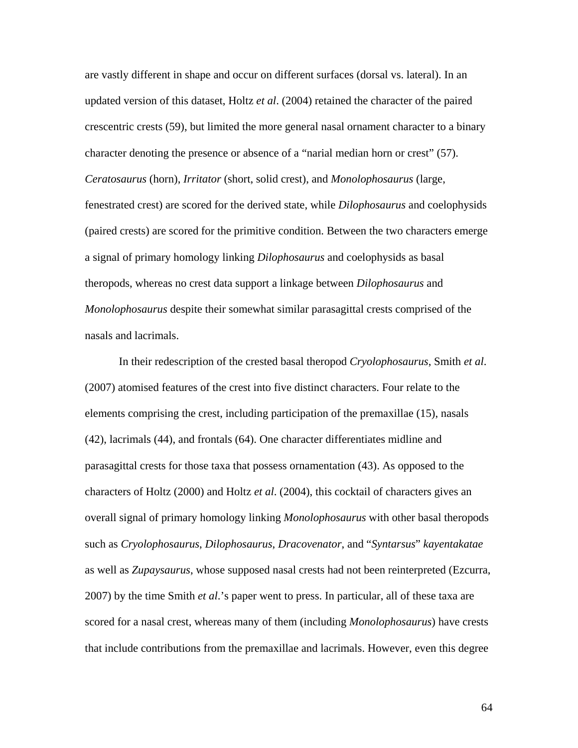are vastly different in shape and occur on different surfaces (dorsal vs. lateral). In an updated version of this dataset, Holtz *et al*. (2004) retained the character of the paired crescentric crests (59), but limited the more general nasal ornament character to a binary character denoting the presence or absence of a "narial median horn or crest" (57). *Ceratosaurus* (horn), *Irritator* (short, solid crest), and *Monolophosaurus* (large, fenestrated crest) are scored for the derived state, while *Dilophosaurus* and coelophysids (paired crests) are scored for the primitive condition. Between the two characters emerge a signal of primary homology linking *Dilophosaurus* and coelophysids as basal theropods, whereas no crest data support a linkage between *Dilophosaurus* and *Monolophosaurus* despite their somewhat similar parasagittal crests comprised of the nasals and lacrimals.

In their redescription of the crested basal theropod *Cryolophosaurus*, Smith *et al*. (2007) atomised features of the crest into five distinct characters. Four relate to the elements comprising the crest, including participation of the premaxillae (15), nasals (42), lacrimals (44), and frontals (64). One character differentiates midline and parasagittal crests for those taxa that possess ornamentation (43). As opposed to the characters of Holtz (2000) and Holtz *et al*. (2004), this cocktail of characters gives an overall signal of primary homology linking *Monolophosaurus* with other basal theropods such as *Cryolophosaurus*, *Dilophosaurus*, *Dracovenator*, and "*Syntarsus*" *kayentakatae* as well as *Zupaysaurus*, whose supposed nasal crests had not been reinterpreted (Ezcurra, 2007) by the time Smith *et al*.'s paper went to press. In particular, all of these taxa are scored for a nasal crest, whereas many of them (including *Monolophosaurus*) have crests that include contributions from the premaxillae and lacrimals. However, even this degree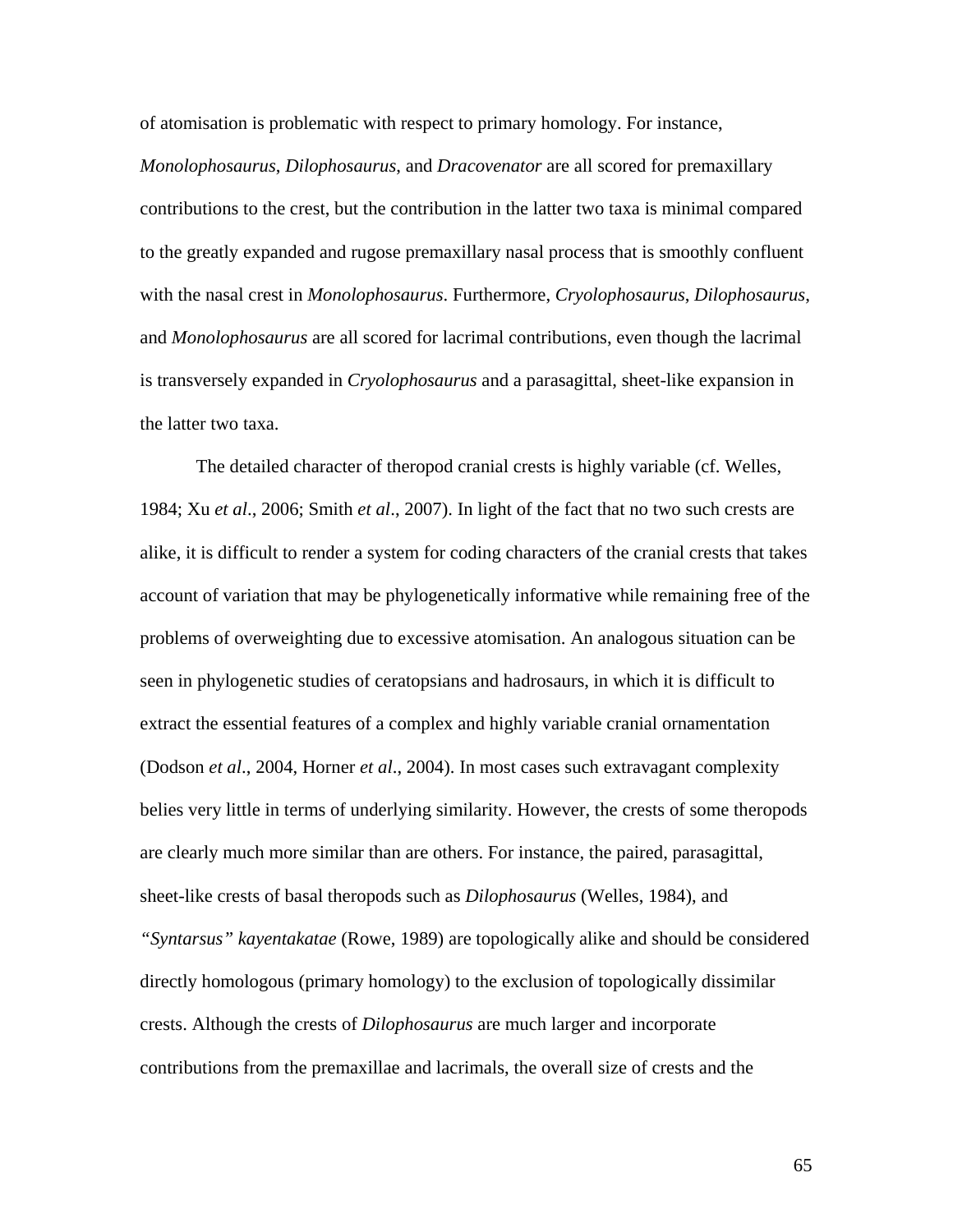of atomisation is problematic with respect to primary homology. For instance, *Monolophosaurus*, *Dilophosaurus*, and *Dracovenator* are all scored for premaxillary contributions to the crest, but the contribution in the latter two taxa is minimal compared to the greatly expanded and rugose premaxillary nasal process that is smoothly confluent with the nasal crest in *Monolophosaurus*. Furthermore, *Cryolophosaurus*, *Dilophosaurus*, and *Monolophosaurus* are all scored for lacrimal contributions, even though the lacrimal is transversely expanded in *Cryolophosaurus* and a parasagittal, sheet-like expansion in the latter two taxa.

The detailed character of theropod cranial crests is highly variable (cf. Welles, 1984; Xu *et al*., 2006; Smith *et al*., 2007). In light of the fact that no two such crests are alike, it is difficult to render a system for coding characters of the cranial crests that takes account of variation that may be phylogenetically informative while remaining free of the problems of overweighting due to excessive atomisation. An analogous situation can be seen in phylogenetic studies of ceratopsians and hadrosaurs, in which it is difficult to extract the essential features of a complex and highly variable cranial ornamentation (Dodson *et al*., 2004, Horner *et al*., 2004). In most cases such extravagant complexity belies very little in terms of underlying similarity. However, the crests of some theropods are clearly much more similar than are others. For instance, the paired, parasagittal, sheet-like crests of basal theropods such as *Dilophosaurus* (Welles, 1984), and *"Syntarsus" kayentakatae* (Rowe, 1989) are topologically alike and should be considered directly homologous (primary homology) to the exclusion of topologically dissimilar crests. Although the crests of *Dilophosaurus* are much larger and incorporate contributions from the premaxillae and lacrimals, the overall size of crests and the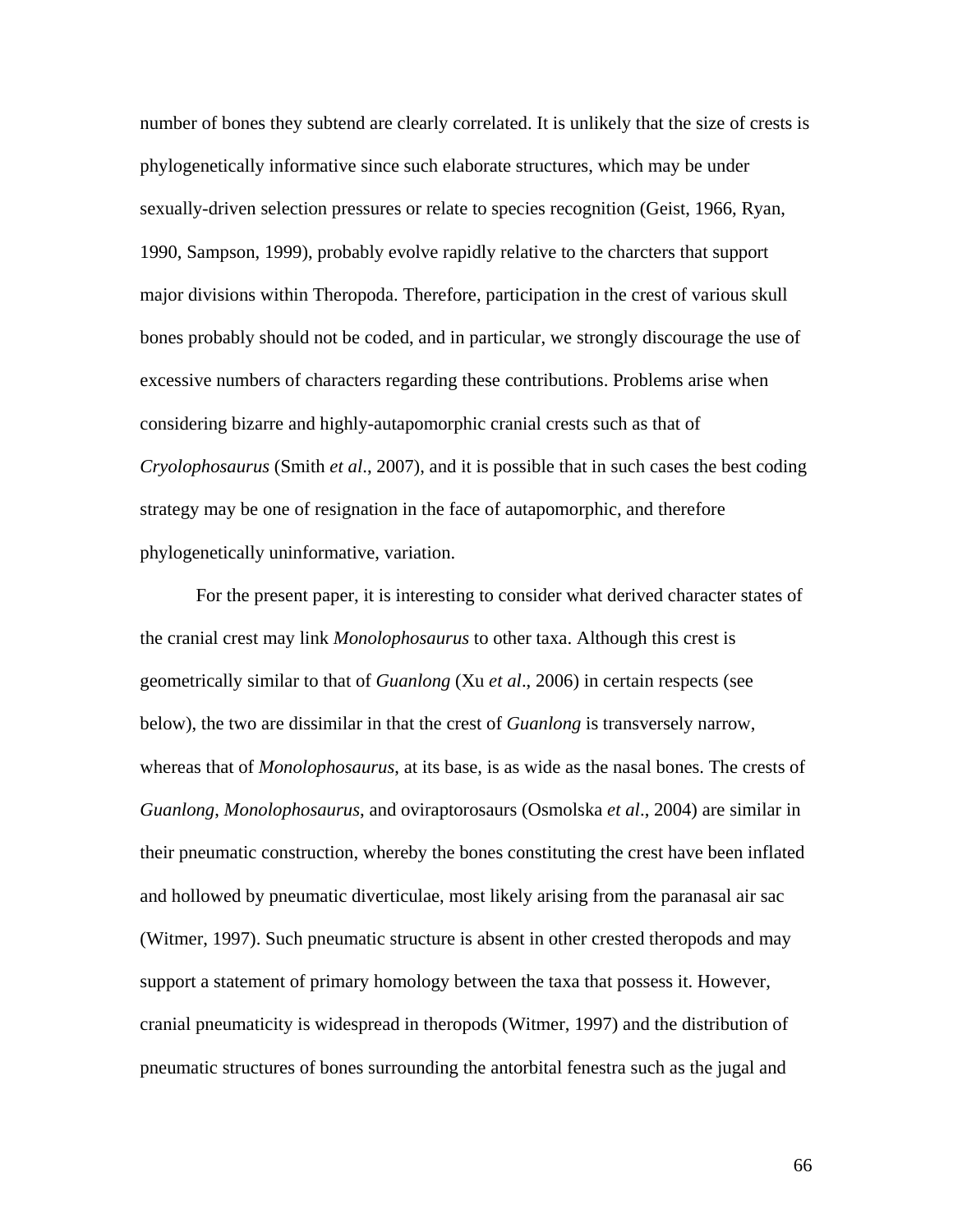number of bones they subtend are clearly correlated. It is unlikely that the size of crests is phylogenetically informative since such elaborate structures, which may be under sexually-driven selection pressures or relate to species recognition (Geist, 1966, Ryan, 1990, Sampson, 1999), probably evolve rapidly relative to the charcters that support major divisions within Theropoda. Therefore, participation in the crest of various skull bones probably should not be coded, and in particular, we strongly discourage the use of excessive numbers of characters regarding these contributions. Problems arise when considering bizarre and highly-autapomorphic cranial crests such as that of *Cryolophosaurus* (Smith *et al*., 2007), and it is possible that in such cases the best coding strategy may be one of resignation in the face of autapomorphic, and therefore phylogenetically uninformative, variation.

For the present paper, it is interesting to consider what derived character states of the cranial crest may link *Monolophosaurus* to other taxa. Although this crest is geometrically similar to that of *Guanlong* (Xu *et al*., 2006) in certain respects (see below), the two are dissimilar in that the crest of *Guanlong* is transversely narrow, whereas that of *Monolophosaurus*, at its base, is as wide as the nasal bones. The crests of *Guanlong*, *Monolophosaurus*, and oviraptorosaurs (Osmolska *et al*., 2004) are similar in their pneumatic construction, whereby the bones constituting the crest have been inflated and hollowed by pneumatic diverticulae, most likely arising from the paranasal air sac (Witmer, 1997). Such pneumatic structure is absent in other crested theropods and may support a statement of primary homology between the taxa that possess it. However, cranial pneumaticity is widespread in theropods (Witmer, 1997) and the distribution of pneumatic structures of bones surrounding the antorbital fenestra such as the jugal and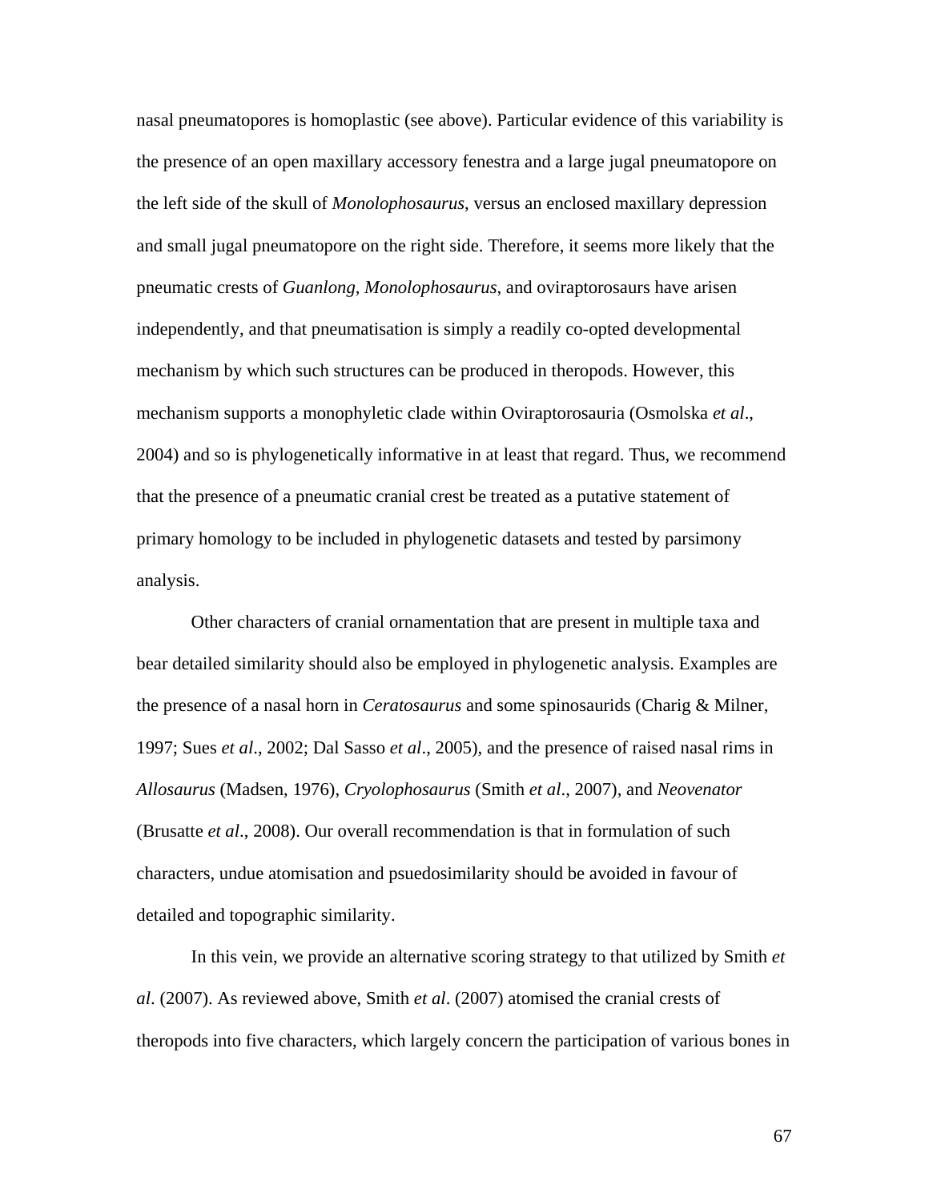nasal pneumatopores is homoplastic (see above). Particular evidence of this variability is the presence of an open maxillary accessory fenestra and a large jugal pneumatopore on the left side of the skull of *Monolophosaurus*, versus an enclosed maxillary depression and small jugal pneumatopore on the right side. Therefore, it seems more likely that the pneumatic crests of *Guanlong*, *Monolophosaurus*, and oviraptorosaurs have arisen independently, and that pneumatisation is simply a readily co-opted developmental mechanism by which such structures can be produced in theropods. However, this mechanism supports a monophyletic clade within Oviraptorosauria (Osmolska *et al*., 2004) and so is phylogenetically informative in at least that regard. Thus, we recommend that the presence of a pneumatic cranial crest be treated as a putative statement of primary homology to be included in phylogenetic datasets and tested by parsimony analysis.

Other characters of cranial ornamentation that are present in multiple taxa and bear detailed similarity should also be employed in phylogenetic analysis. Examples are the presence of a nasal horn in *Ceratosaurus* and some spinosaurids (Charig & Milner, 1997; Sues *et al*., 2002; Dal Sasso *et al*., 2005), and the presence of raised nasal rims in *Allosaurus* (Madsen, 1976), *Cryolophosaurus* (Smith *et al*., 2007), and *Neovenator* (Brusatte *et al*., 2008). Our overall recommendation is that in formulation of such characters, undue atomisation and psuedosimilarity should be avoided in favour of detailed and topographic similarity.

In this vein, we provide an alternative scoring strategy to that utilized by Smith *et al*. (2007). As reviewed above, Smith *et al*. (2007) atomised the cranial crests of theropods into five characters, which largely concern the participation of various bones in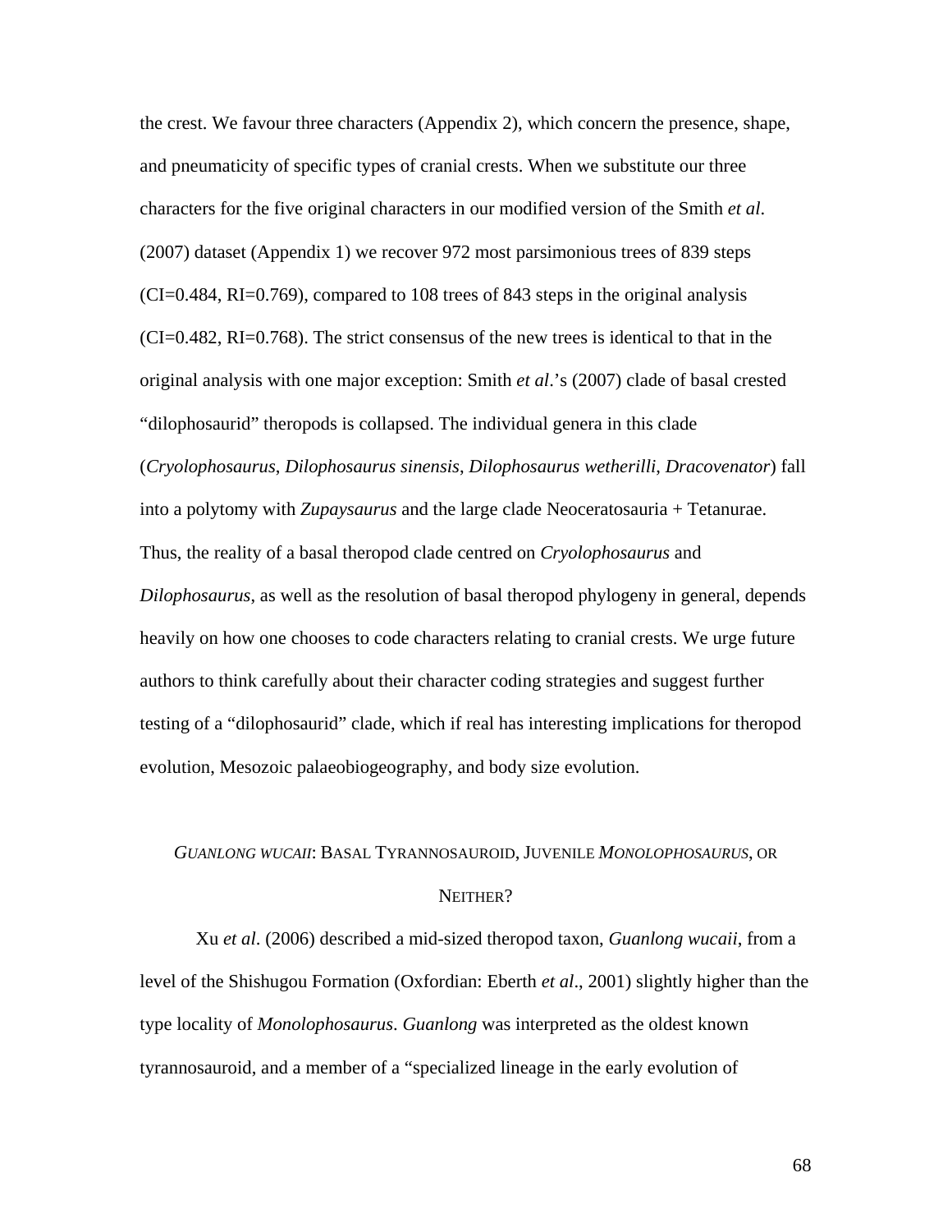the crest. We favour three characters (Appendix 2), which concern the presence, shape, and pneumaticity of specific types of cranial crests. When we substitute our three characters for the five original characters in our modified version of the Smith *et al*. (2007) dataset (Appendix 1) we recover 972 most parsimonious trees of 839 steps (CI=0.484, RI=0.769), compared to 108 trees of 843 steps in the original analysis (CI=0.482, RI=0.768). The strict consensus of the new trees is identical to that in the original analysis with one major exception: Smith *et al*.'s (2007) clade of basal crested "dilophosaurid" theropods is collapsed. The individual genera in this clade (*Cryolophosaurus*, *Dilophosaurus sinensis*, *Dilophosaurus wetherilli, Dracovenator*) fall into a polytomy with *Zupaysaurus* and the large clade Neoceratosauria + Tetanurae. Thus, the reality of a basal theropod clade centred on *Cryolophosaurus* and *Dilophosaurus*, as well as the resolution of basal theropod phylogeny in general, depends heavily on how one chooses to code characters relating to cranial crests. We urge future authors to think carefully about their character coding strategies and suggest further testing of a "dilophosaurid" clade, which if real has interesting implications for theropod evolution, Mesozoic palaeobiogeography, and body size evolution.

## *GUANLONG WUCAII*: BASAL TYRANNOSAUROID, JUVENILE *MONOLOPHOSAURUS*, OR NEITHER?

Xu *et al*. (2006) described a mid-sized theropod taxon, *Guanlong wucaii*, from a level of the Shishugou Formation (Oxfordian: Eberth *et al*., 2001) slightly higher than the type locality of *Monolophosaurus*. *Guanlong* was interpreted as the oldest known tyrannosauroid, and a member of a "specialized lineage in the early evolution of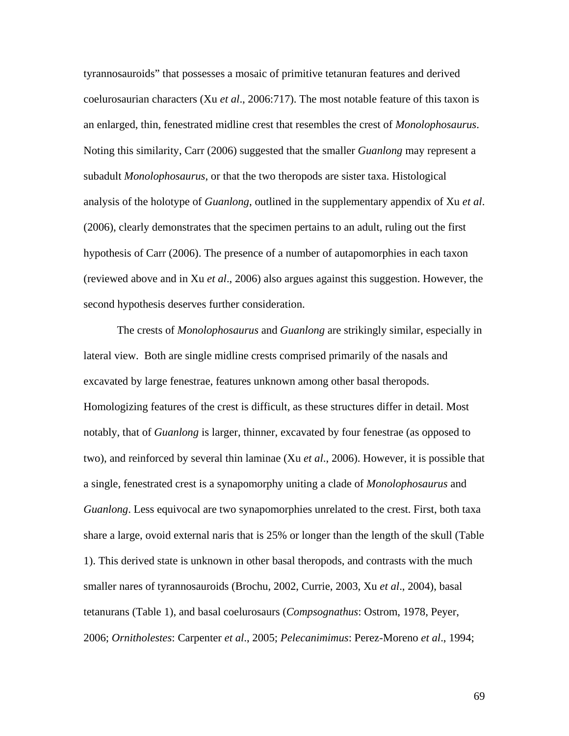tyrannosauroids" that possesses a mosaic of primitive tetanuran features and derived coelurosaurian characters (Xu *et al*., 2006:717). The most notable feature of this taxon is an enlarged, thin, fenestrated midline crest that resembles the crest of *Monolophosaurus*. Noting this similarity, Carr (2006) suggested that the smaller *Guanlong* may represent a subadult *Monolophosaurus*, or that the two theropods are sister taxa. Histological analysis of the holotype of *Guanlong*, outlined in the supplementary appendix of Xu *et al*. (2006), clearly demonstrates that the specimen pertains to an adult, ruling out the first hypothesis of Carr (2006). The presence of a number of autapomorphies in each taxon (reviewed above and in Xu *et al*., 2006) also argues against this suggestion. However, the second hypothesis deserves further consideration.

The crests of *Monolophosaurus* and *Guanlong* are strikingly similar, especially in lateral view. Both are single midline crests comprised primarily of the nasals and excavated by large fenestrae, features unknown among other basal theropods. Homologizing features of the crest is difficult, as these structures differ in detail. Most notably, that of *Guanlong* is larger, thinner, excavated by four fenestrae (as opposed to two), and reinforced by several thin laminae (Xu *et al*., 2006). However, it is possible that a single, fenestrated crest is a synapomorphy uniting a clade of *Monolophosaurus* and *Guanlong*. Less equivocal are two synapomorphies unrelated to the crest. First, both taxa share a large, ovoid external naris that is 25% or longer than the length of the skull (Table 1). This derived state is unknown in other basal theropods, and contrasts with the much smaller nares of tyrannosauroids (Brochu, 2002, Currie, 2003, Xu *et al*., 2004), basal tetanurans (Table 1), and basal coelurosaurs (*Compsognathus*: Ostrom, 1978, Peyer, 2006; *Ornitholestes*: Carpenter *et al*., 2005; *Pelecanimimus*: Perez-Moreno *et al*., 1994;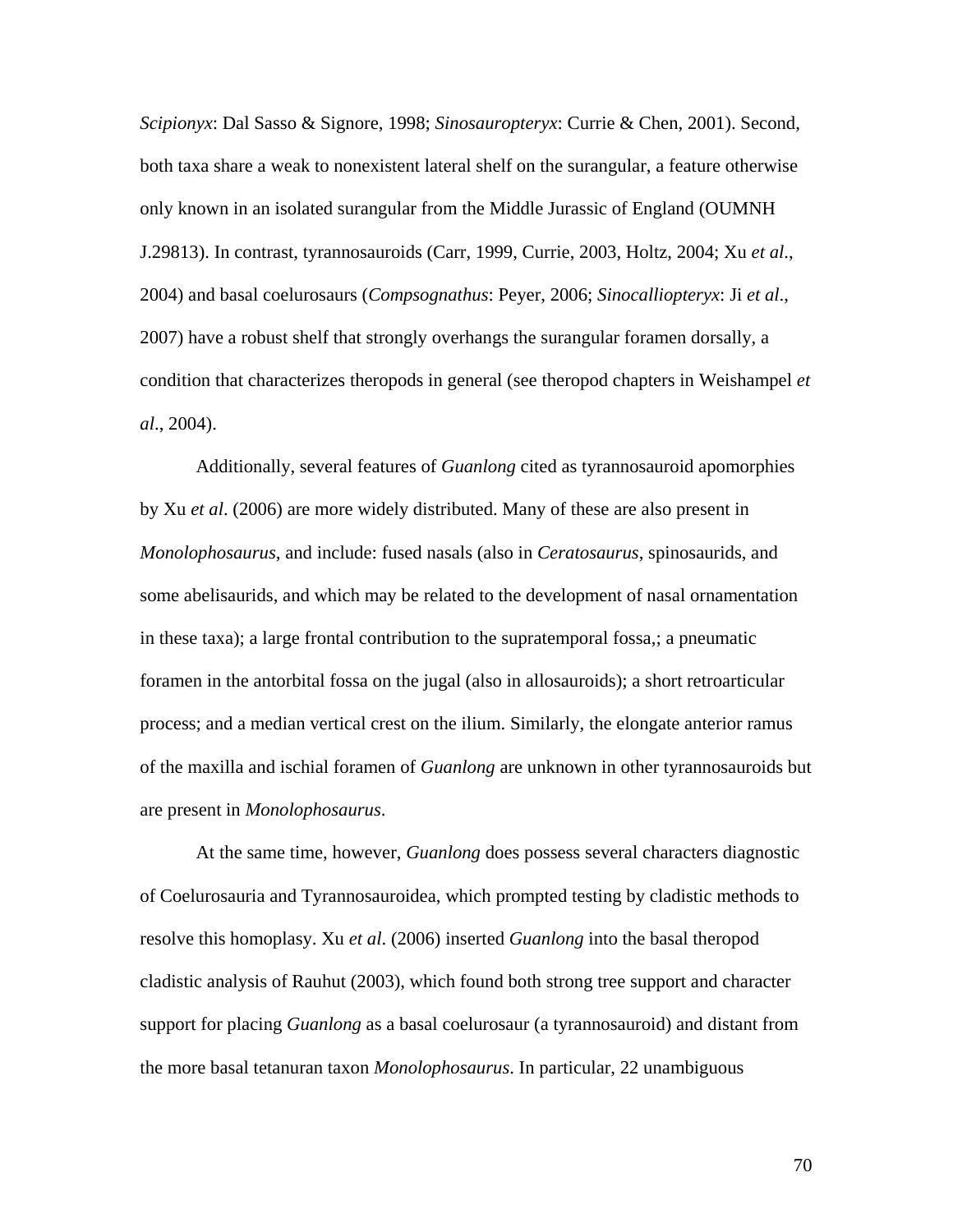*Scipionyx*: Dal Sasso & Signore, 1998; *Sinosauropteryx*: Currie & Chen, 2001). Second, both taxa share a weak to nonexistent lateral shelf on the surangular, a feature otherwise only known in an isolated surangular from the Middle Jurassic of England (OUMNH J.29813). In contrast, tyrannosauroids (Carr, 1999, Currie, 2003, Holtz, 2004; Xu *et al*., 2004) and basal coelurosaurs (*Compsognathus*: Peyer, 2006; *Sinocalliopteryx*: Ji *et al*., 2007) have a robust shelf that strongly overhangs the surangular foramen dorsally, a condition that characterizes theropods in general (see theropod chapters in Weishampel *et al*., 2004).

Additionally, several features of *Guanlong* cited as tyrannosauroid apomorphies by Xu *et al*. (2006) are more widely distributed. Many of these are also present in *Monolophosaurus*, and include: fused nasals (also in *Ceratosaurus*, spinosaurids, and some abelisaurids, and which may be related to the development of nasal ornamentation in these taxa); a large frontal contribution to the supratemporal fossa,; a pneumatic foramen in the antorbital fossa on the jugal (also in allosauroids); a short retroarticular process; and a median vertical crest on the ilium. Similarly, the elongate anterior ramus of the maxilla and ischial foramen of *Guanlong* are unknown in other tyrannosauroids but are present in *Monolophosaurus*.

At the same time, however, *Guanlong* does possess several characters diagnostic of Coelurosauria and Tyrannosauroidea, which prompted testing by cladistic methods to resolve this homoplasy. Xu *et al*. (2006) inserted *Guanlong* into the basal theropod cladistic analysis of Rauhut (2003), which found both strong tree support and character support for placing *Guanlong* as a basal coelurosaur (a tyrannosauroid) and distant from the more basal tetanuran taxon *Monolophosaurus*. In particular, 22 unambiguous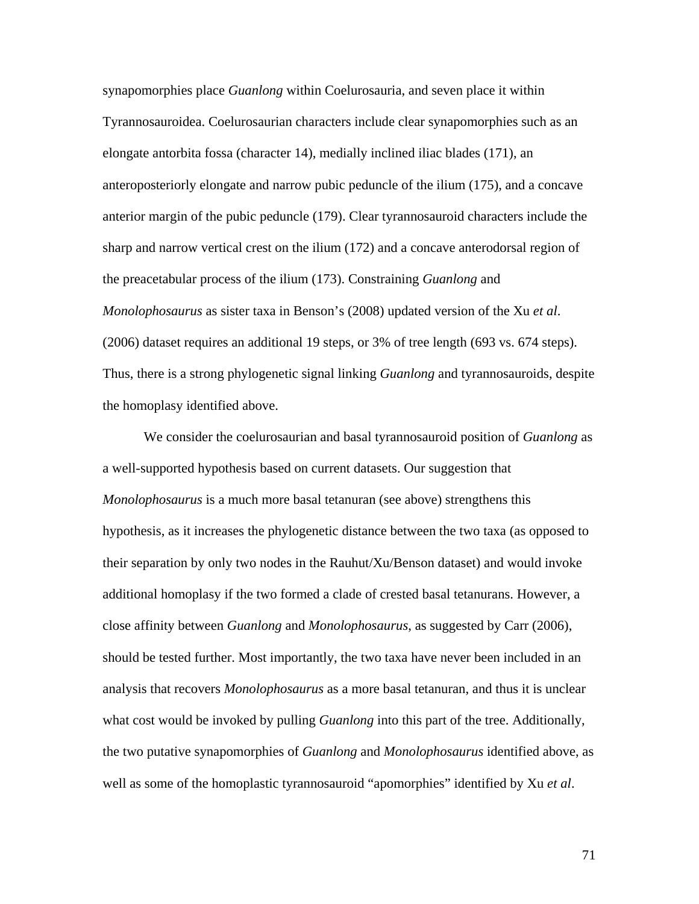synapomorphies place *Guanlong* within Coelurosauria, and seven place it within Tyrannosauroidea. Coelurosaurian characters include clear synapomorphies such as an elongate antorbita fossa (character 14), medially inclined iliac blades (171), an anteroposteriorly elongate and narrow pubic peduncle of the ilium (175), and a concave anterior margin of the pubic peduncle (179). Clear tyrannosauroid characters include the sharp and narrow vertical crest on the ilium (172) and a concave anterodorsal region of the preacetabular process of the ilium (173). Constraining *Guanlong* and *Monolophosaurus* as sister taxa in Benson's (2008) updated version of the Xu *et al*. (2006) dataset requires an additional 19 steps, or 3% of tree length (693 vs. 674 steps). Thus, there is a strong phylogenetic signal linking *Guanlong* and tyrannosauroids, despite the homoplasy identified above.

We consider the coelurosaurian and basal tyrannosauroid position of *Guanlong* as a well-supported hypothesis based on current datasets. Our suggestion that *Monolophosaurus* is a much more basal tetanuran (see above) strengthens this hypothesis, as it increases the phylogenetic distance between the two taxa (as opposed to their separation by only two nodes in the Rauhut/Xu/Benson dataset) and would invoke additional homoplasy if the two formed a clade of crested basal tetanurans. However, a close affinity between *Guanlong* and *Monolophosaurus*, as suggested by Carr (2006), should be tested further. Most importantly, the two taxa have never been included in an analysis that recovers *Monolophosaurus* as a more basal tetanuran, and thus it is unclear what cost would be invoked by pulling *Guanlong* into this part of the tree. Additionally, the two putative synapomorphies of *Guanlong* and *Monolophosaurus* identified above, as well as some of the homoplastic tyrannosauroid "apomorphies" identified by Xu *et al*.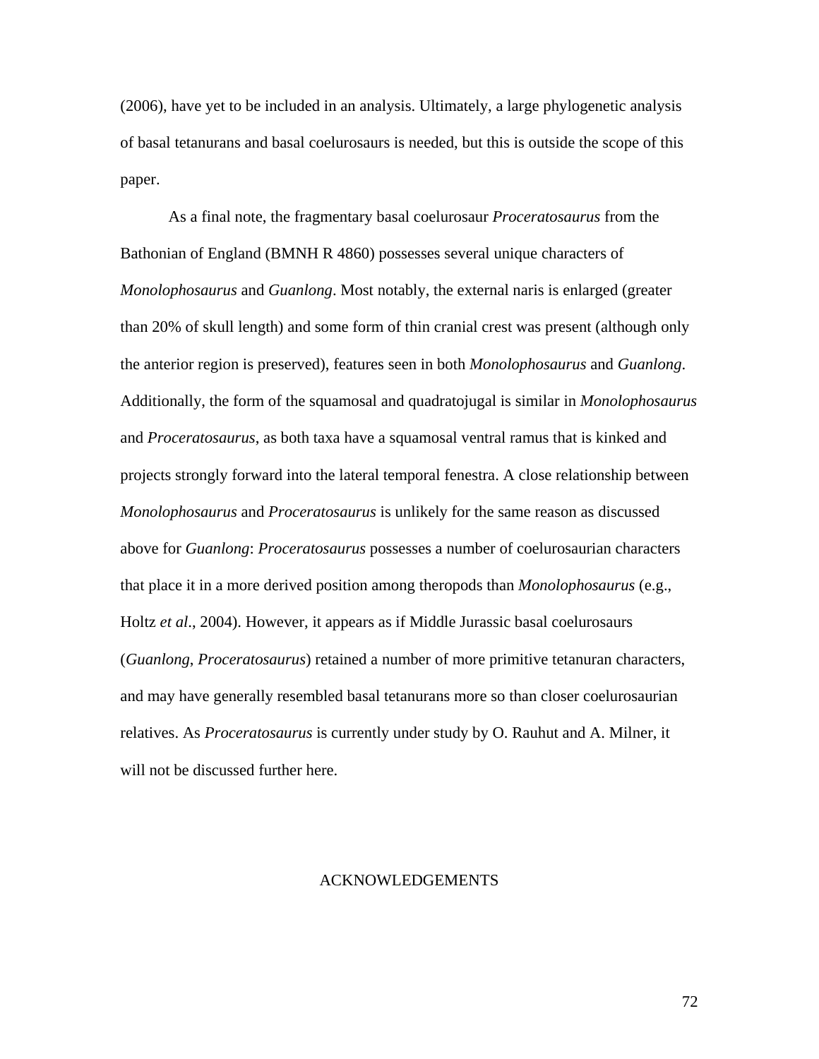(2006), have yet to be included in an analysis. Ultimately, a large phylogenetic analysis of basal tetanurans and basal coelurosaurs is needed, but this is outside the scope of this paper.

As a final note, the fragmentary basal coelurosaur *Proceratosaurus* from the Bathonian of England (BMNH R 4860) possesses several unique characters of *Monolophosaurus* and *Guanlong*. Most notably, the external naris is enlarged (greater than 20% of skull length) and some form of thin cranial crest was present (although only the anterior region is preserved), features seen in both *Monolophosaurus* and *Guanlong*. Additionally, the form of the squamosal and quadratojugal is similar in *Monolophosaurus* and *Proceratosaurus,* as both taxa have a squamosal ventral ramus that is kinked and projects strongly forward into the lateral temporal fenestra. A close relationship between *Monolophosaurus* and *Proceratosaurus* is unlikely for the same reason as discussed above for *Guanlong*: *Proceratosaurus* possesses a number of coelurosaurian characters that place it in a more derived position among theropods than *Monolophosaurus* (e.g., Holtz *et al*., 2004). However, it appears as if Middle Jurassic basal coelurosaurs (*Guanlong*, *Proceratosaurus*) retained a number of more primitive tetanuran characters, and may have generally resembled basal tetanurans more so than closer coelurosaurian relatives. As *Proceratosaurus* is currently under study by O. Rauhut and A. Milner, it will not be discussed further here.

## ACKNOWLEDGEMENTS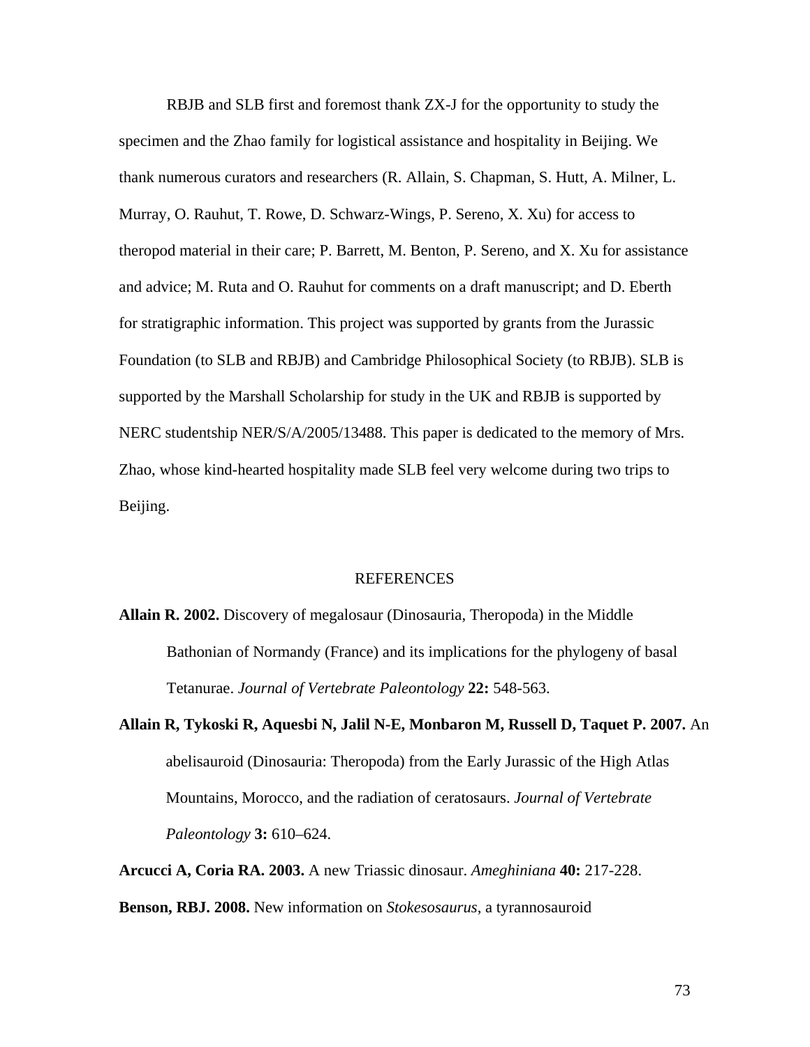RBJB and SLB first and foremost thank ZX-J for the opportunity to study the specimen and the Zhao family for logistical assistance and hospitality in Beijing. We thank numerous curators and researchers (R. Allain, S. Chapman, S. Hutt, A. Milner, L. Murray, O. Rauhut, T. Rowe, D. Schwarz-Wings, P. Sereno, X. Xu) for access to theropod material in their care; P. Barrett, M. Benton, P. Sereno, and X. Xu for assistance and advice; M. Ruta and O. Rauhut for comments on a draft manuscript; and D. Eberth for stratigraphic information. This project was supported by grants from the Jurassic Foundation (to SLB and RBJB) and Cambridge Philosophical Society (to RBJB). SLB is supported by the Marshall Scholarship for study in the UK and RBJB is supported by NERC studentship NER/S/A/2005/13488. This paper is dedicated to the memory of Mrs. Zhao, whose kind-hearted hospitality made SLB feel very welcome during two trips to Beijing.

## REFERENCES

**Allain R. 2002.** Discovery of megalosaur (Dinosauria, Theropoda) in the Middle Bathonian of Normandy (France) and its implications for the phylogeny of basal Tetanurae. *Journal of Vertebrate Paleontology* **22:** 548-563.

**Allain R, Tykoski R, Aquesbi N, Jalil N-E, Monbaron M, Russell D, Taquet P. 2007.** An abelisauroid (Dinosauria: Theropoda) from the Early Jurassic of the High Atlas Mountains, Morocco, and the radiation of ceratosaurs. *Journal of Vertebrate Paleontology* **3:** 610–624.

**Arcucci A, Coria RA. 2003.** A new Triassic dinosaur. *Ameghiniana* **40:** 217-228.

**Benson, RBJ. 2008.** New information on *Stokesosaurus*, a tyrannosauroid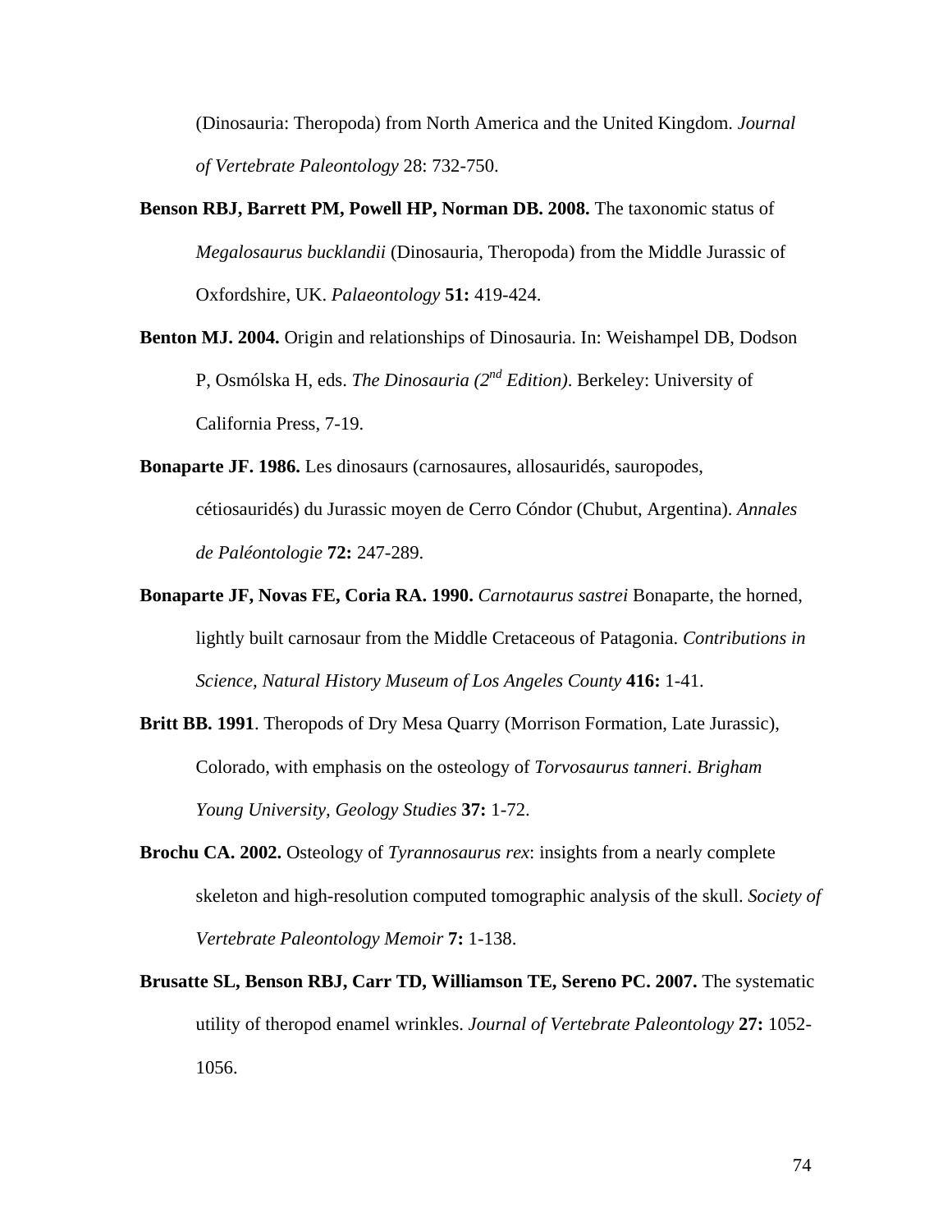(Dinosauria: Theropoda) from North America and the United Kingdom. *Journal of Vertebrate Paleontology* 28: 732-750.

**Benson RBJ, Barrett PM, Powell HP, Norman DB. 2008.** The taxonomic status of *Megalosaurus bucklandii* (Dinosauria, Theropoda) from the Middle Jurassic of Oxfordshire, UK. *Palaeontology* **51:** 419-424.

**Benton MJ. 2004.** Origin and relationships of Dinosauria. In: Weishampel DB, Dodson P, Osmólska H, eds. *The Dinosauria (2nd Edition)*. Berkeley: University of California Press, 7-19.

**Bonaparte JF. 1986.** Les dinosaurs (carnosaures, allosauridés, sauropodes, cétiosauridés) du Jurassic moyen de Cerro Cóndor (Chubut, Argentina). *Annales de Paléontologie* **72:** 247-289.

**Bonaparte JF, Novas FE, Coria RA. 1990.** *Carnotaurus sastrei* Bonaparte, the horned, lightly built carnosaur from the Middle Cretaceous of Patagonia. *Contributions in Science, Natural History Museum of Los Angeles County* **416:** 1-41.

**Britt BB. 1991**. Theropods of Dry Mesa Quarry (Morrison Formation, Late Jurassic), Colorado, with emphasis on the osteology of *Torvosaurus tanneri*. *Brigham Young University, Geology Studies* **37:** 1-72.

**Brochu CA. 2002.** Osteology of *Tyrannosaurus rex*: insights from a nearly complete skeleton and high-resolution computed tomographic analysis of the skull. *Society of Vertebrate Paleontology Memoir* **7:** 1-138.

**Brusatte SL, Benson RBJ, Carr TD, Williamson TE, Sereno PC. 2007.** The systematic utility of theropod enamel wrinkles. *Journal of Vertebrate Paleontology* **27:** 1052-1056.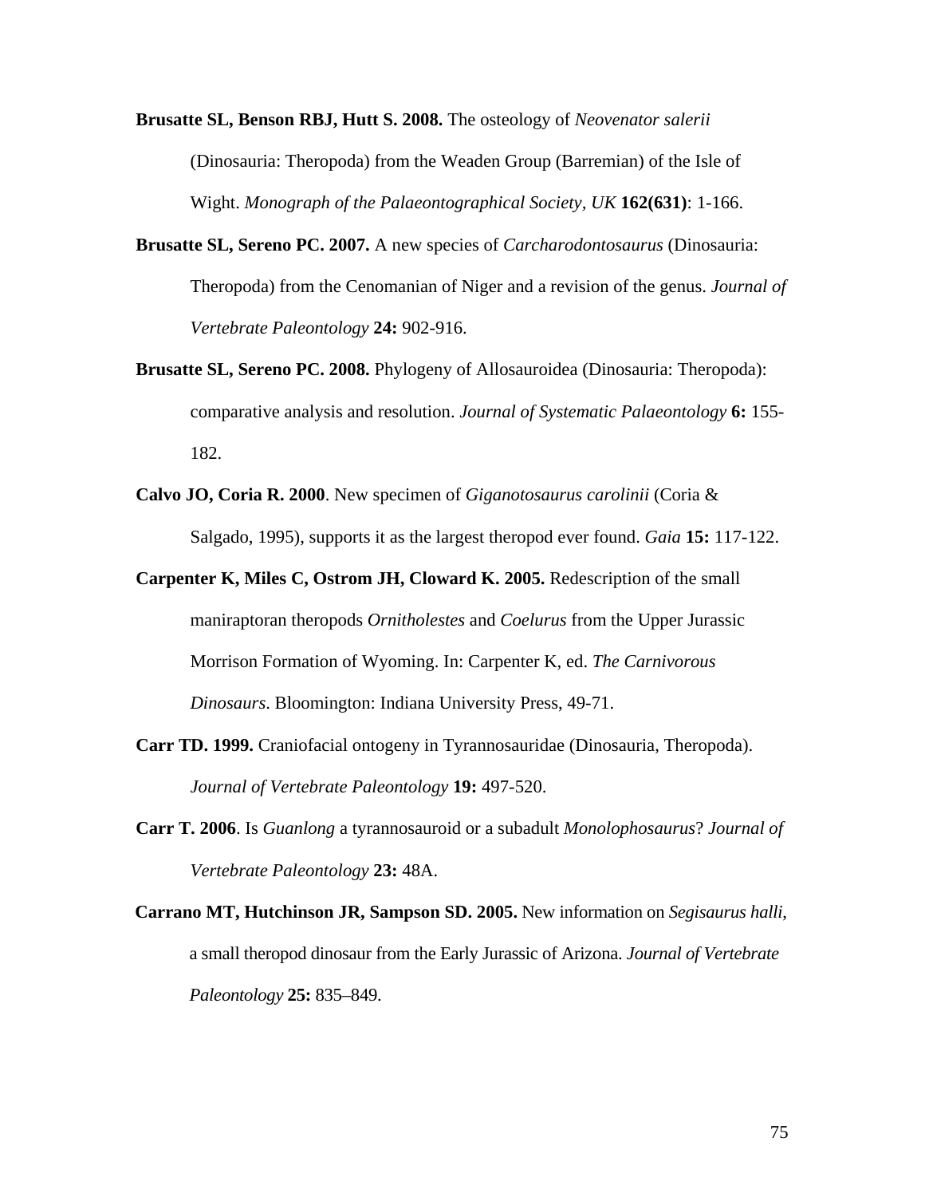**Brusatte SL, Benson RBJ, Hutt S. 2008.** The osteology of *Neovenator salerii* (Dinosauria: Theropoda) from the Weaden Group (Barremian) of the Isle of Wight. *Monograph of the Palaeontographical Society, UK* **162(631)**: 1-166.

**Brusatte SL, Sereno PC. 2007.** A new species of *Carcharodontosaurus* (Dinosauria: Theropoda) from the Cenomanian of Niger and a revision of the genus. *Journal of Vertebrate Paleontology* **24:** 902-916.

**Brusatte SL, Sereno PC. 2008.** Phylogeny of Allosauroidea (Dinosauria: Theropoda): comparative analysis and resolution. *Journal of Systematic Palaeontology* **6:** 155-182.

**Calvo JO, Coria R. 2000**. New specimen of *Giganotosaurus carolinii* (Coria & Salgado, 1995), supports it as the largest theropod ever found. *Gaia* **15:** 117-122.

**Carpenter K, Miles C, Ostrom JH, Cloward K. 2005.** Redescription of the small maniraptoran theropods *Ornitholestes* and *Coelurus* from the Upper Jurassic Morrison Formation of Wyoming. In: Carpenter K, ed. *The Carnivorous Dinosaurs*. Bloomington: Indiana University Press, 49-71.

**Carr TD. 1999.** Craniofacial ontogeny in Tyrannosauridae (Dinosauria, Theropoda). *Journal of Vertebrate Paleontology* **19:** 497-520.

**Carr T. 2006**. Is *Guanlong* a tyrannosauroid or a subadult *Monolophosaurus*? *Journal of Vertebrate Paleontology* **23:** 48A.

**Carrano MT, Hutchinson JR, Sampson SD. 2005.** New information on *Segisaurus halli*, a small theropod dinosaur from the Early Jurassic of Arizona. *Journal of Vertebrate Paleontology* **25:** 835–849.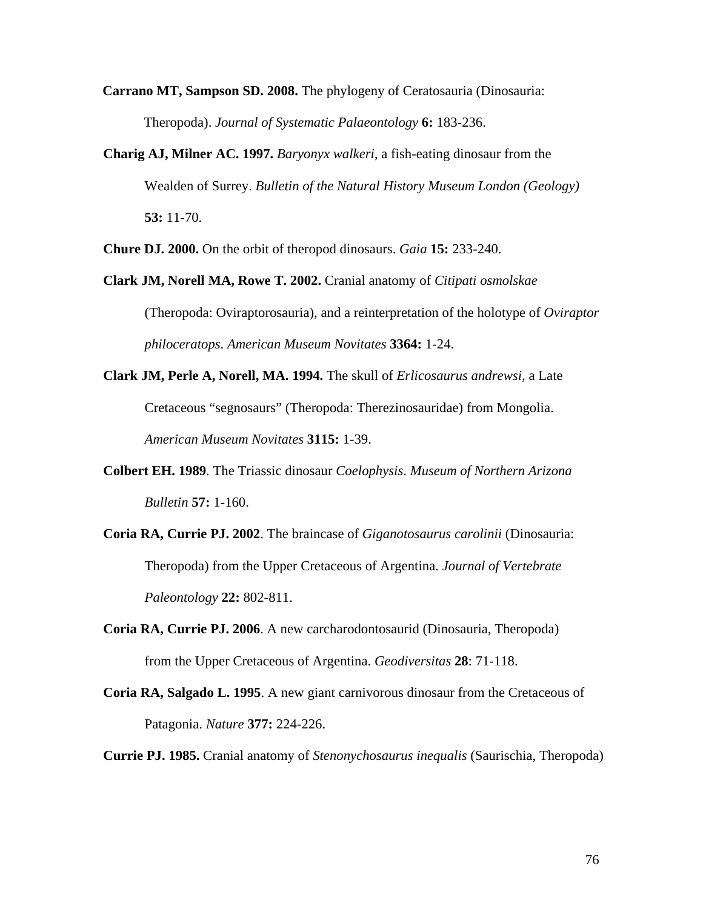**Carrano MT, Sampson SD. 2008.** The phylogeny of Ceratosauria (Dinosauria: Theropoda). *Journal of Systematic Palaeontology* **6:** 183-236.

**Charig AJ, Milner AC. 1997.** *Baryonyx walkeri*, a fish-eating dinosaur from the Wealden of Surrey. *Bulletin of the Natural History Museum London (Geology)* **53:** 11-70.

**Chure DJ. 2000.** On the orbit of theropod dinosaurs. *Gaia* **15:** 233-240.

**Clark JM, Norell MA, Rowe T. 2002.** Cranial anatomy of *Citipati osmolskae* (Theropoda: Oviraptorosauria), and a reinterpretation of the holotype of *Oviraptor philoceratops*. *American Museum Novitates* **3364:** 1-24.

**Clark JM, Perle A, Norell, MA. 1994.** The skull of *Erlicosaurus andrewsi*, a Late Cretaceous "segnosaurs" (Theropoda: Therezinosauridae) from Mongolia. *American Museum Novitates* **3115:** 1-39.

**Colbert EH. 1989**. The Triassic dinosaur *Coelophysis*. *Museum of Northern Arizona Bulletin* **57:** 1-160.

**Coria RA, Currie PJ. 2002**. The braincase of *Giganotosaurus carolinii* (Dinosauria: Theropoda) from the Upper Cretaceous of Argentina. *Journal of Vertebrate Paleontology* **22:** 802-811.

**Coria RA, Currie PJ. 2006**. A new carcharodontosaurid (Dinosauria, Theropoda) from the Upper Cretaceous of Argentina. *Geodiversitas* **28**: 71-118.

**Coria RA, Salgado L. 1995**. A new giant carnivorous dinosaur from the Cretaceous of Patagonia. *Nature* **377:** 224-226.

**Currie PJ. 1985.** Cranial anatomy of *Stenonychosaurus inequalis* (Saurischia, Theropoda)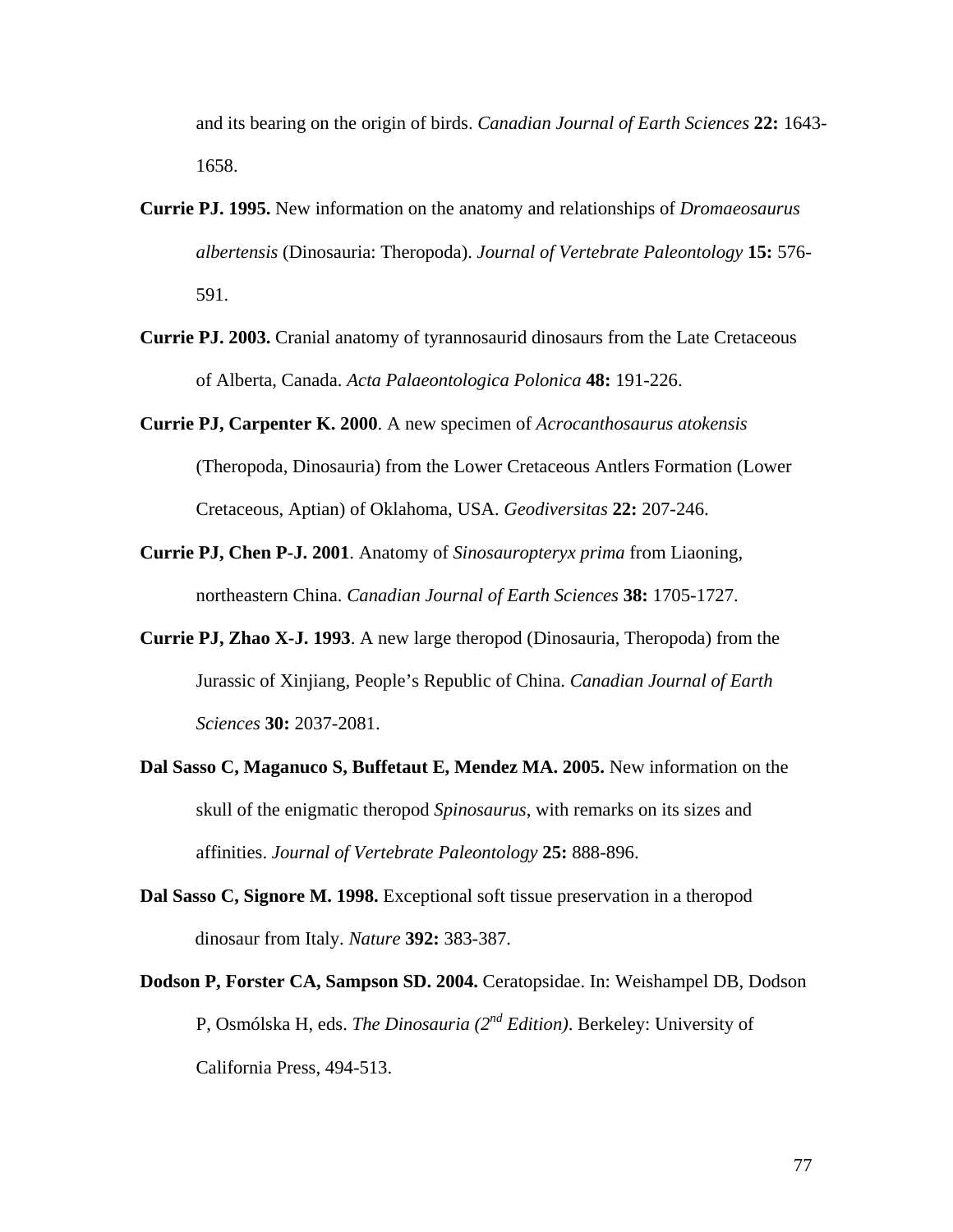and its bearing on the origin of birds. *Canadian Journal of Earth Sciences* **22:** 1643-1658.

**Currie PJ. 1995.** New information on the anatomy and relationships of *Dromaeosaurus albertensis* (Dinosauria: Theropoda). *Journal of Vertebrate Paleontology* **15:** 576-591.

**Currie PJ. 2003.** Cranial anatomy of tyrannosaurid dinosaurs from the Late Cretaceous of Alberta, Canada. *Acta Palaeontologica Polonica* **48:** 191-226.

**Currie PJ, Carpenter K. 2000**. A new specimen of *Acrocanthosaurus atokensis* (Theropoda, Dinosauria) from the Lower Cretaceous Antlers Formation (Lower Cretaceous, Aptian) of Oklahoma, USA. *Geodiversitas* **22:** 207-246.

**Currie PJ, Chen P-J. 2001**. Anatomy of *Sinosauropteryx prima* from Liaoning, northeastern China. *Canadian Journal of Earth Sciences* **38:** 1705-1727.

**Currie PJ, Zhao X-J. 1993**. A new large theropod (Dinosauria, Theropoda) from the Jurassic of Xinjiang, People's Republic of China. *Canadian Journal of Earth Sciences* **30:** 2037-2081.

**Dal Sasso C, Maganuco S, Buffetaut E, Mendez MA. 2005.** New information on the skull of the enigmatic theropod *Spinosaurus*, with remarks on its sizes and affinities. *Journal of Vertebrate Paleontology* **25:** 888-896.

**Dal Sasso C, Signore M. 1998.** Exceptional soft tissue preservation in a theropod dinosaur from Italy. *Nature* **392:** 383-387.

**Dodson P, Forster CA, Sampson SD. 2004.** Ceratopsidae. In: Weishampel DB, Dodson P, Osmólska H, eds. *The Dinosauria (2nd Edition)*. Berkeley: University of California Press, 494-513.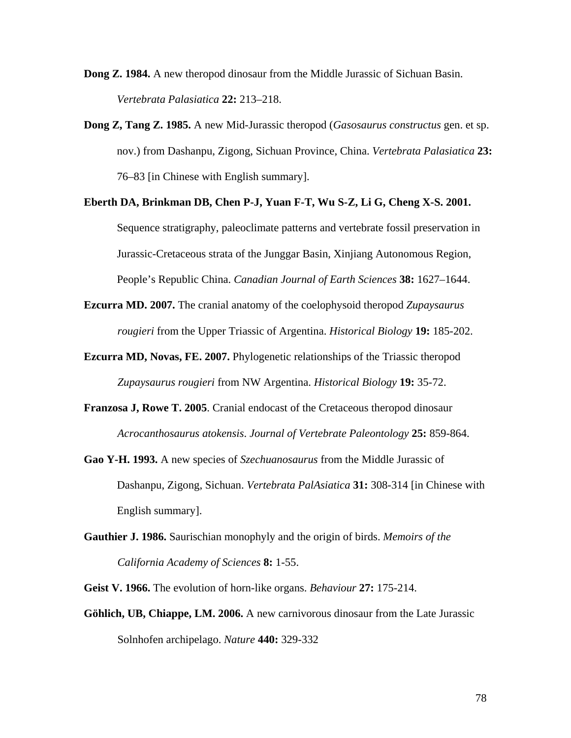**Dong Z. 1984.** A new theropod dinosaur from the Middle Jurassic of Sichuan Basin. *Vertebrata Palasiatica* **22:** 213–218.

**Dong Z, Tang Z. 1985.** A new Mid-Jurassic theropod (*Gasosaurus constructus* gen. et sp. nov.) from Dashanpu, Zigong, Sichuan Province, China. *Vertebrata Palasiatica* **23:** 76–83 [in Chinese with English summary].

**Eberth DA, Brinkman DB, Chen P-J, Yuan F-T, Wu S-Z, Li G, Cheng X-S. 2001.** Sequence stratigraphy, paleoclimate patterns and vertebrate fossil preservation in Jurassic-Cretaceous strata of the Junggar Basin, Xinjiang Autonomous Region, People's Republic China. *Canadian Journal of Earth Sciences* **38:** 1627–1644.

**Ezcurra MD. 2007.** The cranial anatomy of the coelophysoid theropod *Zupaysaurus rougieri* from the Upper Triassic of Argentina. *Historical Biology* **19:** 185-202.

**Ezcurra MD, Novas, FE. 2007.** Phylogenetic relationships of the Triassic theropod *Zupaysaurus rougieri* from NW Argentina. *Historical Biology* **19:** 35-72.

**Franzosa J, Rowe T. 2005**. Cranial endocast of the Cretaceous theropod dinosaur *Acrocanthosaurus atokensis*. *Journal of Vertebrate Paleontology* **25:** 859-864.

**Gao Y-H. 1993.** A new species of *Szechuanosaurus* from the Middle Jurassic of Dashanpu, Zigong, Sichuan. *Vertebrata PalAsiatica* **31:** 308-314 [in Chinese with English summary].

**Gauthier J. 1986.** Saurischian monophyly and the origin of birds. *Memoirs of the California Academy of Sciences* **8:** 1-55.

**Geist V. 1966.** The evolution of horn-like organs. *Behaviour* **27:** 175-214.

**Göhlich, UB, Chiappe, LM. 2006.** A new carnivorous dinosaur from the Late Jurassic Solnhofen archipelago. *Nature* **440:** 329-332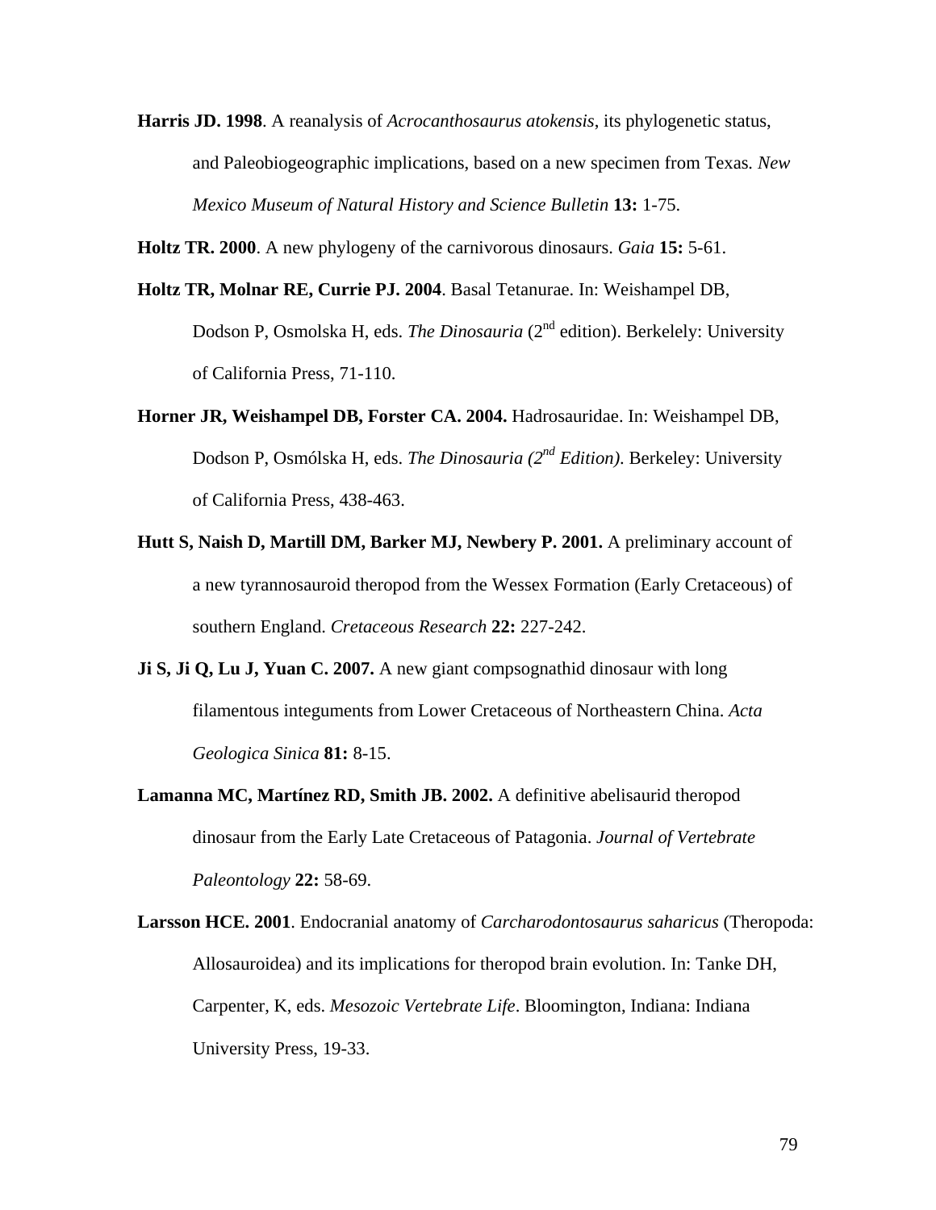**Harris JD. 1998**. A reanalysis of *Acrocanthosaurus atokensis*, its phylogenetic status, and Paleobiogeographic implications, based on a new specimen from Texas. *New Mexico Museum of Natural History and Science Bulletin* **13:** 1-75.

**Holtz TR. 2000**. A new phylogeny of the carnivorous dinosaurs. *Gaia* **15:** 5-61.

**Holtz TR, Molnar RE, Currie PJ. 2004**. Basal Tetanurae. In: Weishampel DB, Dodson P, Osmolska H, eds. *The Dinosauria* (2nd edition). Berkelely: University of California Press, 71-110.

**Horner JR, Weishampel DB, Forster CA. 2004.** Hadrosauridae. In: Weishampel DB, Dodson P, Osmólska H, eds. *The Dinosauria (2nd Edition)*. Berkeley: University of California Press, 438-463.

**Hutt S, Naish D, Martill DM, Barker MJ, Newbery P. 2001.** A preliminary account of a new tyrannosauroid theropod from the Wessex Formation (Early Cretaceous) of southern England. *Cretaceous Research* **22:** 227-242.

**Ji S, Ji Q, Lu J, Yuan C. 2007.** A new giant compsognathid dinosaur with long filamentous integuments from Lower Cretaceous of Northeastern China. *Acta Geologica Sinica* **81:** 8-15.

**Lamanna MC, Martínez RD, Smith JB. 2002.** A definitive abelisaurid theropod dinosaur from the Early Late Cretaceous of Patagonia. *Journal of Vertebrate Paleontology* **22:** 58-69.

**Larsson HCE. 2001**. Endocranial anatomy of *Carcharodontosaurus saharicus* (Theropoda: Allosauroidea) and its implications for theropod brain evolution. In: Tanke DH, Carpenter, K, eds. *Mesozoic Vertebrate Life*. Bloomington, Indiana: Indiana University Press, 19-33.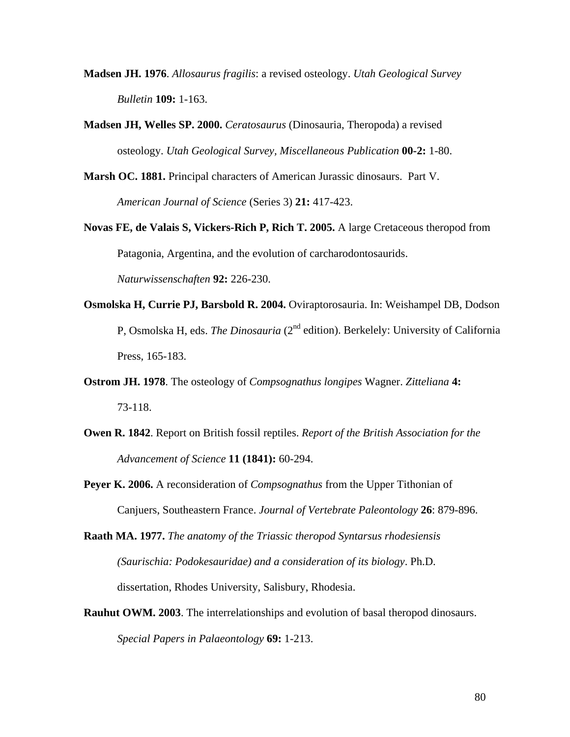**Madsen JH. 1976**. *Allosaurus fragilis*: a revised osteology. *Utah Geological Survey Bulletin* **109:** 1-163.

**Madsen JH, Welles SP. 2000.** *Ceratosaurus* (Dinosauria, Theropoda) a revised osteology. *Utah Geological Survey, Miscellaneous Publication* **00-2:** 1-80.

**Marsh OC. 1881.** Principal characters of American Jurassic dinosaurs. Part V. *American Journal of Science* (Series 3) **21:** 417-423.

**Novas FE, de Valais S, Vickers-Rich P, Rich T. 2005.** A large Cretaceous theropod from Patagonia, Argentina, and the evolution of carcharodontosaurids. *Naturwissenschaften* **92:** 226-230.

**Osmolska H, Currie PJ, Barsbold R. 2004.** Oviraptorosauria. In: Weishampel DB, Dodson P, Osmolska H, eds. *The Dinosauria* (2nd edition). Berkelely: University of California Press, 165-183.

**Ostrom JH. 1978**. The osteology of *Compsognathus longipes* Wagner. *Zitteliana* **4:** 73-118.

**Owen R. 1842**. Report on British fossil reptiles. *Report of the British Association for the Advancement of Science* **11 (1841):** 60-294.

**Peyer K. 2006.** A reconsideration of *Compsognathus* from the Upper Tithonian of Canjuers, Southeastern France. *Journal of Vertebrate Paleontology* **26**: 879-896.

**Raath MA. 1977.** *The anatomy of the Triassic theropod Syntarsus rhodesiensis (Saurischia: Podokesauridae) and a consideration of its biology*. Ph.D. dissertation, Rhodes University, Salisbury, Rhodesia.

**Rauhut OWM. 2003**. The interrelationships and evolution of basal theropod dinosaurs. *Special Papers in Palaeontology* **69:** 1-213.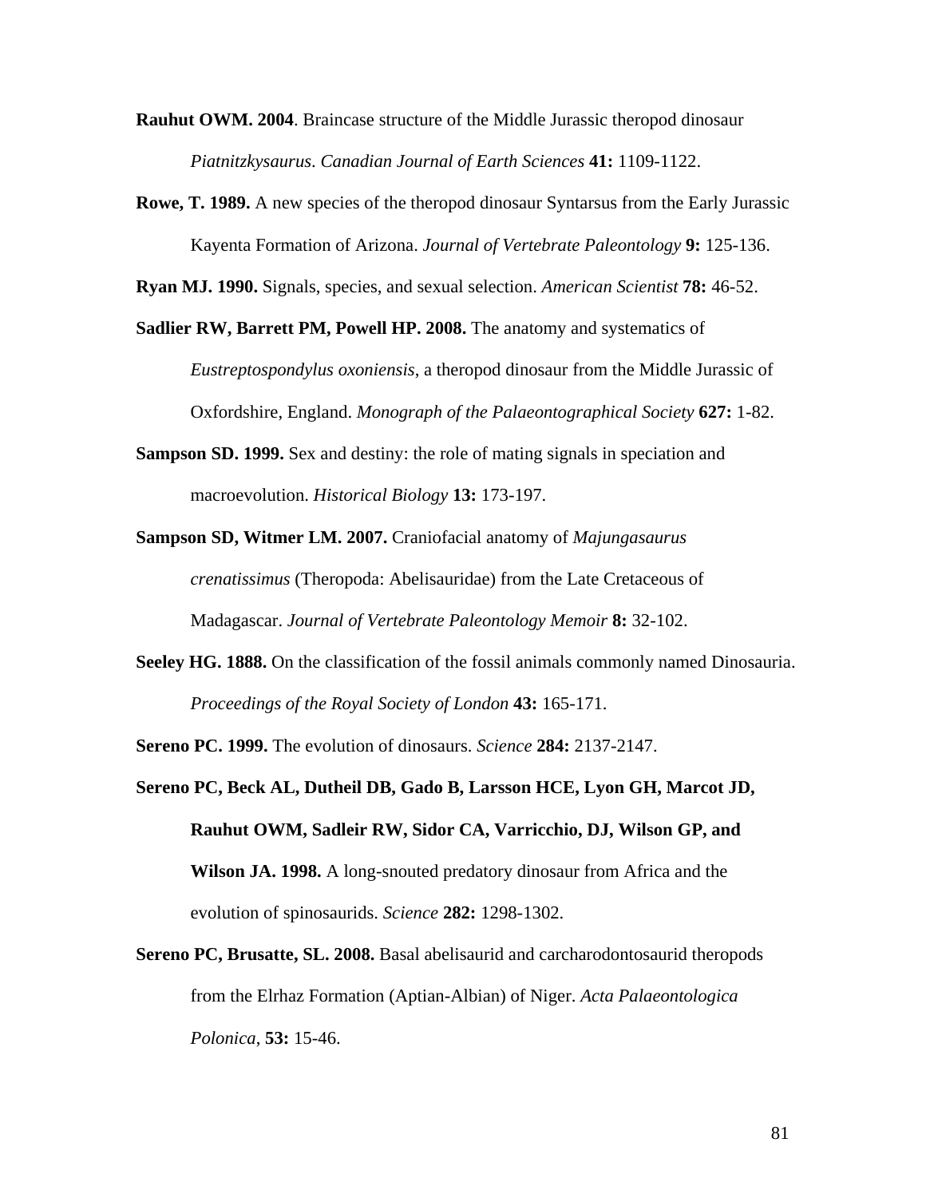**Rauhut OWM. 2004**. Braincase structure of the Middle Jurassic theropod dinosaur *Piatnitzkysaurus*. *Canadian Journal of Earth Sciences* **41:** 1109-1122.

**Rowe, T. 1989.** A new species of the theropod dinosaur Syntarsus from the Early Jurassic Kayenta Formation of Arizona. *Journal of Vertebrate Paleontology* **9:** 125-136.

**Ryan MJ. 1990.** Signals, species, and sexual selection. *American Scientist* **78:** 46-52.

**Sadlier RW, Barrett PM, Powell HP. 2008.** The anatomy and systematics of *Eustreptospondylus oxoniensis*, a theropod dinosaur from the Middle Jurassic of Oxfordshire, England. *Monograph of the Palaeontographical Society* **627:** 1-82.

**Sampson SD. 1999.** Sex and destiny: the role of mating signals in speciation and macroevolution. *Historical Biology* **13:** 173-197.

**Sampson SD, Witmer LM. 2007.** Craniofacial anatomy of *Majungasaurus crenatissimus* (Theropoda: Abelisauridae) from the Late Cretaceous of Madagascar. *Journal of Vertebrate Paleontology Memoir* **8:** 32-102.

**Seeley HG. 1888.** On the classification of the fossil animals commonly named Dinosauria. *Proceedings of the Royal Society of London* **43:** 165-171.

**Sereno PC. 1999.** The evolution of dinosaurs. *Science* **284:** 2137-2147.

**Sereno PC, Beck AL, Dutheil DB, Gado B, Larsson HCE, Lyon GH, Marcot JD, Rauhut OWM, Sadleir RW, Sidor CA, Varricchio, DJ, Wilson GP, and Wilson JA. 1998.** A long-snouted predatory dinosaur from Africa and the evolution of spinosaurids. *Science* **282:** 1298-1302.

**Sereno PC, Brusatte, SL. 2008.** Basal abelisaurid and carcharodontosaurid theropods from the Elrhaz Formation (Aptian-Albian) of Niger. *Acta Palaeontologica Polonica*, **53:** 15-46.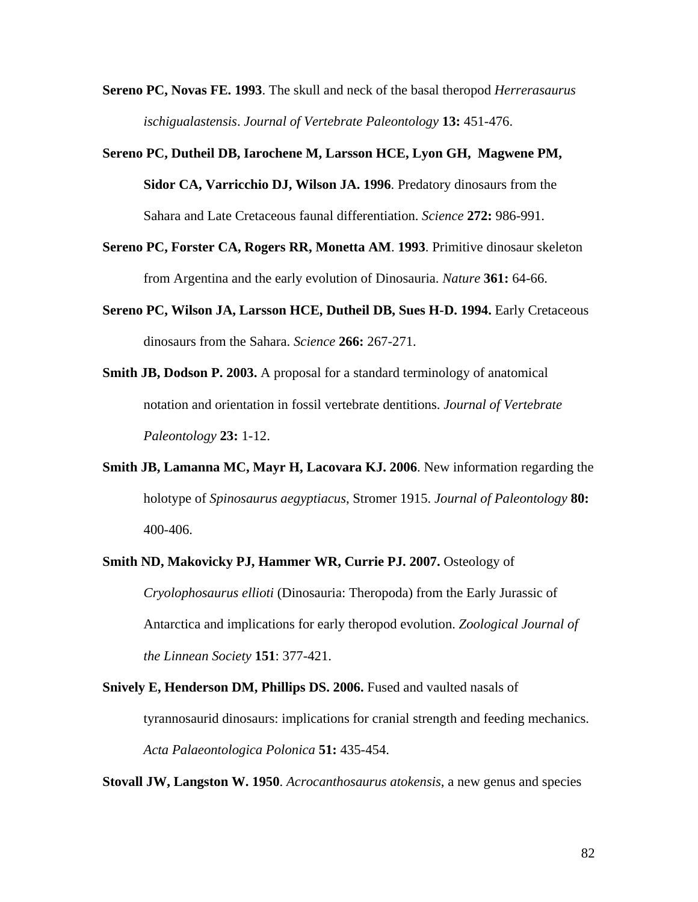**Sereno PC, Novas FE. 1993**. The skull and neck of the basal theropod *Herrerasaurus ischigualastensis*. *Journal of Vertebrate Paleontology* **13:** 451-476.

**Sereno PC, Dutheil DB, Iarochene M, Larsson HCE, Lyon GH, Magwene PM, Sidor CA, Varricchio DJ, Wilson JA. 1996**. Predatory dinosaurs from the Sahara and Late Cretaceous faunal differentiation. *Science* **272:** 986-991.

**Sereno PC, Forster CA, Rogers RR, Monetta AM**. **1993**. Primitive dinosaur skeleton from Argentina and the early evolution of Dinosauria. *Nature* **361:** 64-66.

**Sereno PC, Wilson JA, Larsson HCE, Dutheil DB, Sues H-D. 1994.** Early Cretaceous dinosaurs from the Sahara. *Science* **266:** 267-271.

**Smith JB, Dodson P. 2003.** A proposal for a standard terminology of anatomical notation and orientation in fossil vertebrate dentitions. *Journal of Vertebrate Paleontology* **23:** 1-12.

**Smith JB, Lamanna MC, Mayr H, Lacovara KJ. 2006**. New information regarding the holotype of *Spinosaurus aegyptiacus*, Stromer 1915. *Journal of Paleontology* **80:** 400-406.

**Smith ND, Makovicky PJ, Hammer WR, Currie PJ. 2007.** Osteology of *Cryolophosaurus ellioti* (Dinosauria: Theropoda) from the Early Jurassic of Antarctica and implications for early theropod evolution. *Zoological Journal of the Linnean Society* **151**: 377-421.

**Snively E, Henderson DM, Phillips DS. 2006.** Fused and vaulted nasals of tyrannosaurid dinosaurs: implications for cranial strength and feeding mechanics. *Acta Palaeontologica Polonica* **51:** 435-454.

**Stovall JW, Langston W. 1950**. *Acrocanthosaurus atokensis*, a new genus and species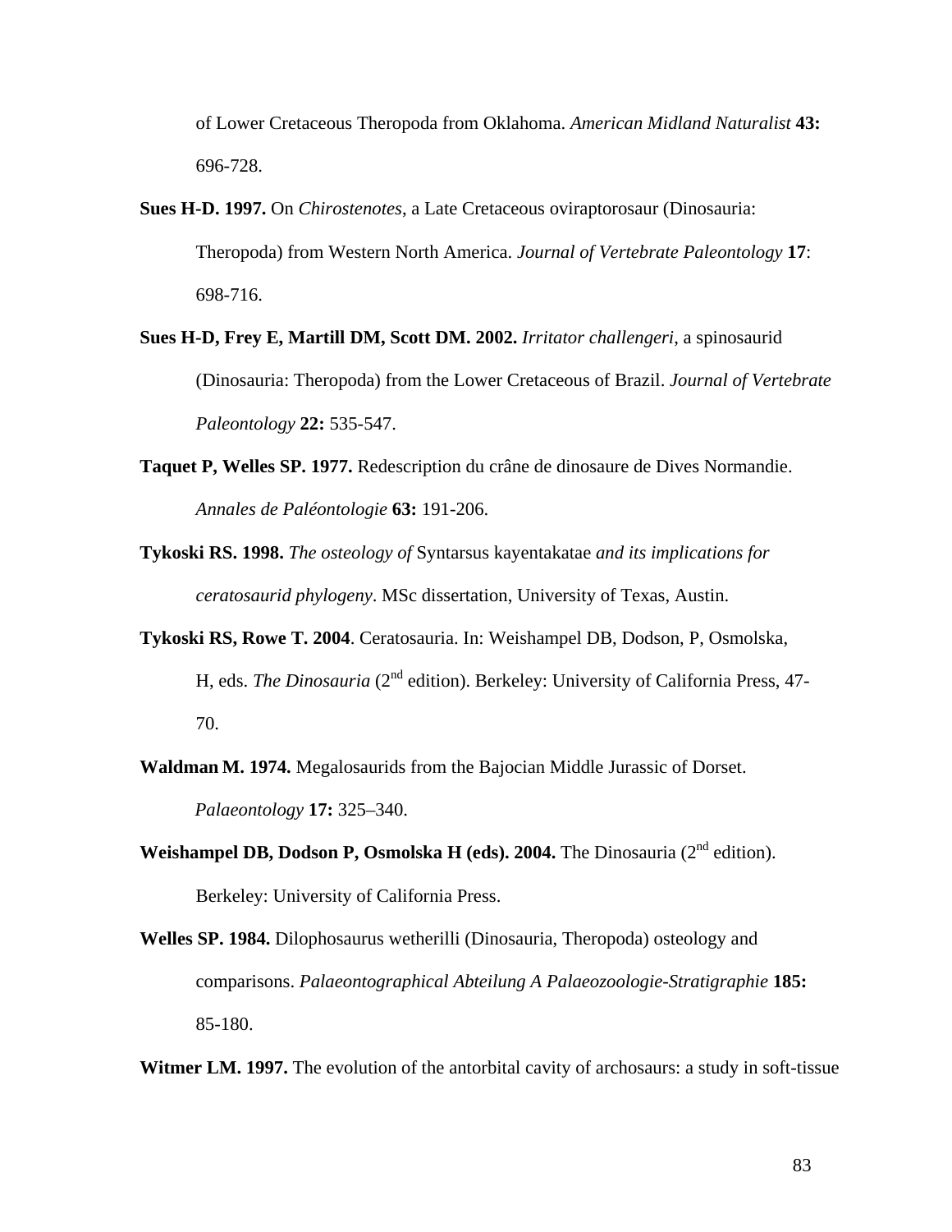of Lower Cretaceous Theropoda from Oklahoma. *American Midland Naturalist* **43:** 696-728.

**Sues H-D. 1997.** On *Chirostenotes*, a Late Cretaceous oviraptorosaur (Dinosauria: Theropoda) from Western North America. *Journal of Vertebrate Paleontology* **17**: 698-716.

**Sues H-D, Frey E, Martill DM, Scott DM. 2002.** *Irritator challengeri*, a spinosaurid (Dinosauria: Theropoda) from the Lower Cretaceous of Brazil. *Journal of Vertebrate Paleontology* **22:** 535-547.

**Taquet P, Welles SP. 1977.** Redescription du crâne de dinosaure de Dives Normandie. *Annales de Paléontologie* **63:** 191-206.

**Tykoski RS. 1998.** *The osteology of* Syntarsus kayentakatae *and its implications for ceratosaurid phylogeny*. MSc dissertation, University of Texas, Austin.

**Tykoski RS, Rowe T. 2004**. Ceratosauria. In: Weishampel DB, Dodson, P, Osmolska, H, eds. *The Dinosauria* (2nd edition). Berkeley: University of California Press, 47-70.

**Waldman M. 1974.** Megalosaurids from the Bajocian Middle Jurassic of Dorset. *Palaeontology* **17:** 325–340.

**Weishampel DB, Dodson P, Osmolska H (eds). 2004.** The Dinosauria (2nd edition). Berkeley: University of California Press.

**Welles SP. 1984.** Dilophosaurus wetherilli (Dinosauria, Theropoda) osteology and comparisons. *Palaeontographical Abteilung A Palaeozoologie-Stratigraphie* **185:** 85-180.

**Witmer LM. 1997.** The evolution of the antorbital cavity of archosaurs: a study in soft-tissue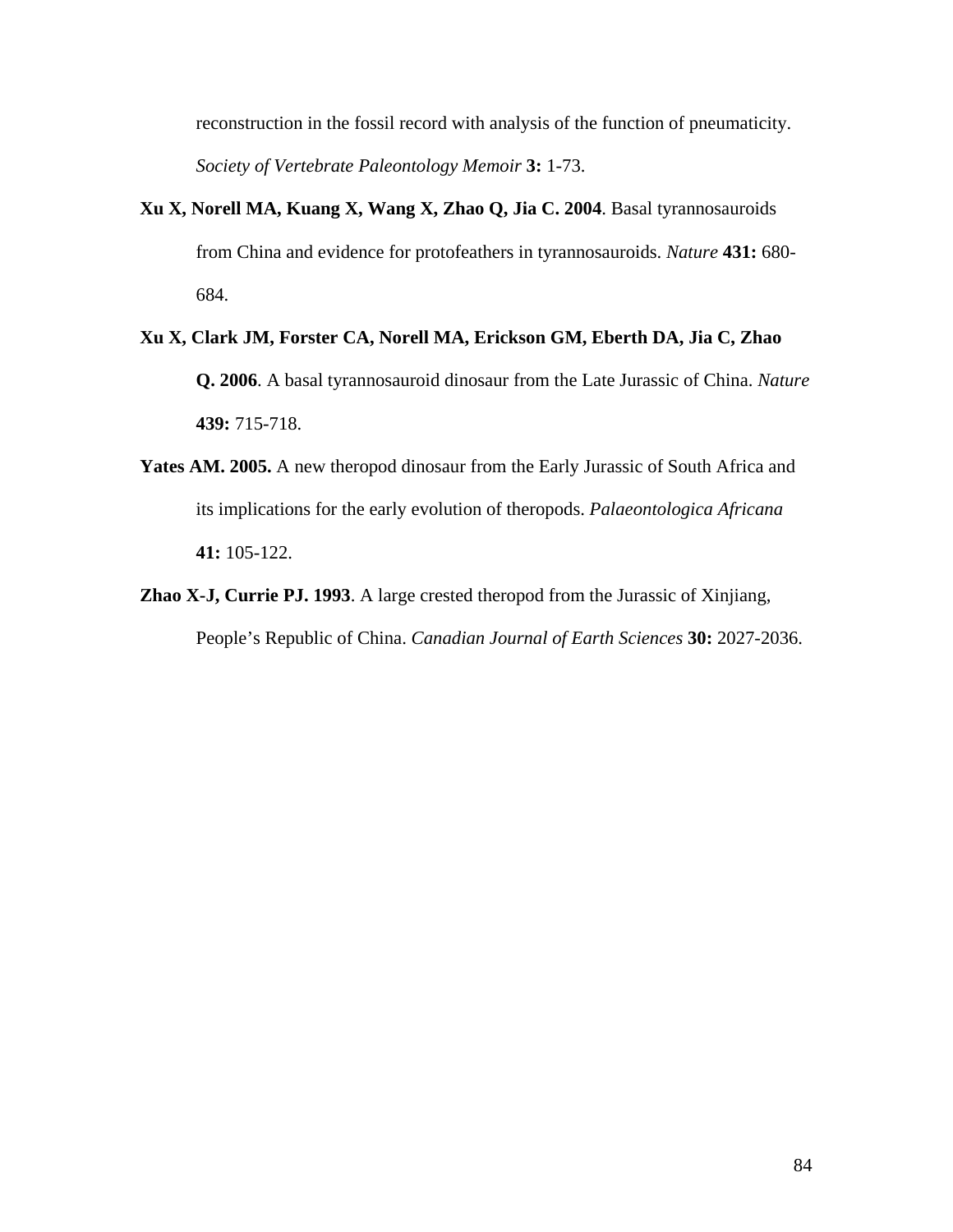reconstruction in the fossil record with analysis of the function of pneumaticity. *Society of Vertebrate Paleontology Memoir* **3:** 1-73.

**Xu X, Norell MA, Kuang X, Wang X, Zhao Q, Jia C. 2004**. Basal tyrannosauroids from China and evidence for protofeathers in tyrannosauroids. *Nature* **431:** 680-684.

**Xu X, Clark JM, Forster CA, Norell MA, Erickson GM, Eberth DA, Jia C, Zhao Q. 2006**. A basal tyrannosauroid dinosaur from the Late Jurassic of China. *Nature* **439:** 715-718.

**Yates AM. 2005.** A new theropod dinosaur from the Early Jurassic of South Africa and its implications for the early evolution of theropods. *Palaeontologica Africana* **41:** 105-122.

**Zhao X-J, Currie PJ. 1993**. A large crested theropod from the Jurassic of Xinjiang, People's Republic of China. *Canadian Journal of Earth Sciences* **30:** 2027-2036.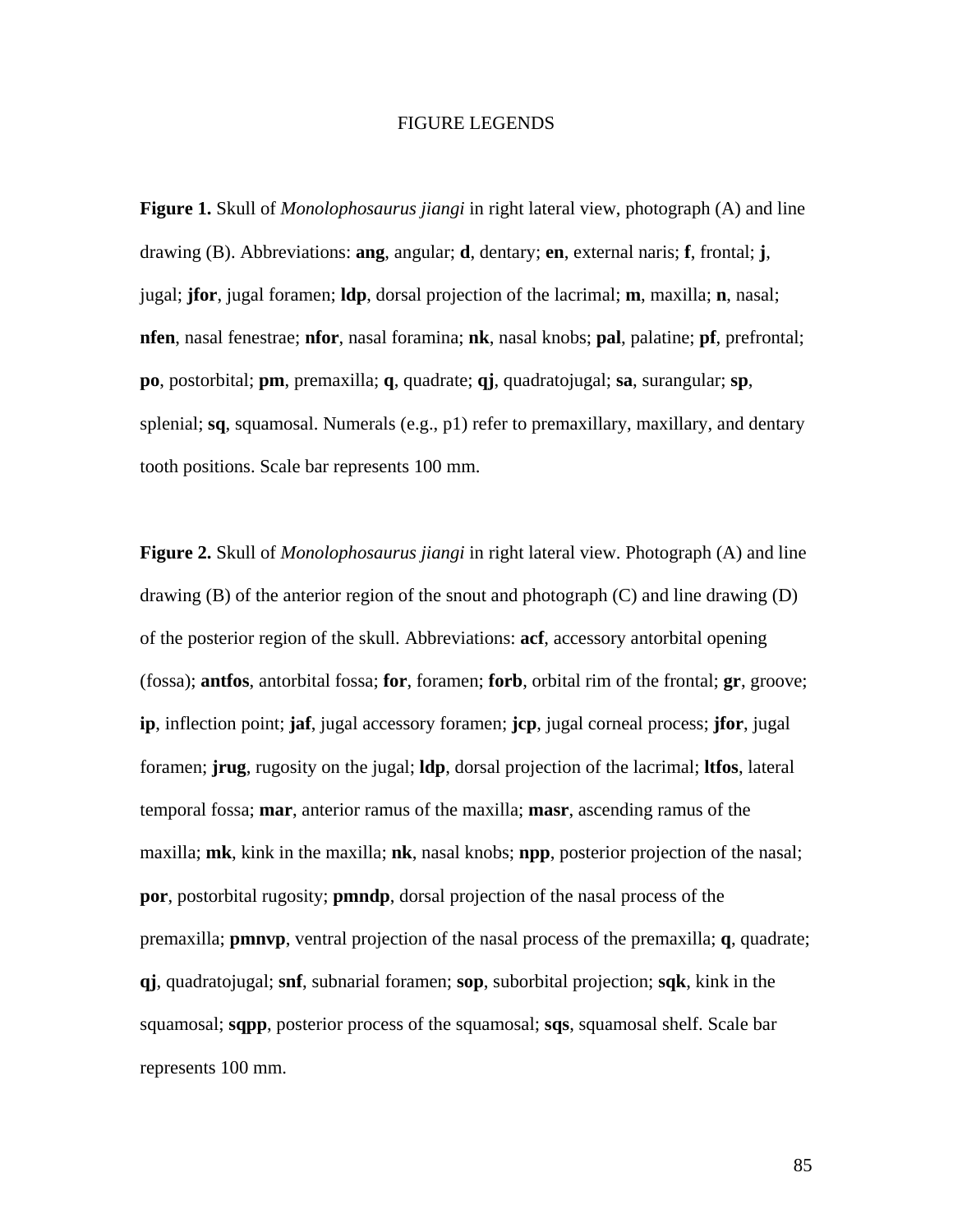# FIGURE LEGENDS

**Figure 1.** Skull of *Monolophosaurus jiangi* in right lateral view, photograph (A) and line drawing (B). Abbreviations: **ang**, angular; **d**, dentary; **en**, external naris; **f**, frontal; **j**, jugal; **jfor**, jugal foramen; **ldp**, dorsal projection of the lacrimal; **m**, maxilla; **n**, nasal; **nfen**, nasal fenestrae; **nfor**, nasal foramina; **nk**, nasal knobs; **pal**, palatine; **pf**, prefrontal; **po**, postorbital; **pm**, premaxilla; **q**, quadrate; **qj**, quadratojugal; **sa**, surangular; **sp**, splenial; **sq**, squamosal. Numerals (e.g., p1) refer to premaxillary, maxillary, and dentary tooth positions. Scale bar represents 100 mm.

**Figure 2.** Skull of *Monolophosaurus jiangi* in right lateral view. Photograph (A) and line drawing (B) of the anterior region of the snout and photograph (C) and line drawing (D) of the posterior region of the skull. Abbreviations: **acf**, accessory antorbital opening (fossa); **antfos**, antorbital fossa; **for**, foramen; **forb**, orbital rim of the frontal; **gr**, groove; **ip**, inflection point; **jaf**, jugal accessory foramen; **jcp**, jugal corneal process; **jfor**, jugal foramen; **jrug**, rugosity on the jugal; **ldp**, dorsal projection of the lacrimal; **ltfos**, lateral temporal fossa; **mar**, anterior ramus of the maxilla; **masr**, ascending ramus of the maxilla; **mk**, kink in the maxilla; **nk**, nasal knobs; **npp**, posterior projection of the nasal; **por**, postorbital rugosity; **pmndp**, dorsal projection of the nasal process of the premaxilla; **pmnvp**, ventral projection of the nasal process of the premaxilla; **q**, quadrate; **qj**, quadratojugal; **snf**, subnarial foramen; **sop**, suborbital projection; **sqk**, kink in the squamosal; **sqpp**, posterior process of the squamosal; **sqs**, squamosal shelf. Scale bar represents 100 mm.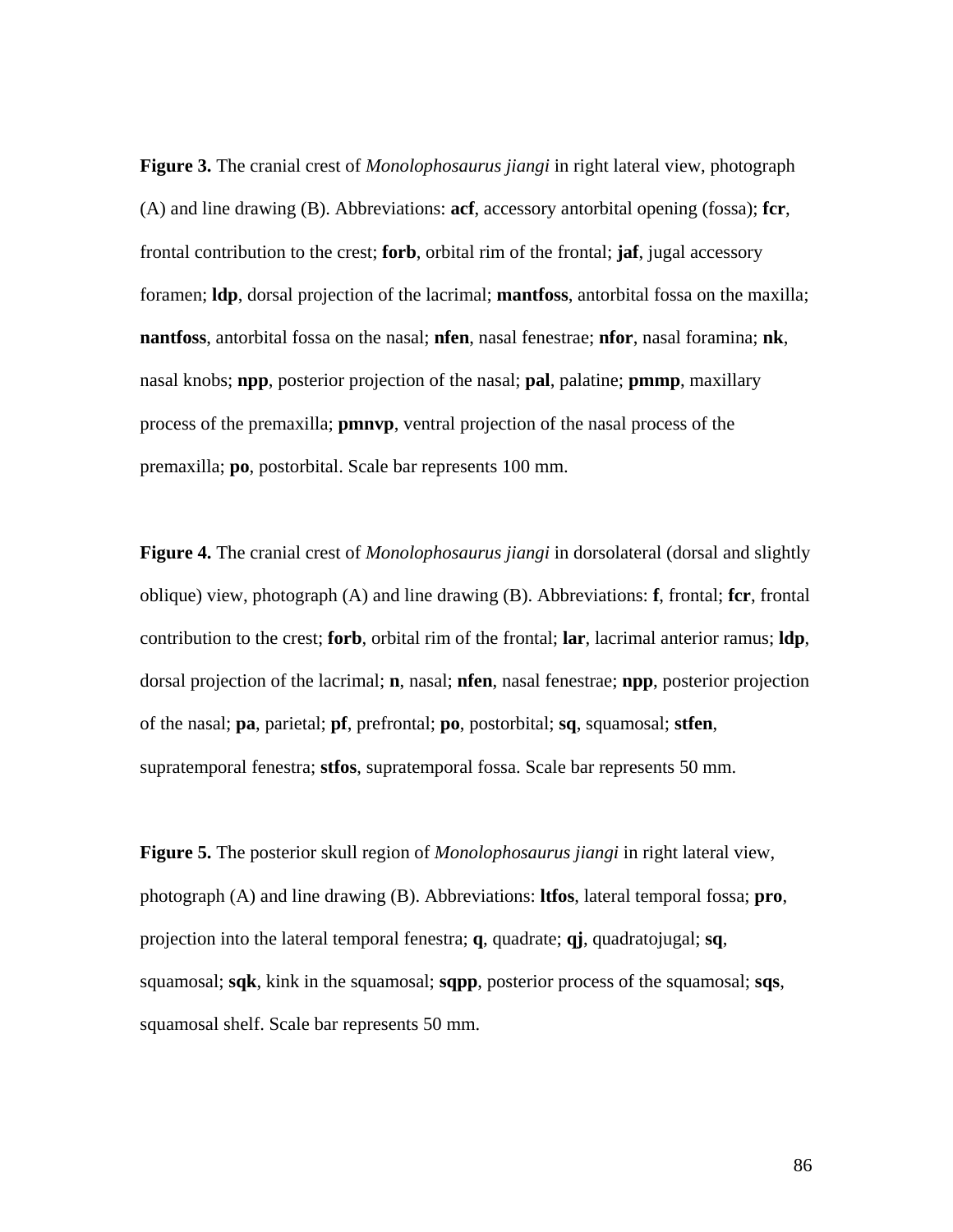**Figure 3.** The cranial crest of *Monolophosaurus jiangi* in right lateral view, photograph (A) and line drawing (B). Abbreviations: **acf**, accessory antorbital opening (fossa); **fcr**, frontal contribution to the crest; **forb**, orbital rim of the frontal; **jaf**, jugal accessory foramen; **ldp**, dorsal projection of the lacrimal; **mantfoss**, antorbital fossa on the maxilla; **nantfoss**, antorbital fossa on the nasal; **nfen**, nasal fenestrae; **nfor**, nasal foramina; **nk**, nasal knobs; **npp**, posterior projection of the nasal; **pal**, palatine; **pmmp**, maxillary process of the premaxilla; **pmnvp**, ventral projection of the nasal process of the premaxilla; **po**, postorbital. Scale bar represents 100 mm.

**Figure 4.** The cranial crest of *Monolophosaurus jiangi* in dorsolateral (dorsal and slightly oblique) view, photograph (A) and line drawing (B). Abbreviations: **f**, frontal; **fcr**, frontal contribution to the crest; **forb**, orbital rim of the frontal; **lar**, lacrimal anterior ramus; **ldp**, dorsal projection of the lacrimal; **n**, nasal; **nfen**, nasal fenestrae; **npp**, posterior projection of the nasal; **pa**, parietal; **pf**, prefrontal; **po**, postorbital; **sq**, squamosal; **stfen**, supratemporal fenestra; **stfos**, supratemporal fossa. Scale bar represents 50 mm.

**Figure 5.** The posterior skull region of *Monolophosaurus jiangi* in right lateral view, photograph (A) and line drawing (B). Abbreviations: **ltfos**, lateral temporal fossa; **pro**, projection into the lateral temporal fenestra; **q**, quadrate; **qj**, quadratojugal; **sq**, squamosal; **sqk**, kink in the squamosal; **sqpp**, posterior process of the squamosal; **sqs**, squamosal shelf. Scale bar represents 50 mm.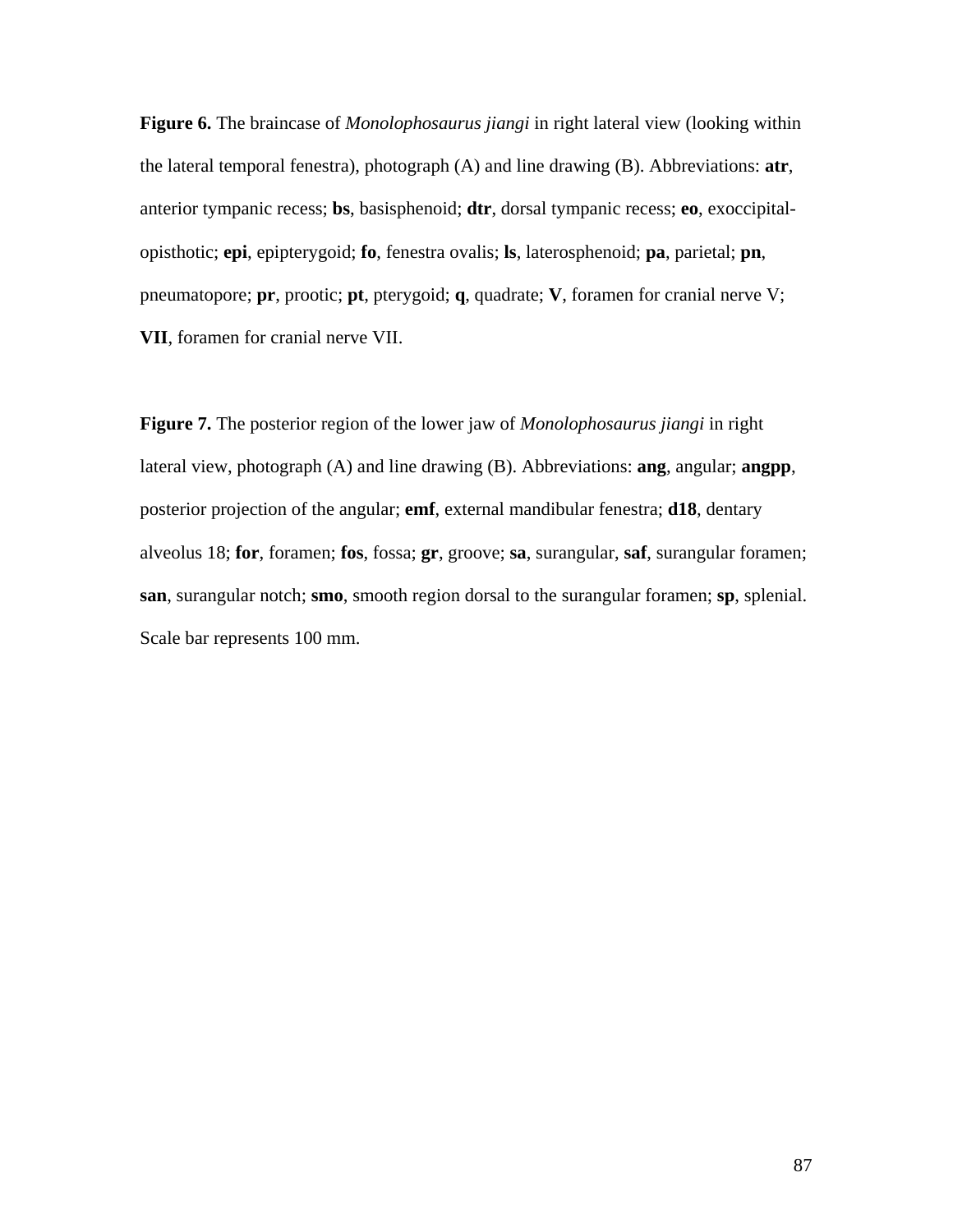**Figure 6.** The braincase of *Monolophosaurus jiangi* in right lateral view (looking within the lateral temporal fenestra), photograph (A) and line drawing (B). Abbreviations: **atr**, anterior tympanic recess; **bs**, basisphenoid; **dtr**, dorsal tympanic recess; **eo**, exoccipital-opisthotic; **epi**, epipterygoid; **fo**, fenestra ovalis; **ls**, laterosphenoid; **pa**, parietal; **pn**, pneumatopore; **pr**, prootic; **pt**, pterygoid; **q**, quadrate; **V**, foramen for cranial nerve V; **VII**, foramen for cranial nerve VII.

**Figure 7.** The posterior region of the lower jaw of *Monolophosaurus jiangi* in right lateral view, photograph (A) and line drawing (B). Abbreviations: **ang**, angular; **angpp**, posterior projection of the angular; **emf**, external mandibular fenestra; **d18**, dentary alveolus 18; **for**, foramen; **fos**, fossa; **gr**, groove; **sa**, surangular, **saf**, surangular foramen; **san**, surangular notch; **smo**, smooth region dorsal to the surangular foramen; **sp**, splenial. Scale bar represents 100 mm.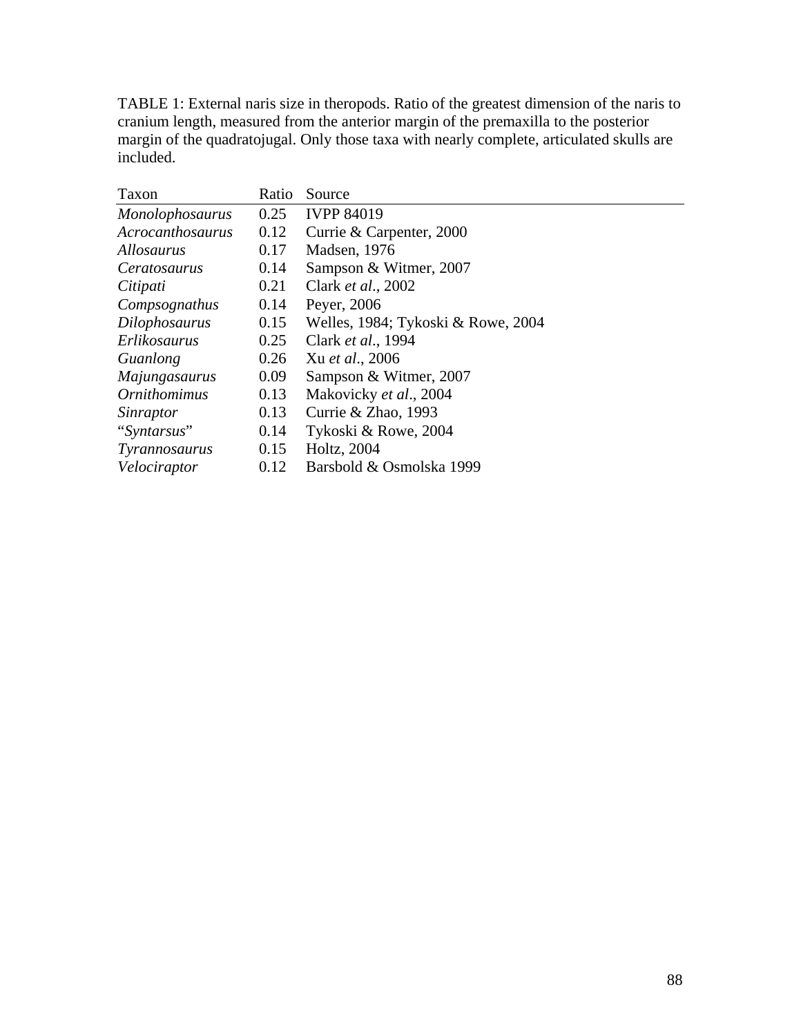TABLE 1: External naris size in theropods. Ratio of the greatest dimension of the naris to cranium length, measured from the anterior margin of the premaxilla to the posterior margin of the quadratojugal. Only those taxa with nearly complete, articulated skulls are included.

| Taxon | Ratio | Source |
|---|---|---|
| *Monolophosaurus* | 0.25 | IVPP 84019 |
| *Acrocanthosaurus* | 0.12 | Currie & Carpenter, 2000 |
| *Allosaurus* | 0.17 | Madsen, 1976 |
| *Ceratosaurus* | 0.14 | Sampson & Witmer, 2007 |
| *Citipati* | 0.21 | Clark *et al*., 2002 |
| *Compsognathus* | 0.14 | Peyer, 2006 |
| *Dilophosaurus* | 0.15 | Welles, 1984; Tykoski & Rowe, 2004 |
| *Erlikosaurus* | 0.25 | Clark *et al*., 1994 |
| *Guanlong* | 0.26 | Xu *et al*., 2006 |
| *Majungasaurus* | 0.09 | Sampson & Witmer, 2007 |
| *Ornithomimus* | 0.13 | Makovicky *et al*., 2004 |
| *Sinraptor* | 0.13 | Currie & Zhao, 1993 |
| "*Syntarsus*" | 0.14 | Tykoski & Rowe, 2004 |
| *Tyrannosaurus* | 0.15 | Holtz, 2004 |
| *Velociraptor* | 0.12 | Barsbold & Osmolska 1999 |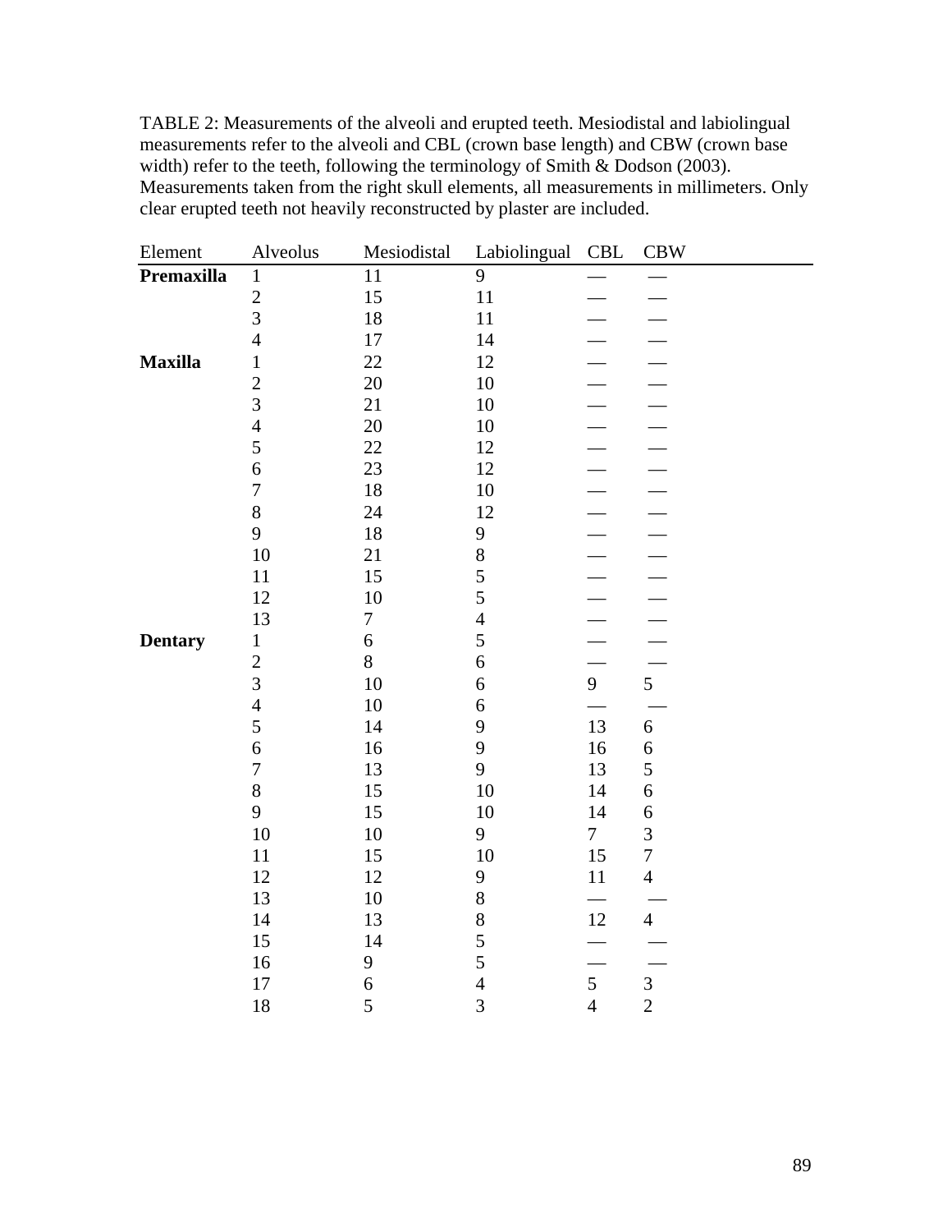TABLE 2: Measurements of the alveoli and erupted teeth. Mesiodistal and labiolingual measurements refer to the alveoli and CBL (crown base length) and CBW (crown base width) refer to the teeth, following the terminology of Smith & Dodson (2003). Measurements taken from the right skull elements, all measurements in millimeters. Only clear erupted teeth not heavily reconstructed by plaster are included.

| Element | Alveolus | Mesiodistal | Labiolingual | CBL | CBW |
|---|---|---|---|---|---|
| **Premaxilla** | 1 | 11 | 9 | — | — |
| | 2 | 15 | 11 | — | — |
| | 3 | 18 | 11 | — | — |
| | 4 | 17 | 14 | — | — |
| **Maxilla** | 1 | 22 | 12 | — | — |
| | 2 | 20 | 10 | — | — |
| | 3 | 21 | 10 | — | — |
| | 4 | 20 | 10 | — | — |
| | 5 | 22 | 12 | — | — |
| | 6 | 23 | 12 | — | — |
| | 7 | 18 | 10 | — | — |
| | 8 | 24 | 12 | — | — |
| | 9 | 18 | 9 | — | — |
| | 10 | 21 | 8 | — | — |
| | 11 | 15 | 5 | — | — |
| | 12 | 10 | 5 | — | — |
| | 13 | 7 | 4 | — | — |
| **Dentary** | 1 | 6 | 5 | — | — |
| | 2 | 8 | 6 | — | — |
| | 3 | 10 | 6 | 9 | 5 |
| | 4 | 10 | 6 | — | — |
| | 5 | 14 | 9 | 13 | 6 |
| | 6 | 16 | 9 | 16 | 6 |
| | 7 | 13 | 9 | 13 | 5 |
| | 8 | 15 | 10 | 14 | 6 |
| | 9 | 15 | 10 | 14 | 6 |
| | 10 | 10 | 9 | 7 | 3 |
| | 11 | 15 | 10 | 15 | 7 |
| | 12 | 12 | 9 | 11 | 4 |
| | 13 | 10 | 8 | — | — |
| | 14 | 13 | 8 | 12 | 4 |
| | 15 | 14 | 5 | — | — |
| | 16 | 9 | 5 | — | — |
| | 17 | 6 | 4 | 5 | 3 |
| | 18 | 5 | 3 | 4 | 2 |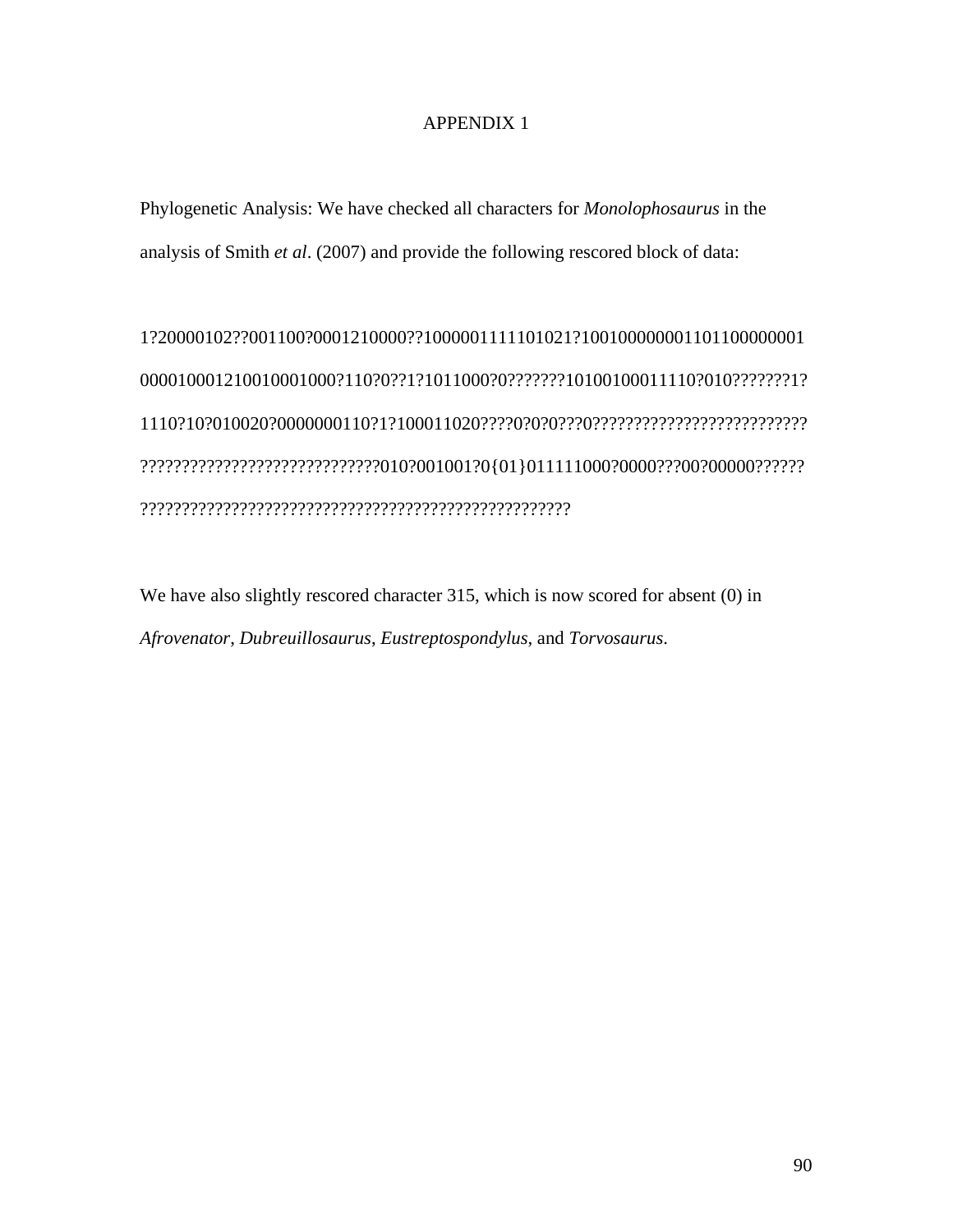# APPENDIX 1

Phylogenetic Analysis: We have checked all characters for *Monolophosaurus* in the analysis of Smith *et al*. (2007) and provide the following rescored block of data:

1?20000102??001100?0001210000??1000001111101021?1001000000011011000000001
0000100012100100010000?110?0??1?1011000?0???????10100100011110?010???????1?
1110?10?010020?0000000110?1?100011020????0?0?0???0??????????????????????????
?????????????????????????????010?001001?0{01}011111000?0000???00?00000??????
????????????????????????????????????????????????????????

We have also slightly rescored character 315, which is now scored for absent (0) in *Afrovenator*, *Dubreuillosaurus*, *Eustreptospondylus*, and *Torvosaurus*.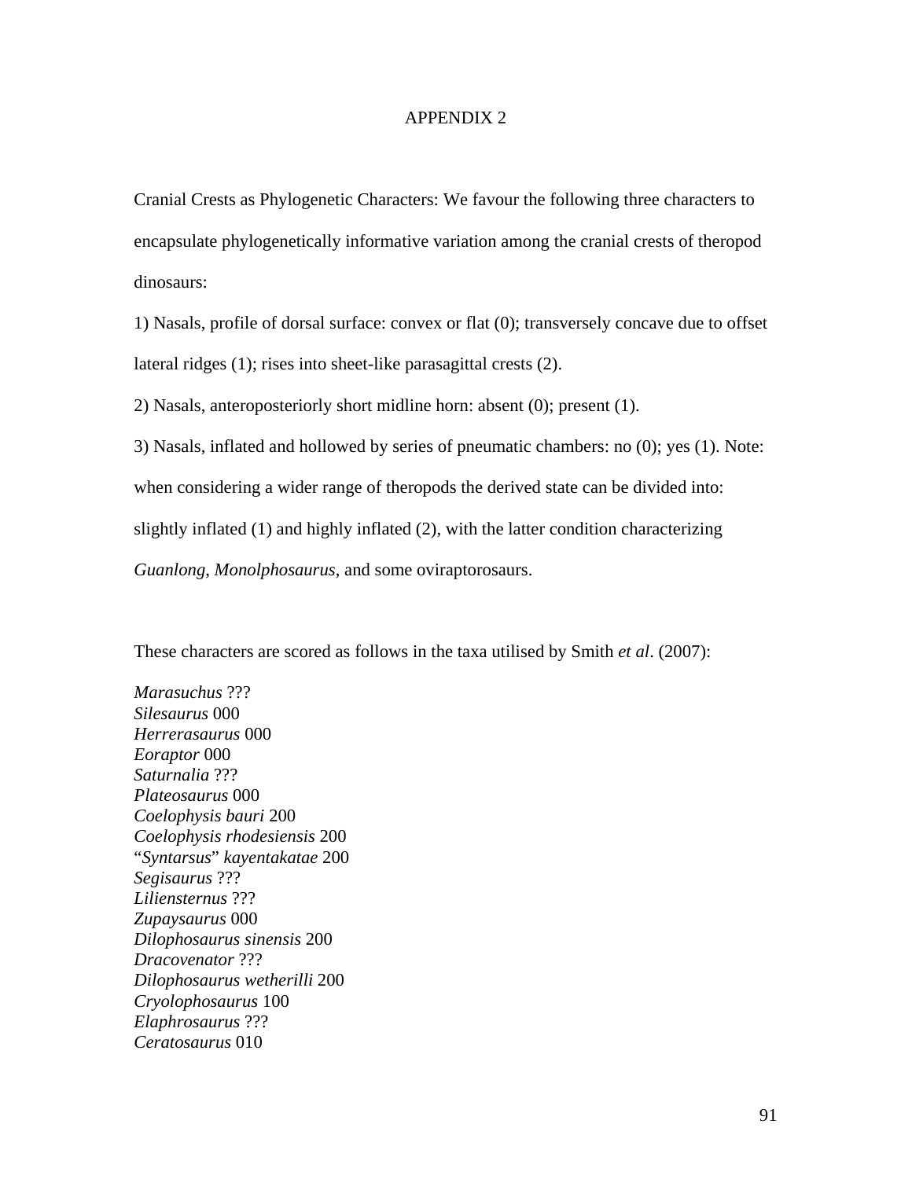# APPENDIX 2

Cranial Crests as Phylogenetic Characters: We favour the following three characters to encapsulate phylogenetically informative variation among the cranial crests of theropod dinosaurs:

1) Nasals, profile of dorsal surface: convex or flat (0); transversely concave due to offset lateral ridges (1); rises into sheet-like parasagittal crests (2).

2) Nasals, anteroposteriorly short midline horn: absent (0); present (1).

3) Nasals, inflated and hollowed by series of pneumatic chambers: no (0); yes (1). Note: when considering a wider range of theropods the derived state can be divided into: slightly inflated (1) and highly inflated (2), with the latter condition characterizing *Guanlong*, *Monolphosaurus*, and some oviraptorosaurs.

These characters are scored as follows in the taxa utilised by Smith *et al*. (2007):

*Marasuchus* ???
*Silesaurus* 000
*Herrerasaurus* 000
*Eoraptor* 000
*Saturnalia* ???
*Plateosaurus* 000
*Coelophysis bauri* 200
*Coelophysis rhodesiensis* 200
"*Syntarsus*" *kayentakatae* 200
*Segisaurus* ???
*Liliensternus* ???
*Zupaysaurus* 000
*Dilophosaurus sinensis* 200
*Dracovenator* ???
*Dilophosaurus wetherilli* 200
*Cryolophosaurus* 100
*Elaphrosaurus* ???
*Ceratosaurus* 010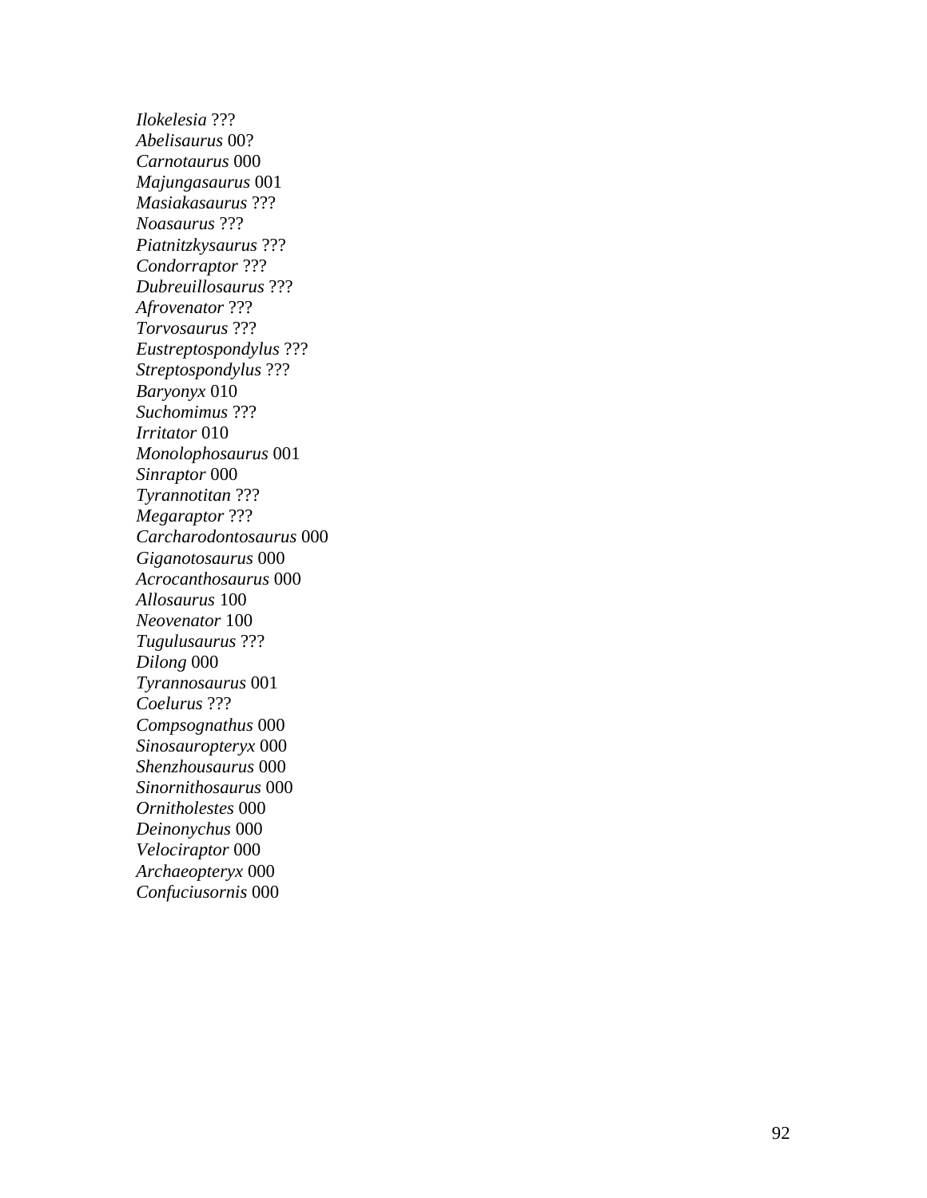*Ilokelesia* ???  
*Abelisaurus* 00?  
*Carnotaurus* 000  
*Majungasaurus* 001  
*Masiakasaurus* ???  
*Noasaurus* ???  
*Piatnitzkysaurus* ???  
*Condorraptor* ???  
*Dubreuillosaurus* ???  
*Afrovenator* ???  
*Torvosaurus* ???  
*Eustreptospondylus* ???  
*Streptospondylus* ???  
*Baryonyx* 010  
*Suchomimus* ???  
*Irritator* 010  
*Monolophosaurus* 001  
*Sinraptor* 000  
*Tyrannotitan* ???  
*Megaraptor* ???  
*Carcharodontosaurus* 000  
*Giganotosaurus* 000  
*Acrocanthosaurus* 000  
*Allosaurus* 100  
*Neovenator* 100  
*Tugulusaurus* ???  
*Dilong* 000  
*Tyrannosaurus* 001  
*Coelurus* ???  
*Compsognathus* 000  
*Sinosauropteryx* 000  
*Shenzhousaurus* 000  
*Sinornithosaurus* 000  
*Ornitholestes* 000  
*Deinonychus* 000  
*Velociraptor* 000  
*Archaeopteryx* 000  
*Confuciusornis* 000